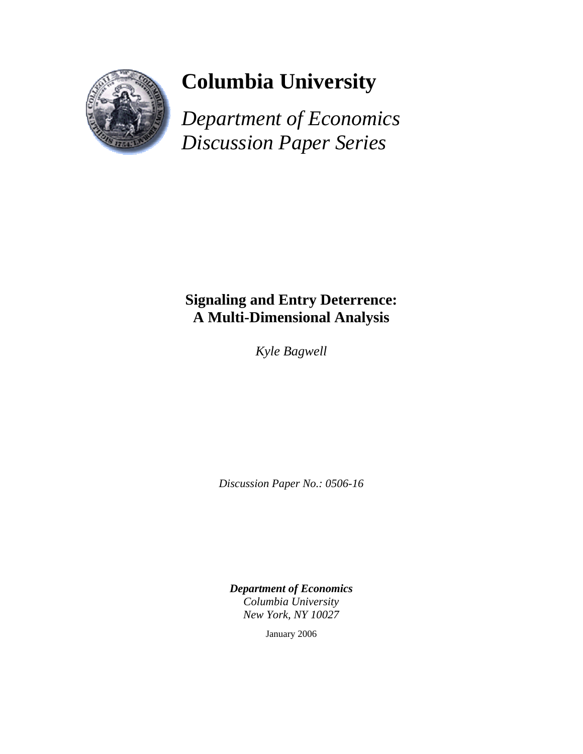# Columbia University

*Department of Economics*
*Discussion Paper Series*

**Signaling and Entry Deterrence:**
**A Multi-Dimensional Analysis**

*Kyle Bagwell*

*Discussion Paper No.: 0506-16*

***Department of Economics***
*Columbia University*
*New York, NY 10027*

January 2006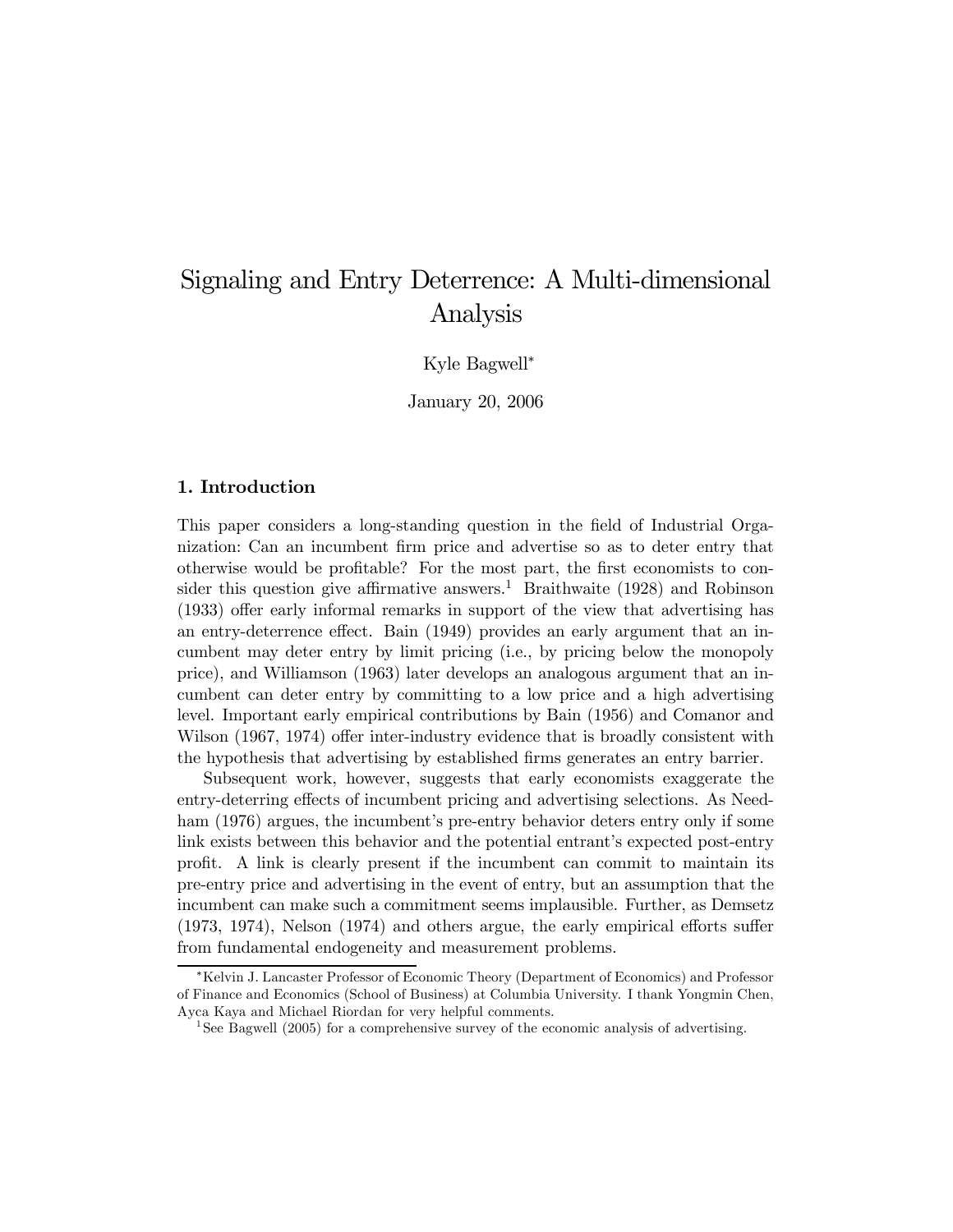# Signaling and Entry Deterrence: A Multi-dimensional Analysis

Kyle Bagwell*

January 20, 2006

## 1. Introduction

This paper considers a long-standing question in the field of Industrial Organization: Can an incumbent firm price and advertise so as to deter entry that otherwise would be profitable? For the most part, the first economists to consider this question give affirmative answers.[1] Braithwaite (1928) and Robinson (1933) offer early informal remarks in support of the view that advertising has an entry-deterrence effect. Bain (1949) provides an early argument that an incumbent may deter entry by limit pricing (i.e., by pricing below the monopoly price), and Williamson (1963) later develops an analogous argument that an incumbent can deter entry by committing to a low price and a high advertising level. Important early empirical contributions by Bain (1956) and Comanor and Wilson (1967, 1974) offer inter-industry evidence that is broadly consistent with the hypothesis that advertising by established firms generates an entry barrier.

Subsequent work, however, suggests that early economists exaggerate the entry-deterring effects of incumbent pricing and advertising selections. As Needham (1976) argues, the incumbent's pre-entry behavior deters entry only if some link exists between this behavior and the potential entrant's expected post-entry profit. A link is clearly present if the incumbent can commit to maintain its pre-entry price and advertising in the event of entry, but an assumption that the incumbent can make such a commitment seems implausible. Further, as Demsetz (1973, 1974), Nelson (1974) and others argue, the early empirical efforts suffer from fundamental endogeneity and measurement problems.

---

*Kelvin J. Lancaster Professor of Economic Theory (Department of Economics) and Professor of Finance and Economics (School of Business) at Columbia University. I thank Yongmin Chen, Ayca Kaya and Michael Riordan for very helpful comments.

[1] See Bagwell (2005) for a comprehensive survey of the economic analysis of advertising.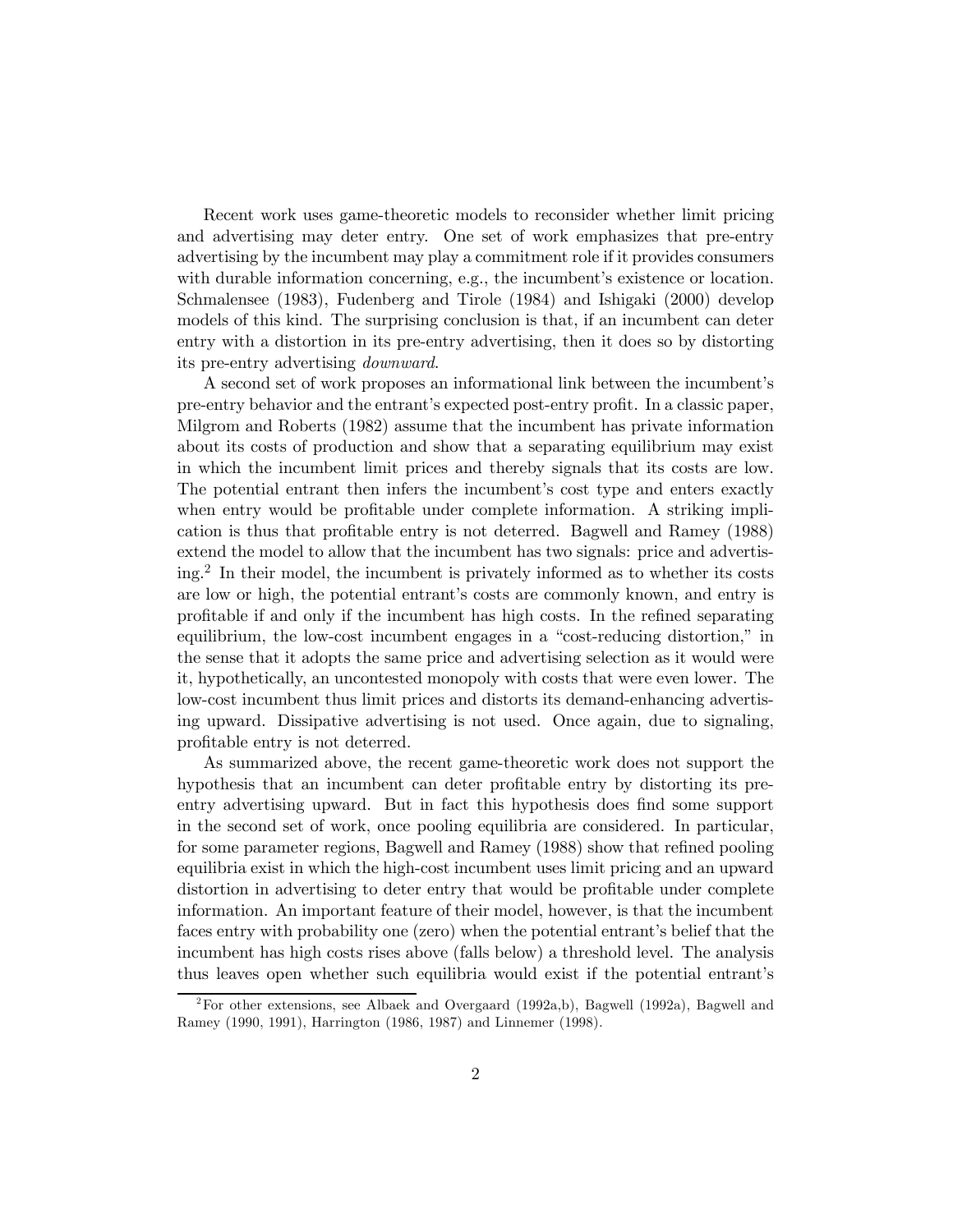Recent work uses game-theoretic models to reconsider whether limit pricing and advertising may deter entry. One set of work emphasizes that pre-entry advertising by the incumbent may play a commitment role if it provides consumers with durable information concerning, e.g., the incumbent's existence or location. Schmalensee (1983), Fudenberg and Tirole (1984) and Ishigaki (2000) develop models of this kind. The surprising conclusion is that, if an incumbent can deter entry with a distortion in its pre-entry advertising, then it does so by distorting its pre-entry advertising *downward*.

A second set of work proposes an informational link between the incumbent's pre-entry behavior and the entrant's expected post-entry profit. In a classic paper, Milgrom and Roberts (1982) assume that the incumbent has private information about its costs of production and show that a separating equilibrium may exist in which the incumbent limit prices and thereby signals that its costs are low. The potential entrant then infers the incumbent's cost type and enters exactly when entry would be profitable under complete information. A striking implication is thus that profitable entry is not deterred. Bagwell and Ramey (1988) extend the model to allow that the incumbent has two signals: price and advertising.[2] In their model, the incumbent is privately informed as to whether its costs are low or high, the potential entrant's costs are commonly known, and entry is profitable if and only if the incumbent has high costs. In the refined separating equilibrium, the low-cost incumbent engages in a "cost-reducing distortion," in the sense that it adopts the same price and advertising selection as it would were it, hypothetically, an uncontested monopoly with costs that were even lower. The low-cost incumbent thus limit prices and distorts its demand-enhancing advertising upward. Dissipative advertising is not used. Once again, due to signaling, profitable entry is not deterred.

As summarized above, the recent game-theoretic work does not support the hypothesis that an incumbent can deter profitable entry by distorting its pre-entry advertising upward. But in fact this hypothesis does find some support in the second set of work, once pooling equilibria are considered. In particular, for some parameter regions, Bagwell and Ramey (1988) show that refined pooling equilibria exist in which the high-cost incumbent uses limit pricing and an upward distortion in advertising to deter entry that would be profitable under complete information. An important feature of their model, however, is that the incumbent faces entry with probability one (zero) when the potential entrant's belief that the incumbent has high costs rises above (falls below) a threshold level. The analysis thus leaves open whether such equilibria would exist if the potential entrant's

[2] For other extensions, see Albaek and Overgaard (1992a,b), Bagwell (1992a), Bagwell and Ramey (1990, 1991), Harrington (1986, 1987) and Linnemer (1998).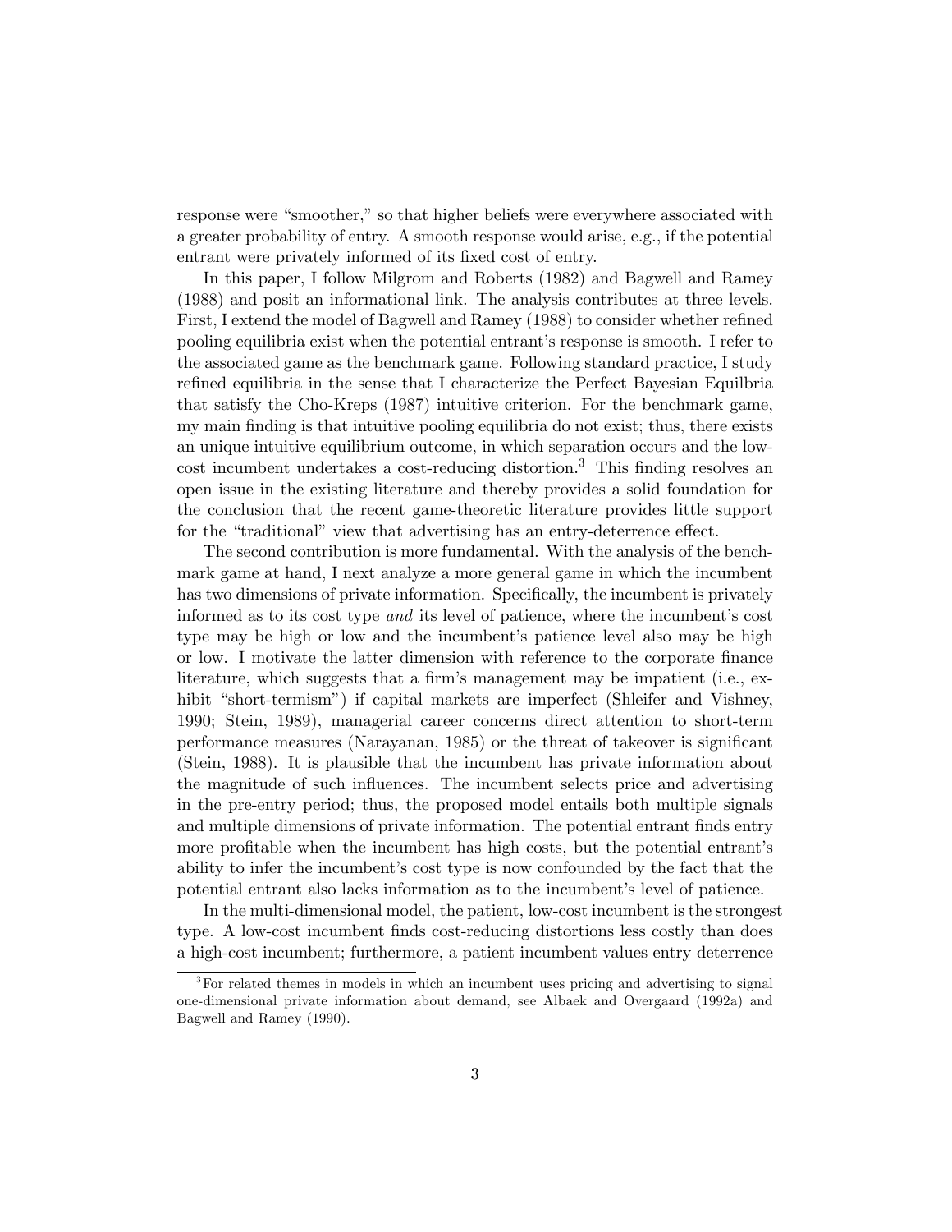response were "smoother," so that higher beliefs were everywhere associated with a greater probability of entry. A smooth response would arise, e.g., if the potential entrant were privately informed of its fixed cost of entry.

In this paper, I follow Milgrom and Roberts (1982) and Bagwell and Ramey (1988) and posit an informational link. The analysis contributes at three levels. First, I extend the model of Bagwell and Ramey (1988) to consider whether refined pooling equilibria exist when the potential entrant's response is smooth. I refer to the associated game as the benchmark game. Following standard practice, I study refined equilibria in the sense that I characterize the Perfect Bayesian Equilbria that satisfy the Cho-Kreps (1987) intuitive criterion. For the benchmark game, my main finding is that intuitive pooling equilibria do not exist; thus, there exists an unique intuitive equilibrium outcome, in which separation occurs and the low-cost incumbent undertakes a cost-reducing distortion.[3] This finding resolves an open issue in the existing literature and thereby provides a solid foundation for the conclusion that the recent game-theoretic literature provides little support for the "traditional" view that advertising has an entry-deterrence effect.

The second contribution is more fundamental. With the analysis of the benchmark game at hand, I next analyze a more general game in which the incumbent has two dimensions of private information. Specifically, the incumbent is privately informed as to its cost type *and* its level of patience, where the incumbent's cost type may be high or low and the incumbent's patience level also may be high or low. I motivate the latter dimension with reference to the corporate finance literature, which suggests that a firm's management may be impatient (i.e., exhibit "short-termism") if capital markets are imperfect (Shleifer and Vishney, 1990; Stein, 1989), managerial career concerns direct attention to short-term performance measures (Narayanan, 1985) or the threat of takeover is significant (Stein, 1988). It is plausible that the incumbent has private information about the magnitude of such influences. The incumbent selects price and advertising in the pre-entry period; thus, the proposed model entails both multiple signals and multiple dimensions of private information. The potential entrant finds entry more profitable when the incumbent has high costs, but the potential entrant's ability to infer the incumbent's cost type is now confounded by the fact that the potential entrant also lacks information as to the incumbent's level of patience.

In the multi-dimensional model, the patient, low-cost incumbent is the strongest type. A low-cost incumbent finds cost-reducing distortions less costly than does a high-cost incumbent; furthermore, a patient incumbent values entry deterrence

[3] For related themes in models in which an incumbent uses pricing and advertising to signal one-dimensional private information about demand, see Albaek and Overgaard (1992a) and Bagwell and Ramey (1990).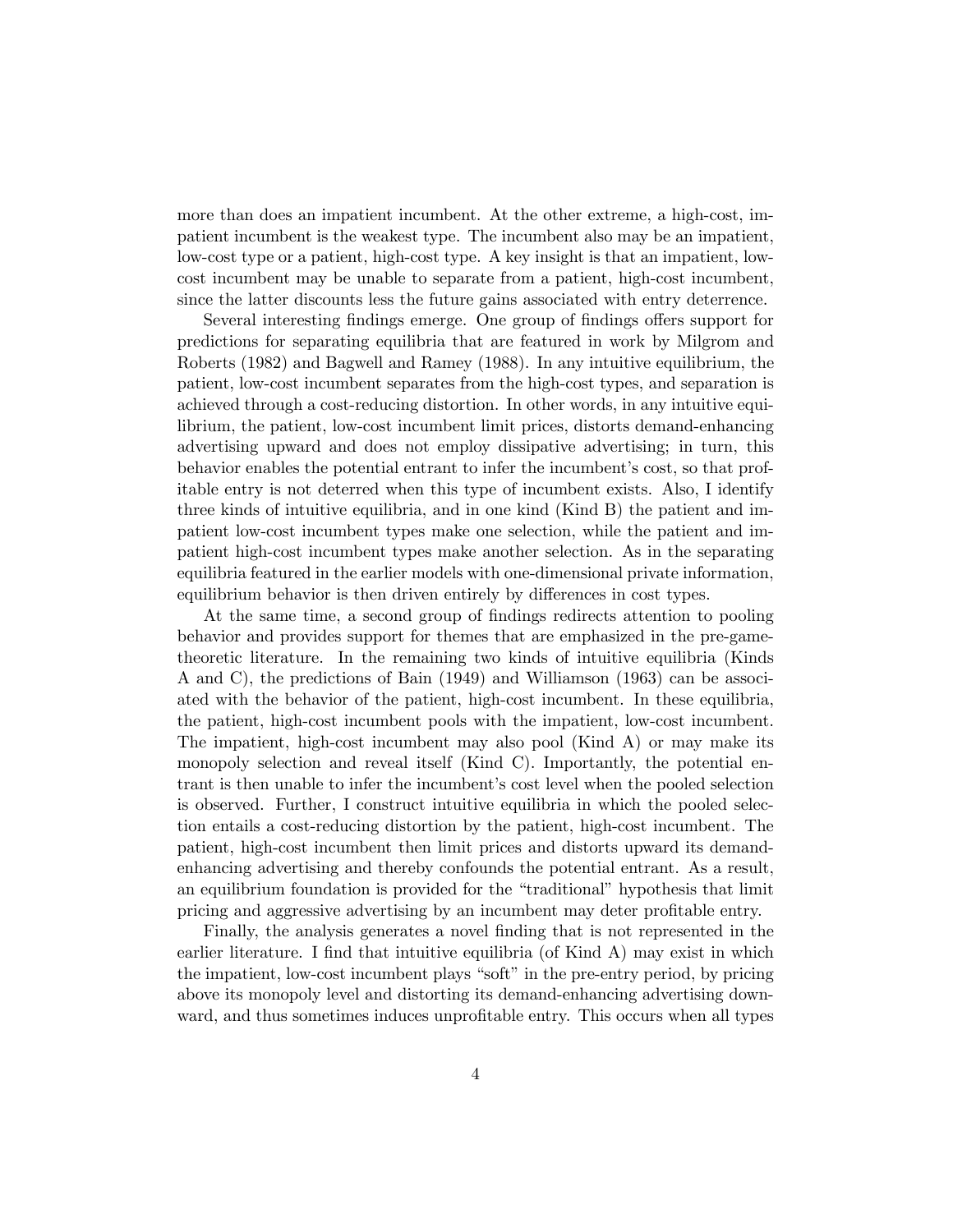more than does an impatient incumbent. At the other extreme, a high-cost, impatient incumbent is the weakest type. The incumbent also may be an impatient, low-cost type or a patient, high-cost type. A key insight is that an impatient, low-cost incumbent may be unable to separate from a patient, high-cost incumbent, since the latter discounts less the future gains associated with entry deterrence.

Several interesting findings emerge. One group of findings offers support for predictions for separating equilibria that are featured in work by Milgrom and Roberts (1982) and Bagwell and Ramey (1988). In any intuitive equilibrium, the patient, low-cost incumbent separates from the high-cost types, and separation is achieved through a cost-reducing distortion. In other words, in any intuitive equilibrium, the patient, low-cost incumbent limit prices, distorts demand-enhancing advertising upward and does not employ dissipative advertising; in turn, this behavior enables the potential entrant to infer the incumbent's cost, so that profitable entry is not deterred when this type of incumbent exists. Also, I identify three kinds of intuitive equilibria, and in one kind (Kind B) the patient and impatient low-cost incumbent types make one selection, while the patient and impatient high-cost incumbent types make another selection. As in the separating equilibria featured in the earlier models with one-dimensional private information, equilibrium behavior is then driven entirely by differences in cost types.

At the same time, a second group of findings redirects attention to pooling behavior and provides support for themes that are emphasized in the pre-game-theoretic literature. In the remaining two kinds of intuitive equilibria (Kinds A and C), the predictions of Bain (1949) and Williamson (1963) can be associated with the behavior of the patient, high-cost incumbent. In these equilibria, the patient, high-cost incumbent pools with the impatient, low-cost incumbent. The impatient, high-cost incumbent may also pool (Kind A) or may make its monopoly selection and reveal itself (Kind C). Importantly, the potential entrant is then unable to infer the incumbent's cost level when the pooled selection is observed. Further, I construct intuitive equilibria in which the pooled selection entails a cost-reducing distortion by the patient, high-cost incumbent. The patient, high-cost incumbent then limit prices and distorts upward its demand-enhancing advertising and thereby confounds the potential entrant. As a result, an equilibrium foundation is provided for the "traditional" hypothesis that limit pricing and aggressive advertising by an incumbent may deter profitable entry.

Finally, the analysis generates a novel finding that is not represented in the earlier literature. I find that intuitive equilibria (of Kind A) may exist in which the impatient, low-cost incumbent plays "soft" in the pre-entry period, by pricing above its monopoly level and distorting its demand-enhancing advertising downward, and thus sometimes induces unprofitable entry. This occurs when all types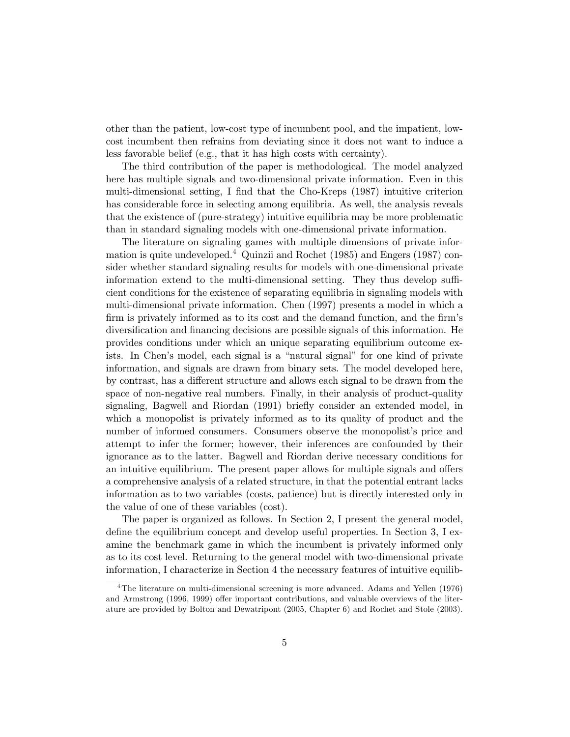other than the patient, low-cost type of incumbent pool, and the impatient, low-cost incumbent then refrains from deviating since it does not want to induce a less favorable belief (e.g., that it has high costs with certainty).

The third contribution of the paper is methodological. The model analyzed here has multiple signals and two-dimensional private information. Even in this multi-dimensional setting, I find that the Cho-Kreps (1987) intuitive criterion has considerable force in selecting among equilibria. As well, the analysis reveals that the existence of (pure-strategy) intuitive equilibria may be more problematic than in standard signaling models with one-dimensional private information.

The literature on signaling games with multiple dimensions of private information is quite undeveloped.[4] Quinzii and Rochet (1985) and Engers (1987) consider whether standard signaling results for models with one-dimensional private information extend to the multi-dimensional setting. They thus develop sufficient conditions for the existence of separating equilibria in signaling models with multi-dimensional private information. Chen (1997) presents a model in which a firm is privately informed as to its cost and the demand function, and the firm's diversification and financing decisions are possible signals of this information. He provides conditions under which an unique separating equilibrium outcome exists. In Chen's model, each signal is a "natural signal" for one kind of private information, and signals are drawn from binary sets. The model developed here, by contrast, has a different structure and allows each signal to be drawn from the space of non-negative real numbers. Finally, in their analysis of product-quality signaling, Bagwell and Riordan (1991) briefly consider an extended model, in which a monopolist is privately informed as to its quality of product and the number of informed consumers. Consumers observe the monopolist's price and attempt to infer the former; however, their inferences are confounded by their ignorance as to the latter. Bagwell and Riordan derive necessary conditions for an intuitive equilibrium. The present paper allows for multiple signals and offers a comprehensive analysis of a related structure, in that the potential entrant lacks information as to two variables (costs, patience) but is directly interested only in the value of one of these variables (cost).

The paper is organized as follows. In Section 2, I present the general model, define the equilibrium concept and develop useful properties. In Section 3, I examine the benchmark game in which the incumbent is privately informed only as to its cost level. Returning to the general model with two-dimensional private information, I characterize in Section 4 the necessary features of intuitive equilib-

[4] The literature on multi-dimensional screening is more advanced. Adams and Yellen (1976) and Armstrong (1996, 1999) offer important contributions, and valuable overviews of the literature are provided by Bolton and Dewatripont (2005, Chapter 6) and Rochet and Stole (2003).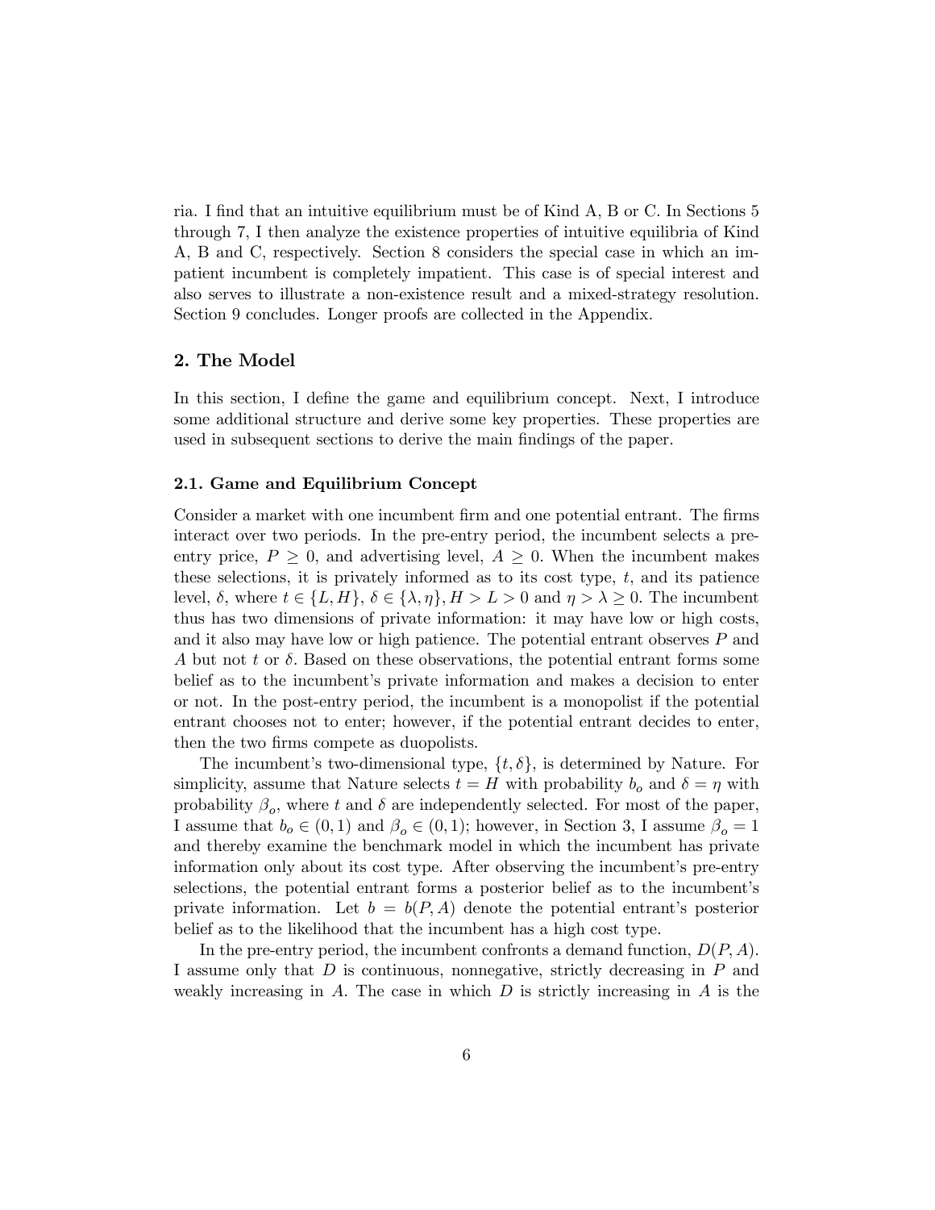ria. I find that an intuitive equilibrium must be of Kind A, B or C. In Sections 5 through 7, I then analyze the existence properties of intuitive equilibria of Kind A, B and C, respectively. Section 8 considers the special case in which an impatient incumbent is completely impatient. This case is of special interest and also serves to illustrate a non-existence result and a mixed-strategy resolution. Section 9 concludes. Longer proofs are collected in the Appendix.

## 2. The Model

In this section, I define the game and equilibrium concept. Next, I introduce some additional structure and derive some key properties. These properties are used in subsequent sections to derive the main findings of the paper.

### 2.1. Game and Equilibrium Concept

Consider a market with one incumbent firm and one potential entrant. The firms interact over two periods. In the pre-entry period, the incumbent selects a pre-entry price, $P \geq 0$, and advertising level, $A \geq 0$. When the incumbent makes these selections, it is privately informed as to its cost type, $t$, and its patience level, $\delta$, where $t \in \{L, H\}$, $\delta \in \{\lambda, \eta\}$, $H > L > 0$ and $\eta > \lambda \geq 0$. The incumbent thus has two dimensions of private information: it may have low or high costs, and it also may have low or high patience. The potential entrant observes $P$ and $A$ but not $t$ or $\delta$. Based on these observations, the potential entrant forms some belief as to the incumbent's private information and makes a decision to enter or not. In the post-entry period, the incumbent is a monopolist if the potential entrant chooses not to enter; however, if the potential entrant decides to enter, then the two firms compete as duopolists.

The incumbent's two-dimensional type, $\{t, \delta\}$, is determined by Nature. For simplicity, assume that Nature selects $t = H$ with probability $b_o$ and $\delta = \eta$ with probability $\beta_o$, where $t$ and $\delta$ are independently selected. For most of the paper, I assume that $b_o \in (0, 1)$ and $\beta_o \in (0, 1)$; however, in Section 3, I assume $\beta_o = 1$ and thereby examine the benchmark model in which the incumbent has private information only about its cost type. After observing the incumbent's pre-entry selections, the potential entrant forms a posterior belief as to the incumbent's private information. Let $b = b(P, A)$ denote the potential entrant's posterior belief as to the likelihood that the incumbent has a high cost type.

In the pre-entry period, the incumbent confronts a demand function, $D(P, A)$. I assume only that $D$ is continuous, nonnegative, strictly decreasing in $P$ and weakly increasing in $A$. The case in which $D$ is strictly increasing in $A$ is the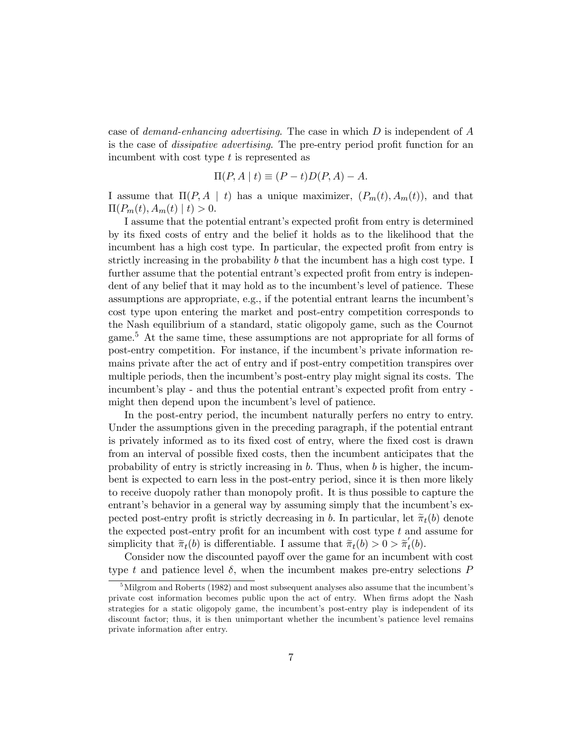case of *demand-enhancing advertising*. The case in which $D$ is independent of $A$ is the case of *dissipative advertising*. The pre-entry period profit function for an incumbent with cost type $t$ is represented as

$$\Pi(P, A \mid t) \equiv (P - t)D(P, A) - A.$$

I assume that $\Pi(P, A \mid t)$ has a unique maximizer, $(P_m(t), A_m(t))$, and that $\Pi(P_m(t), A_m(t) \mid t) > 0$.

I assume that the potential entrant's expected profit from entry is determined by its fixed costs of entry and the belief it holds as to the likelihood that the incumbent has a high cost type. In particular, the expected profit from entry is strictly increasing in the probability $b$ that the incumbent has a high cost type. I further assume that the potential entrant's expected profit from entry is independent of any belief that it may hold as to the incumbent's level of patience. These assumptions are appropriate, e.g., if the potential entrant learns the incumbent's cost type upon entering the market and post-entry competition corresponds to the Nash equilibrium of a standard, static oligopoly game, such as the Cournot game.[5] At the same time, these assumptions are not appropriate for all forms of post-entry competition. For instance, if the incumbent's private information remains private after the act of entry and if post-entry competition transpires over multiple periods, then the incumbent's post-entry play might signal its costs. The incumbent's play - and thus the potential entrant's expected profit from entry - might then depend upon the incumbent's level of patience.

In the post-entry period, the incumbent naturally perfers no entry to entry. Under the assumptions given in the preceding paragraph, if the potential entrant is privately informed as to its fixed cost of entry, where the fixed cost is drawn from an interval of possible fixed costs, then the incumbent anticipates that the probability of entry is strictly increasing in $b$. Thus, when $b$ is higher, the incumbent is expected to earn less in the post-entry period, since it is then more likely to receive duopoly rather than monopoly profit. It is thus possible to capture the entrant's behavior in a general way by assuming simply that the incumbent's expected post-entry profit is strictly decreasing in $b$. In particular, let $\widetilde{\pi}_t(b)$ denote the expected post-entry profit for an incumbent with cost type $t$ and assume for simplicity that $\widetilde{\pi}_t(b)$ is differentiable. I assume that $\widetilde{\pi}_t(b) > 0 > \widetilde{\pi}_t'(b)$.

Consider now the discounted payoff over the game for an incumbent with cost type $t$ and patience level $\delta$, when the incumbent makes pre-entry selections $P$

[5] Milgrom and Roberts (1982) and most subsequent analyses also assume that the incumbent's private cost information becomes public upon the act of entry. When firms adopt the Nash strategies for a static oligopoly game, the incumbent's post-entry play is independent of its discount factor; thus, it is then unimportant whether the incumbent's patience level remains private information after entry.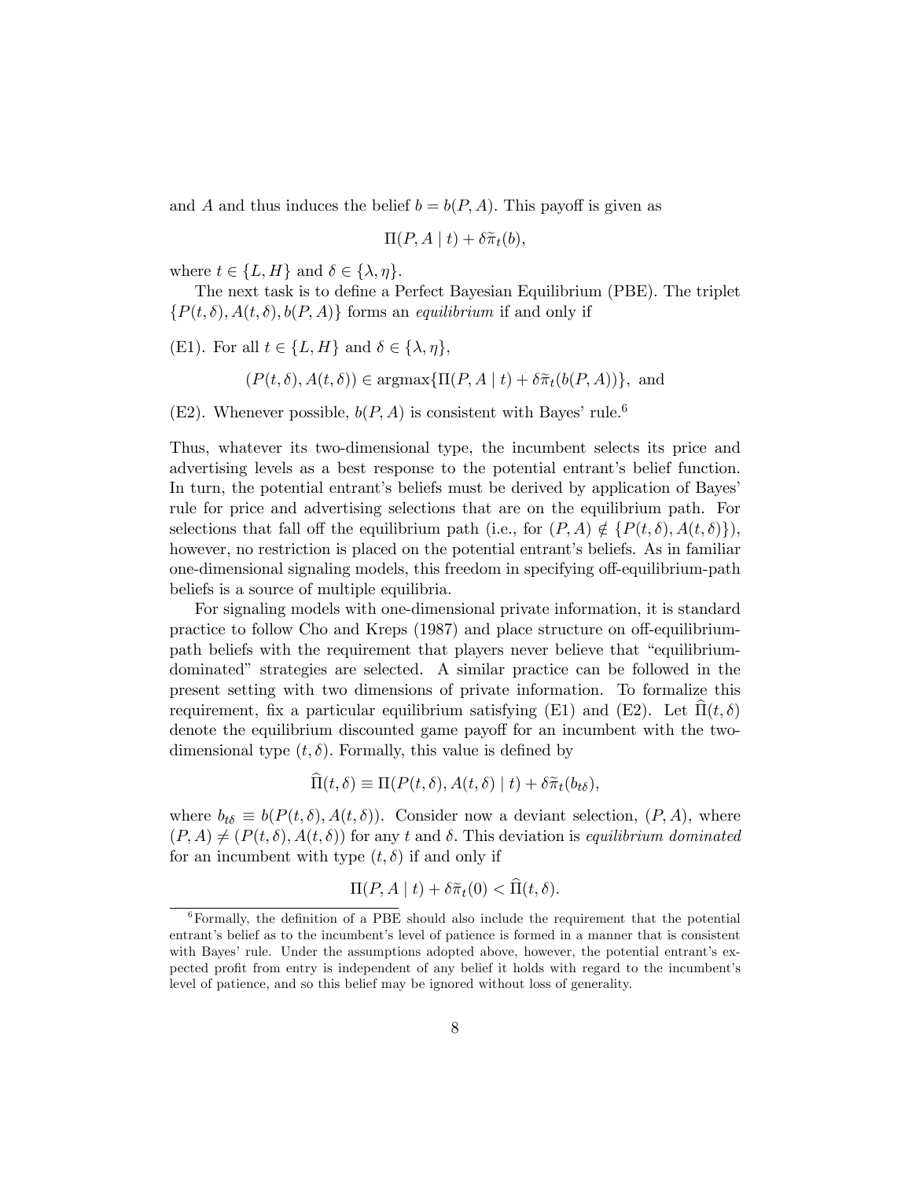and $A$ and thus induces the belief $b = b(P, A)$. This payoff is given as

$$\Pi(P, A \mid t) + \delta \widetilde{\pi}_t(b),$$

where $t \in \{L, H\}$ and $\delta \in \{\lambda, \eta\}$.

The next task is to define a Perfect Bayesian Equilibrium (PBE). The triplet $\{P(t, \delta), A(t, \delta), b(P, A)\}$ forms an *equilibrium* if and only if

(E1). For all $t \in \{L, H\}$ and $\delta \in \{\lambda, \eta\}$,

$$(P(t, \delta), A(t, \delta)) \in \text{argmax}\{\Pi(P, A \mid t) + \delta \widetilde{\pi}_t(b(P, A))\}, \text{ and}$$

(E2). Whenever possible, $b(P, A)$ is consistent with Bayes' rule.[6]

Thus, whatever its two-dimensional type, the incumbent selects its price and advertising levels as a best response to the potential entrant's belief function. In turn, the potential entrant's beliefs must be derived by application of Bayes' rule for price and advertising selections that are on the equilibrium path. For selections that fall off the equilibrium path (i.e., for $(P, A) \notin \{P(t, \delta), A(t, \delta)\}$), however, no restriction is placed on the potential entrant's beliefs. As in familiar one-dimensional signaling models, this freedom in specifying off-equilibrium-path beliefs is a source of multiple equilibria.

For signaling models with one-dimensional private information, it is standard practice to follow Cho and Kreps (1987) and place structure on off-equilibrium-path beliefs with the requirement that players never believe that "equilibrium-dominated" strategies are selected. A similar practice can be followed in the present setting with two dimensions of private information. To formalize this requirement, fix a particular equilibrium satisfying (E1) and (E2). Let $\widehat{\Pi}(t, \delta)$ denote the equilibrium discounted game payoff for an incumbent with the two-dimensional type $(t, \delta)$. Formally, this value is defined by

$$\widehat{\Pi}(t, \delta) \equiv \Pi(P(t, \delta), A(t, \delta) \mid t) + \delta \widetilde{\pi}_t(b_{t\delta}),$$

where $b_{t\delta} \equiv b(P(t, \delta), A(t, \delta))$. Consider now a deviant selection, $(P, A)$, where $(P, A) \neq (P(t, \delta), A(t, \delta))$ for any $t$ and $\delta$. This deviation is *equilibrium dominated* for an incumbent with type $(t, \delta)$ if and only if

$$\Pi(P, A \mid t) + \delta \widetilde{\pi}_t(0) < \widehat{\Pi}(t, \delta).$$

[6] Formally, the definition of a PBE should also include the requirement that the potential entrant's belief as to the incumbent's level of patience is formed in a manner that is consistent with Bayes' rule. Under the assumptions adopted above, however, the potential entrant's expected profit from entry is independent of any belief it holds with regard to the incumbent's level of patience, and so this belief may be ignored without loss of generality.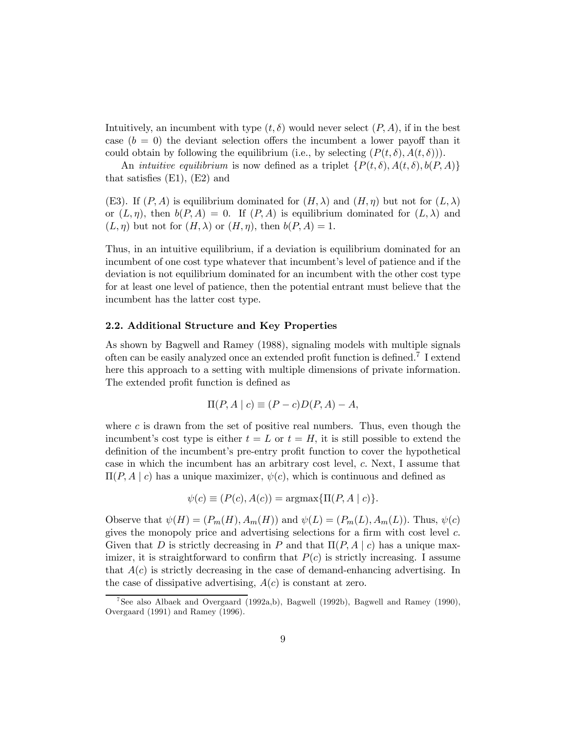Intuitively, an incumbent with type $(t, \delta)$ would never select $(P, A)$, if in the best case $(b = 0)$ the deviant selection offers the incumbent a lower payoff than it could obtain by following the equilibrium (i.e., by selecting $(P(t, \delta), A(t, \delta))$).

An *intuitive equilibrium* is now defined as a triplet $\{P(t, \delta), A(t, \delta), b(P, A)\}$ that satisfies (E1), (E2) and

(E3). If $(P, A)$ is equilibrium dominated for $(H, \lambda)$ and $(H, \eta)$ but not for $(L, \lambda)$ or $(L, \eta)$, then $b(P, A) = 0$. If $(P, A)$ is equilibrium dominated for $(L, \lambda)$ and $(L, \eta)$ but not for $(H, \lambda)$ or $(H, \eta)$, then $b(P, A) = 1$.

Thus, in an intuitive equilibrium, if a deviation is equilibrium dominated for an incumbent of one cost type whatever that incumbent's level of patience and if the deviation is not equilibrium dominated for an incumbent with the other cost type for at least one level of patience, then the potential entrant must believe that the incumbent has the latter cost type.

### 2.2. Additional Structure and Key Properties

As shown by Bagwell and Ramey (1988), signaling models with multiple signals often can be easily analyzed once an extended profit function is defined.[7] I extend here this approach to a setting with multiple dimensions of private information. The extended profit function is defined as

$$\Pi(P, A \mid c) \equiv (P - c)D(P, A) - A,$$

where $c$ is drawn from the set of positive real numbers. Thus, even though the incumbent's cost type is either $t = L$ or $t = H$, it is still possible to extend the definition of the incumbent's pre-entry profit function to cover the hypothetical case in which the incumbent has an arbitrary cost level, $c$. Next, I assume that $\Pi(P, A \mid c)$ has a unique maximizer, $\psi(c)$, which is continuous and defined as

$$\psi(c) \equiv (P(c), A(c)) = \text{argmax}\{\Pi(P, A \mid c)\}.$$

Observe that $\psi(H) = (P_m(H), A_m(H))$ and $\psi(L) = (P_m(L), A_m(L))$. Thus, $\psi(c)$ gives the monopoly price and advertising selections for a firm with cost level $c$. Given that $D$ is strictly decreasing in $P$ and that $\Pi(P, A \mid c)$ has a unique maximizer, it is straightforward to confirm that $P(c)$ is strictly increasing. I assume that $A(c)$ is strictly decreasing in the case of demand-enhancing advertising. In the case of dissipative advertising, $A(c)$ is constant at zero.

[7] See also Albaek and Overgaard (1992a,b), Bagwell (1992b), Bagwell and Ramey (1990), Overgaard (1991) and Ramey (1996).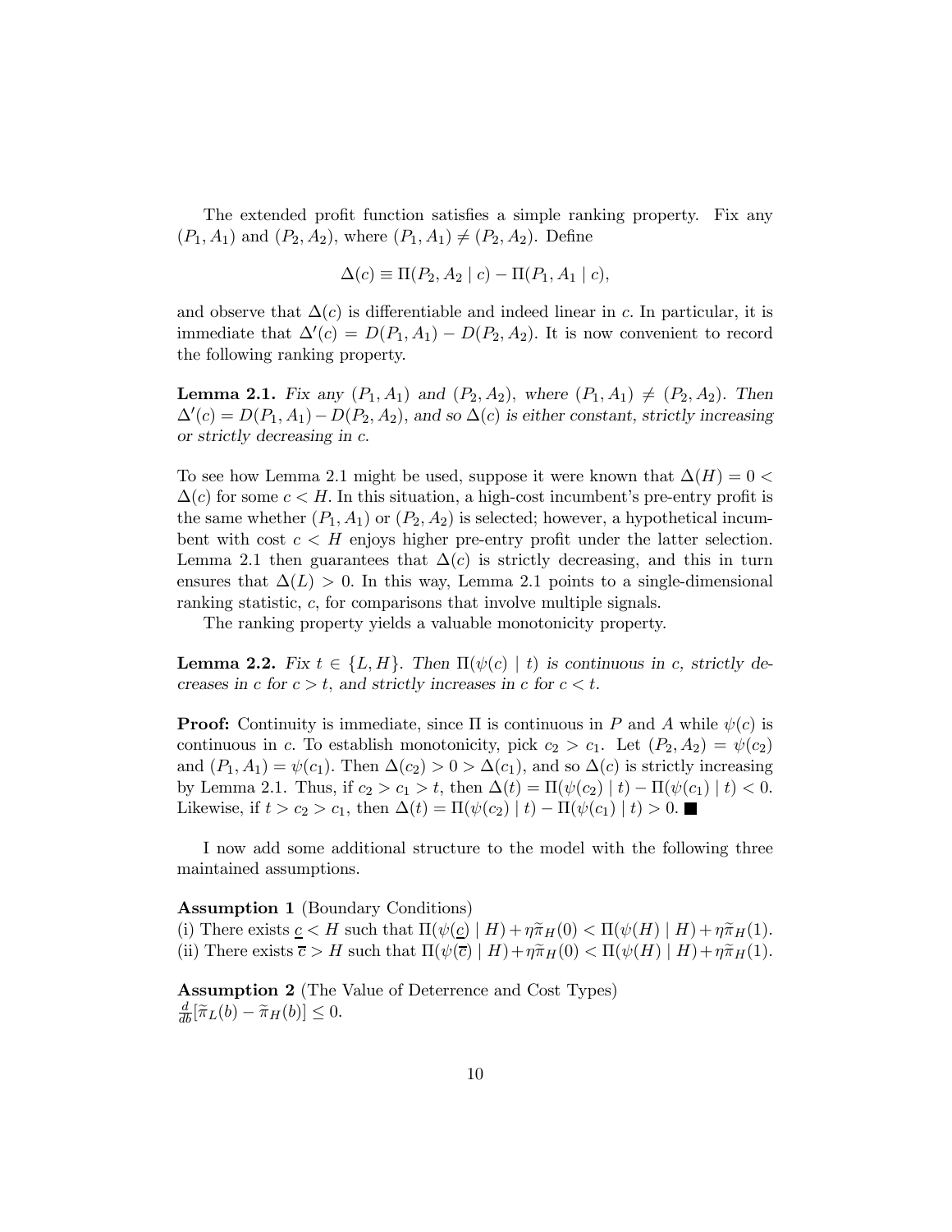The extended profit function satisfies a simple ranking property. Fix any $(P_1, A_1)$ and $(P_2, A_2)$, where $(P_1, A_1) \neq (P_2, A_2)$. Define

$$\Delta(c) \equiv \Pi(P_2, A_2 \mid c) - \Pi(P_1, A_1 \mid c),$$

and observe that $\Delta(c)$ is differentiable and indeed linear in $c$. In particular, it is immediate that $\Delta'(c) = D(P_1, A_1) - D(P_2, A_2)$. It is now convenient to record the following ranking property.

**Lemma 2.1.** *Fix any $(P_1, A_1)$ and $(P_2, A_2)$, where $(P_1, A_1) \neq (P_2, A_2)$. Then $\Delta'(c) = D(P_1, A_1) - D(P_2, A_2)$, and so $\Delta(c)$ is either constant, strictly increasing or strictly decreasing in $c$.*

To see how Lemma 2.1 might be used, suppose it were known that $\Delta(H) = 0 < \Delta(c)$ for some $c < H$. In this situation, a high-cost incumbent's pre-entry profit is the same whether $(P_1, A_1)$ or $(P_2, A_2)$ is selected; however, a hypothetical incumbent with cost $c < H$ enjoys higher pre-entry profit under the latter selection. Lemma 2.1 then guarantees that $\Delta(c)$ is strictly decreasing, and this in turn ensures that $\Delta(L) > 0$. In this way, Lemma 2.1 points to a single-dimensional ranking statistic, $c$, for comparisons that involve multiple signals.

The ranking property yields a valuable monotonicity property.

**Lemma 2.2.** *Fix $t \in \{L, H\}$. Then $\Pi(\psi(c) \mid t)$ is continuous in $c$, strictly decreases in $c$ for $c > t$, and strictly increases in $c$ for $c < t$.*

**Proof:** Continuity is immediate, since $\Pi$ is continuous in $P$ and $A$ while $\psi(c)$ is continuous in $c$. To establish monotonicity, pick $c_2 > c_1$. Let $(P_2, A_2) = \psi(c_2)$ and $(P_1, A_1) = \psi(c_1)$. Then $\Delta(c_2) > 0 > \Delta(c_1)$, and so $\Delta(c)$ is strictly increasing by Lemma 2.1. Thus, if $c_2 > c_1 > t$, then $\Delta(t) = \Pi(\psi(c_2) \mid t) - \Pi(\psi(c_1) \mid t) < 0$. Likewise, if $t > c_2 > c_1$, then $\Delta(t) = \Pi(\psi(c_2) \mid t) - \Pi(\psi(c_1) \mid t) > 0$. ■

I now add some additional structure to the model with the following three maintained assumptions.

**Assumption 1** (Boundary Conditions)
(i) There exists $\underline{c} < H$ such that $\Pi(\psi(\underline{c}) \mid H) + \eta\widetilde{\pi}_H(0) < \Pi(\psi(H) \mid H) + \eta\widetilde{\pi}_H(1)$.
(ii) There exists $\overline{c} > H$ such that $\Pi(\psi(\overline{c}) \mid H) + \eta\widetilde{\pi}_H(0) < \Pi(\psi(H) \mid H) + \eta\widetilde{\pi}_H(1)$.

**Assumption 2** (The Value of Deterrence and Cost Types)
$\frac{d}{db}[\widetilde{\pi}_L(b) - \widetilde{\pi}_H(b)] \leq 0$.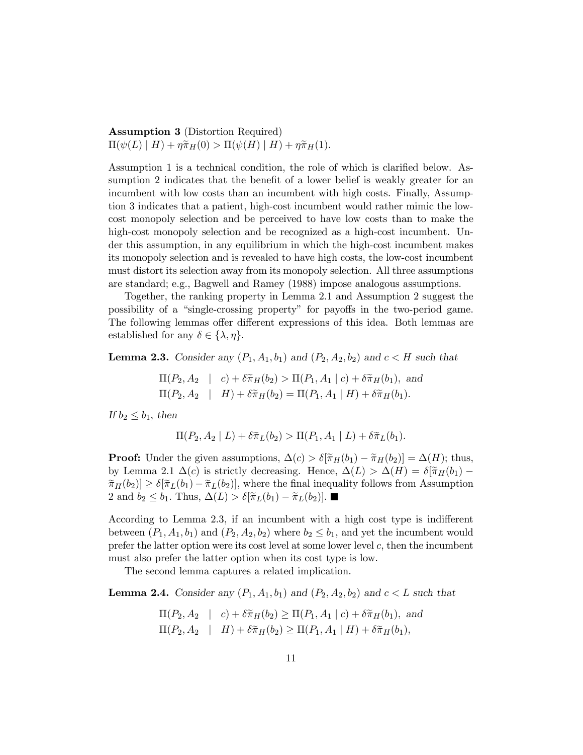**Assumption 3** (Distortion Required)
$\Pi(\psi(L) \mid H) + \eta\widetilde{\pi}_H(0) > \Pi(\psi(H) \mid H) + \eta\widetilde{\pi}_H(1)$.

Assumption 1 is a technical condition, the role of which is clarified below. Assumption 2 indicates that the benefit of a lower belief is weakly greater for an incumbent with low costs than an incumbent with high costs. Finally, Assumption 3 indicates that a patient, high-cost incumbent would rather mimic the low-cost monopoly selection and be perceived to have low costs than to make the high-cost monopoly selection and be recognized as a high-cost incumbent. Under this assumption, in any equilibrium in which the high-cost incumbent makes its monopoly selection and is revealed to have high costs, the low-cost incumbent must distort its selection away from its monopoly selection. All three assumptions are standard; e.g., Bagwell and Ramey (1988) impose analogous assumptions.

Together, the ranking property in Lemma 2.1 and Assumption 2 suggest the possibility of a "single-crossing property" for payoffs in the two-period game. The following lemmas offer different expressions of this idea. Both lemmas are established for any $\delta \in \{\lambda, \eta\}$.

**Lemma 2.3.** *Consider any $(P_1, A_1, b_1)$ and $(P_2, A_2, b_2)$ and $c < H$ such that*

$$\Pi(P_2, A_2 \mid c) + \delta\widetilde{\pi}_H(b_2) > \Pi(P_1, A_1 \mid c) + \delta\widetilde{\pi}_H(b_1), \text{ and}$$
$$\Pi(P_2, A_2 \mid H) + \delta\widetilde{\pi}_H(b_2) = \Pi(P_1, A_1 \mid H) + \delta\widetilde{\pi}_H(b_1).$$

*If $b_2 \leq b_1$, then*

$$\Pi(P_2, A_2 \mid L) + \delta\widetilde{\pi}_L(b_2) > \Pi(P_1, A_1 \mid L) + \delta\widetilde{\pi}_L(b_1).$$

**Proof:** Under the given assumptions, $\Delta(c) > \delta[\widetilde{\pi}_H(b_1) - \widetilde{\pi}_H(b_2)] = \Delta(H)$; thus, by Lemma 2.1 $\Delta(c)$ is strictly decreasing. Hence, $\Delta(L) > \Delta(H) = \delta[\widetilde{\pi}_H(b_1) - \widetilde{\pi}_H(b_2)] \geq \delta[\widetilde{\pi}_L(b_1) - \widetilde{\pi}_L(b_2)]$, where the final inequality follows from Assumption 2 and $b_2 \leq b_1$. Thus, $\Delta(L) > \delta[\widetilde{\pi}_L(b_1) - \widetilde{\pi}_L(b_2)]$. ■

According to Lemma 2.3, if an incumbent with a high cost type is indifferent between $(P_1, A_1, b_1)$ and $(P_2, A_2, b_2)$ where $b_2 \leq b_1$, and yet the incumbent would prefer the latter option were its cost level at some lower level $c$, then the incumbent must also prefer the latter option when its cost type is low.

The second lemma captures a related implication.

**Lemma 2.4.** *Consider any $(P_1, A_1, b_1)$ and $(P_2, A_2, b_2)$ and $c < L$ such that*

$$\Pi(P_2, A_2 \mid c) + \delta\widetilde{\pi}_H(b_2) \geq \Pi(P_1, A_1 \mid c) + \delta\widetilde{\pi}_H(b_1), \text{ and}$$
$$\Pi(P_2, A_2 \mid H) + \delta\widetilde{\pi}_H(b_2) \geq \Pi(P_1, A_1 \mid H) + \delta\widetilde{\pi}_H(b_1),$$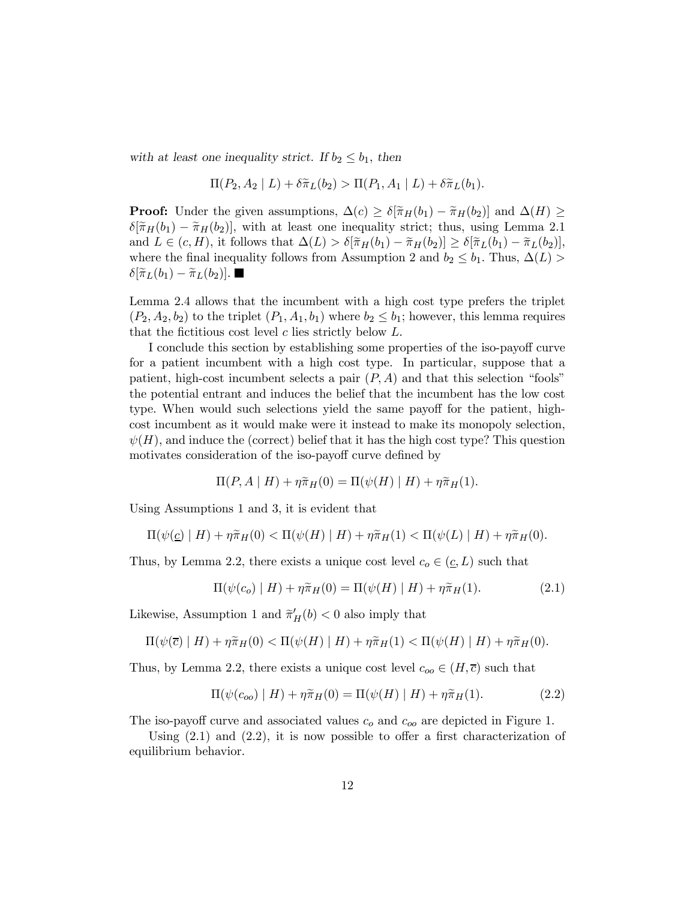*with at least one inequality strict. If $b_2 \le b_1$, then*

$$\Pi(P_2, A_2 \mid L) + \delta\widetilde{\pi}_L(b_2) > \Pi(P_1, A_1 \mid L) + \delta\widetilde{\pi}_L(b_1).$$

**Proof:** Under the given assumptions, $\Delta(c) \ge \delta[\widetilde{\pi}_H(b_1) - \widetilde{\pi}_H(b_2)]$ and $\Delta(H) \ge \delta[\widetilde{\pi}_H(b_1) - \widetilde{\pi}_H(b_2)]$, with at least one inequality strict; thus, using Lemma 2.1 and $L \in (c, H)$, it follows that $\Delta(L) > \delta[\widetilde{\pi}_H(b_1) - \widetilde{\pi}_H(b_2)] \ge \delta[\widetilde{\pi}_L(b_1) - \widetilde{\pi}_L(b_2)]$, where the final inequality follows from Assumption 2 and $b_2 \le b_1$. Thus, $\Delta(L) > \delta[\widetilde{\pi}_L(b_1) - \widetilde{\pi}_L(b_2)]$. ■

Lemma 2.4 allows that the incumbent with a high cost type prefers the triplet $(P_2, A_2, b_2)$ to the triplet $(P_1, A_1, b_1)$ where $b_2 \le b_1$; however, this lemma requires that the fictitious cost level $c$ lies strictly below $L$.

I conclude this section by establishing some properties of the iso-payoff curve for a patient incumbent with a high cost type. In particular, suppose that a patient, high-cost incumbent selects a pair $(P, A)$ and that this selection "fools" the potential entrant and induces the belief that the incumbent has the low cost type. When would such selections yield the same payoff for the patient, high-cost incumbent as it would make were it instead to make its monopoly selection, $\psi(H)$, and induce the (correct) belief that it has the high cost type? This question motivates consideration of the iso-payoff curve defined by

$$\Pi(P, A \mid H) + \eta\widetilde{\pi}_H(0) = \Pi(\psi(H) \mid H) + \eta\widetilde{\pi}_H(1).$$

Using Assumptions 1 and 3, it is evident that

$$\Pi(\psi(\underline{c}) \mid H) + \eta\widetilde{\pi}_H(0) < \Pi(\psi(H) \mid H) + \eta\widetilde{\pi}_H(1) < \Pi(\psi(L) \mid H) + \eta\widetilde{\pi}_H(0).$$

Thus, by Lemma 2.2, there exists a unique cost level $c_o \in (\underline{c}, L)$ such that

$$\Pi(\psi(c_o) \mid H) + \eta\widetilde{\pi}_H(0) = \Pi(\psi(H) \mid H) + \eta\widetilde{\pi}_H(1). \tag{2.1}$$

Likewise, Assumption 1 and $\widetilde{\pi}'_H(b) < 0$ also imply that

$$\Pi(\psi(\overline{c}) \mid H) + \eta\widetilde{\pi}_H(0) < \Pi(\psi(H) \mid H) + \eta\widetilde{\pi}_H(1) < \Pi(\psi(H) \mid H) + \eta\widetilde{\pi}_H(0).$$

Thus, by Lemma 2.2, there exists a unique cost level $c_{oo} \in (H, \overline{c})$ such that

$$\Pi(\psi(c_{oo}) \mid H) + \eta\widetilde{\pi}_H(0) = \Pi(\psi(H) \mid H) + \eta\widetilde{\pi}_H(1). \tag{2.2}$$

The iso-payoff curve and associated values $c_o$ and $c_{oo}$ are depicted in Figure 1.

Using (2.1) and (2.2), it is now possible to offer a first characterization of equilibrium behavior.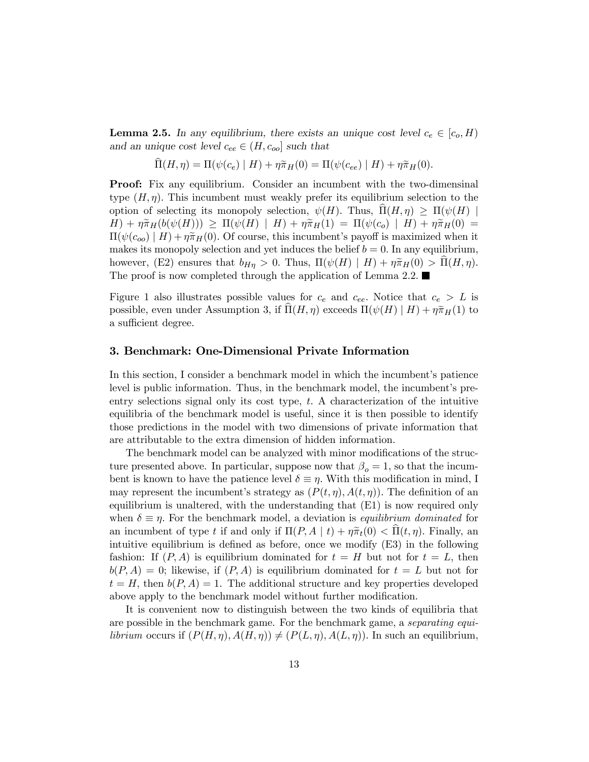**Lemma 2.5.** *In any equilibrium, there exists an unique cost level $c_e \in [c_o, H)$ and an unique cost level $c_{ee} \in (H, c_{oo}]$ such that*

$$\widehat{\Pi}(H,\eta) = \Pi(\psi(c_e) \mid H) + \eta\widetilde{\pi}_H(0) = \Pi(\psi(c_{ee}) \mid H) + \eta\widetilde{\pi}_H(0).$$

**Proof:** Fix any equilibrium. Consider an incumbent with the two-dimensinal type $(H, \eta)$. This incumbent must weakly prefer its equilibrium selection to the option of selecting its monopoly selection, $\psi(H)$. Thus, $\widehat{\Pi}(H,\eta) \geq \Pi(\psi(H) \mid H) + \eta\widetilde{\pi}_H(b(\psi(H))) \geq \Pi(\psi(H) \mid H) + \eta\widetilde{\pi}_H(1) = \Pi(\psi(c_o) \mid H) + \eta\widetilde{\pi}_H(0) = \Pi(\psi(c_{oo}) \mid H) + \eta\widetilde{\pi}_H(0)$. Of course, this incumbent's payoff is maximized when it makes its monopoly selection and yet induces the belief $b = 0$. In any equilibrium, however, (E2) ensures that $b_{H\eta} > 0$. Thus, $\Pi(\psi(H) \mid H) + \eta\widetilde{\pi}_H(0) > \widehat{\Pi}(H,\eta)$. The proof is now completed through the application of Lemma 2.2. ■

Figure 1 also illustrates possible values for $c_e$ and $c_{ee}$. Notice that $c_e > L$ is possible, even under Assumption 3, if $\widehat{\Pi}(H,\eta)$ exceeds $\Pi(\psi(H) \mid H) + \eta\widetilde{\pi}_H(1)$ to a sufficient degree.

### 3. Benchmark: One-Dimensional Private Information

In this section, I consider a benchmark model in which the incumbent's patience level is public information. Thus, in the benchmark model, the incumbent's pre-entry selections signal only its cost type, $t$. A characterization of the intuitive equilibria of the benchmark model is useful, since it is then possible to identify those predictions in the model with two dimensions of private information that are attributable to the extra dimension of hidden information.

The benchmark model can be analyzed with minor modifications of the structure presented above. In particular, suppose now that $\beta_o = 1$, so that the incumbent is known to have the patience level $\delta \equiv \eta$. With this modification in mind, I may represent the incumbent's strategy as $(P(t,\eta), A(t,\eta))$. The definition of an equilibrium is unaltered, with the understanding that (E1) is now required only when $\delta \equiv \eta$. For the benchmark model, a deviation is *equilibrium dominated* for an incumbent of type $t$ if and only if $\Pi(P, A \mid t) + \eta\widetilde{\pi}_t(0) < \widehat{\Pi}(t,\eta)$. Finally, an intuitive equilibrium is defined as before, once we modify (E3) in the following fashion: If $(P, A)$ is equilibrium dominated for $t = H$ but not for $t = L$, then $b(P, A) = 0$; likewise, if $(P, A)$ is equilibrium dominated for $t = L$ but not for $t = H$, then $b(P, A) = 1$. The additional structure and key properties developed above apply to the benchmark model without further modification.

It is convenient now to distinguish between the two kinds of equilibria that are possible in the benchmark game. For the benchmark game, a *separating equilibrium* occurs if $(P(H,\eta), A(H,\eta)) \neq (P(L,\eta), A(L,\eta))$. In such an equilibrium,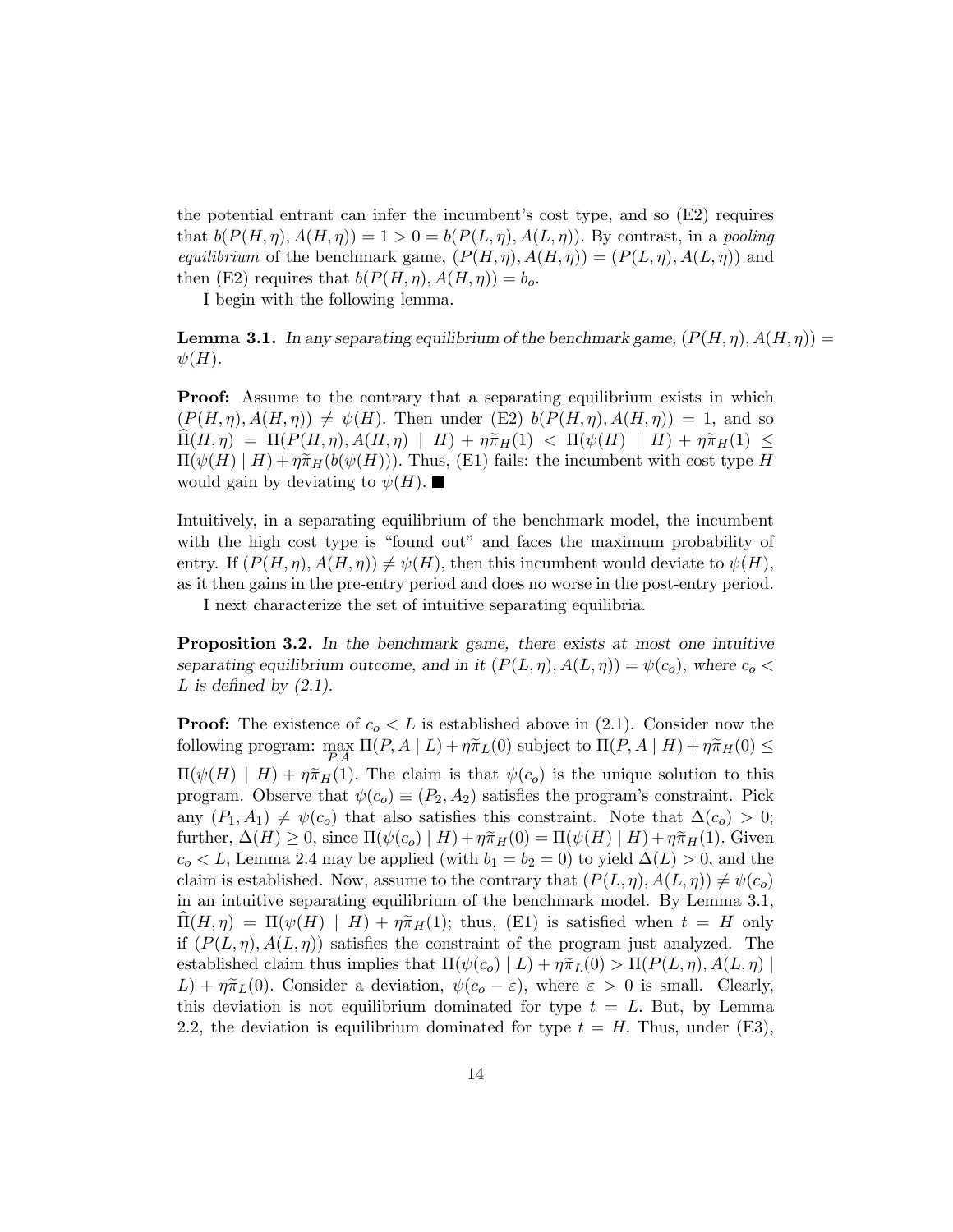the potential entrant can infer the incumbent's cost type, and so (E2) requires that $b(P(H,\eta), A(H,\eta)) = 1 > 0 = b(P(L,\eta), A(L,\eta))$. By contrast, in a *pooling equilibrium* of the benchmark game, $(P(H,\eta), A(H,\eta)) = (P(L,\eta), A(L,\eta))$ and then (E2) requires that $b(P(H,\eta), A(H,\eta)) = b_o$.

I begin with the following lemma.

**Lemma 3.1.** *In any separating equilibrium of the benchmark game, $(P(H,\eta), A(H,\eta)) = \psi(H)$.*

**Proof:** Assume to the contrary that a separating equilibrium exists in which $(P(H,\eta), A(H,\eta)) \neq \psi(H)$. Then under (E2) $b(P(H,\eta), A(H,\eta)) = 1$, and so $\widehat{\Pi}(H,\eta) = \Pi(P(H,\eta), A(H,\eta) \mid H) + \eta\widetilde{\pi}_H(1) < \Pi(\psi(H) \mid H) + \eta\widetilde{\pi}_H(1) \leq \Pi(\psi(H) \mid H) + \eta\widetilde{\pi}_H(b(\psi(H)))$. Thus, (E1) fails: the incumbent with cost type $H$ would gain by deviating to $\psi(H)$. ■

Intuitively, in a separating equilibrium of the benchmark model, the incumbent with the high cost type is "found out" and faces the maximum probability of entry. If $(P(H,\eta), A(H,\eta)) \neq \psi(H)$, then this incumbent would deviate to $\psi(H)$, as it then gains in the pre-entry period and does no worse in the post-entry period.

I next characterize the set of intuitive separating equilibria.

**Proposition 3.2.** *In the benchmark game, there exists at most one intuitive separating equilibrium outcome, and in it $(P(L,\eta), A(L,\eta)) = \psi(c_o)$, where $c_o < L$ is defined by (2.1).*

**Proof:** The existence of $c_o < L$ is established above in (2.1). Consider now the following program: $\max_{P,A} \Pi(P, A \mid L) + \eta\widetilde{\pi}_L(0)$ subject to $\Pi(P, A \mid H) + \eta\widetilde{\pi}_H(0) \leq \Pi(\psi(H) \mid H) + \eta\widetilde{\pi}_H(1)$. The claim is that $\psi(c_o)$ is the unique solution to this program. Observe that $\psi(c_o) \equiv (P_2, A_2)$ satisfies the program's constraint. Pick any $(P_1, A_1) \neq \psi(c_o)$ that also satisfies this constraint. Note that $\Delta(c_o) > 0$; further, $\Delta(H) \geq 0$, since $\Pi(\psi(c_o) \mid H) + \eta\widetilde{\pi}_H(0) = \Pi(\psi(H) \mid H) + \eta\widetilde{\pi}_H(1)$. Given $c_o < L$, Lemma 2.4 may be applied (with $b_1 = b_2 = 0$) to yield $\Delta(L) > 0$, and the claim is established. Now, assume to the contrary that $(P(L,\eta), A(L,\eta)) \neq \psi(c_o)$ in an intuitive separating equilibrium of the benchmark model. By Lemma 3.1, $\widehat{\Pi}(H,\eta) = \Pi(\psi(H) \mid H) + \eta\widetilde{\pi}_H(1)$; thus, (E1) is satisfied when $t = H$ only if $(P(L,\eta), A(L,\eta))$ satisfies the constraint of the program just analyzed. The established claim thus implies that $\Pi(\psi(c_o) \mid L) + \eta\widetilde{\pi}_L(0) > \Pi(P(L,\eta), A(L,\eta) \mid L) + \eta\widetilde{\pi}_L(0)$. Consider a deviation, $\psi(c_o - \varepsilon)$, where $\varepsilon > 0$ is small. Clearly, this deviation is not equilibrium dominated for type $t = L$. But, by Lemma 2.2, the deviation is equilibrium dominated for type $t = H$. Thus, under (E3),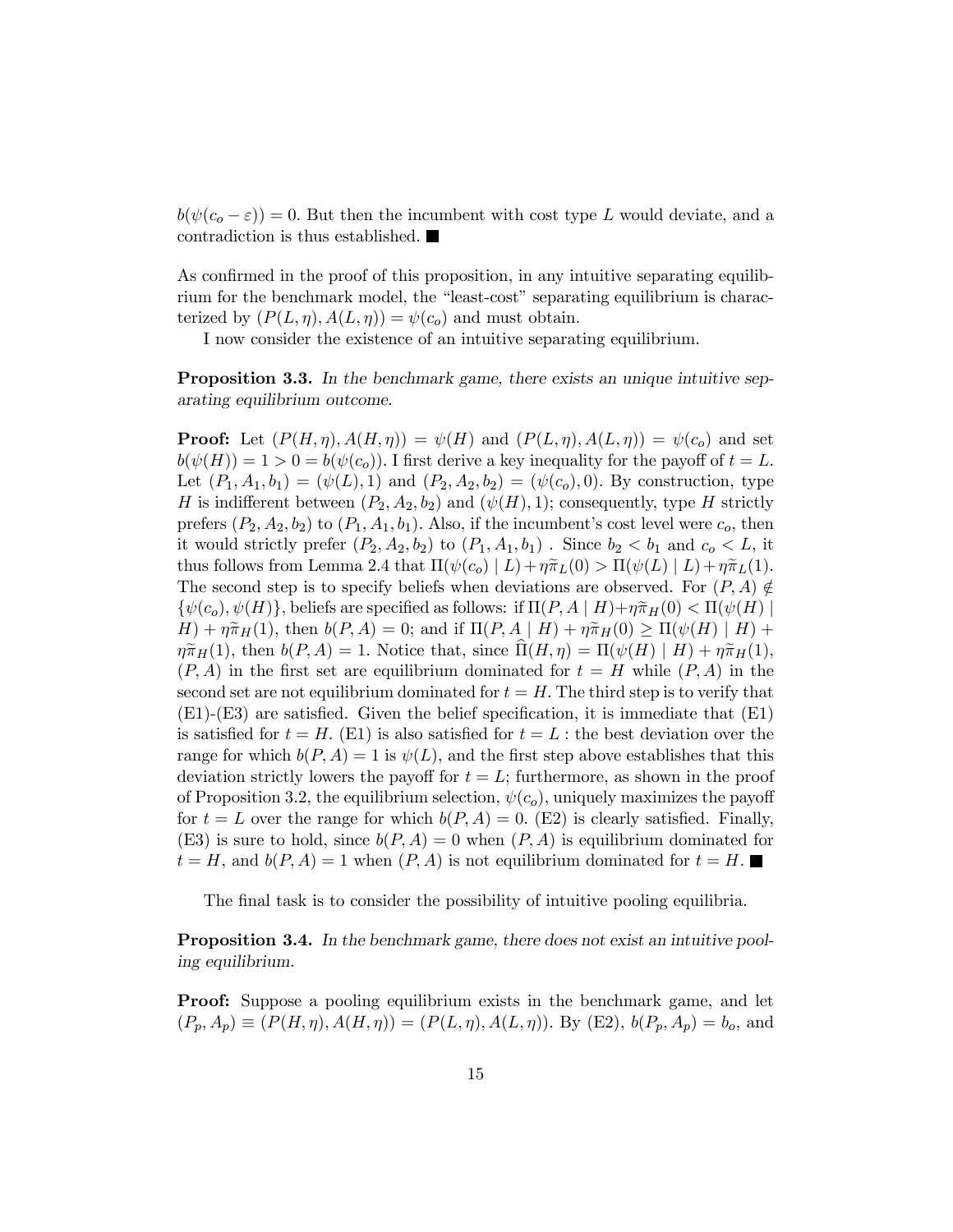$b(\psi(c_o - \varepsilon)) = 0$. But then the incumbent with cost type $L$ would deviate, and a contradiction is thus established. ■

As confirmed in the proof of this proposition, in any intuitive separating equilibrium for the benchmark model, the "least-cost" separating equilibrium is characterized by $(P(L,\eta), A(L,\eta)) = \psi(c_o)$ and must obtain.

I now consider the existence of an intuitive separating equilibrium.

**Proposition 3.3.** *In the benchmark game, there exists an unique intuitive separating equilibrium outcome.*

**Proof:** Let $(P(H,\eta), A(H,\eta)) = \psi(H)$ and $(P(L,\eta), A(L,\eta)) = \psi(c_o)$ and set $b(\psi(H)) = 1 > 0 = b(\psi(c_o))$. I first derive a key inequality for the payoff of $t = L$. Let $(P_1, A_1, b_1) = (\psi(L), 1)$ and $(P_2, A_2, b_2) = (\psi(c_o), 0)$. By construction, type $H$ is indifferent between $(P_2, A_2, b_2)$ and $(\psi(H), 1)$; consequently, type $H$ strictly prefers $(P_2, A_2, b_2)$ to $(P_1, A_1, b_1)$. Also, if the incumbent's cost level were $c_o$, then it would strictly prefer $(P_2, A_2, b_2)$ to $(P_1, A_1, b_1)$ . Since $b_2 < b_1$ and $c_o < L$, it thus follows from Lemma 2.4 that $\Pi(\psi(c_o) \mid L) + \eta\widetilde{\pi}_L(0) > \Pi(\psi(L) \mid L) + \eta\widetilde{\pi}_L(1)$. The second step is to specify beliefs when deviations are observed. For $(P, A) \notin \{\psi(c_o), \psi(H)\}$, beliefs are specified as follows: if $\Pi(P, A \mid H) + \eta\widetilde{\pi}_H(0) < \Pi(\psi(H) \mid H) + \eta\widetilde{\pi}_H(1)$, then $b(P, A) = 0$; and if $\Pi(P, A \mid H) + \eta\widetilde{\pi}_H(0) \geq \Pi(\psi(H) \mid H) + \eta\widetilde{\pi}_H(1)$, then $b(P, A) = 1$. Notice that, since $\widehat{\Pi}(H, \eta) = \Pi(\psi(H) \mid H) + \eta\widetilde{\pi}_H(1)$, $(P, A)$ in the first set are equilibrium dominated for $t = H$ while $(P, A)$ in the second set are not equilibrium dominated for $t = H$. The third step is to verify that (E1)-(E3) are satisfied. Given the belief specification, it is immediate that (E1) is satisfied for $t = H$. (E1) is also satisfied for $t = L$ : the best deviation over the range for which $b(P, A) = 1$ is $\psi(L)$, and the first step above establishes that this deviation strictly lowers the payoff for $t = L$; furthermore, as shown in the proof of Proposition 3.2, the equilibrium selection, $\psi(c_o)$, uniquely maximizes the payoff for $t = L$ over the range for which $b(P, A) = 0$. (E2) is clearly satisfied. Finally, (E3) is sure to hold, since $b(P, A) = 0$ when $(P, A)$ is equilibrium dominated for $t = H$, and $b(P, A) = 1$ when $(P, A)$ is not equilibrium dominated for $t = H$. ■

The final task is to consider the possibility of intuitive pooling equilibria.

**Proposition 3.4.** *In the benchmark game, there does not exist an intuitive pooling equilibrium.*

**Proof:** Suppose a pooling equilibrium exists in the benchmark game, and let $(P_p, A_p) \equiv (P(H,\eta), A(H,\eta)) = (P(L,\eta), A(L,\eta))$. By (E2), $b(P_p, A_p) = b_o$, and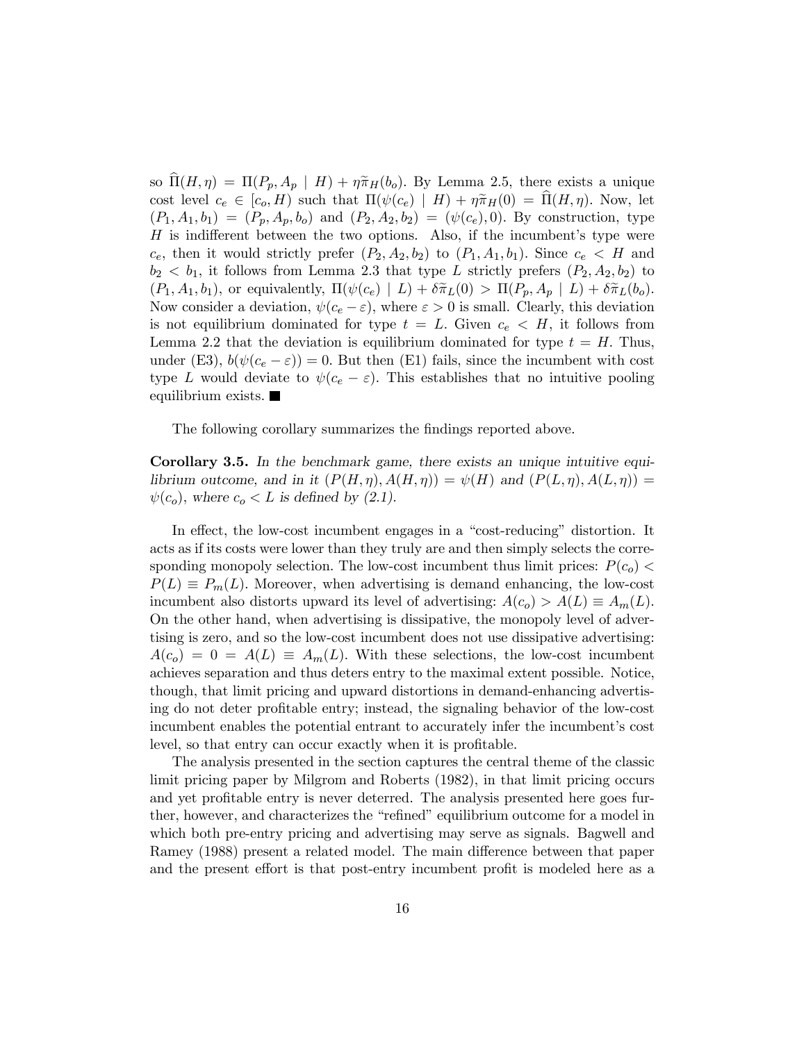so $\widehat{\Pi}(H,\eta) = \Pi(P_p, A_p \mid H) + \eta\widetilde{\pi}_H(b_o)$. By Lemma 2.5, there exists a unique cost level $c_e \in [c_o, H)$ such that $\Pi(\psi(c_e) \mid H) + \eta\widetilde{\pi}_H(0) = \widehat{\Pi}(H,\eta)$. Now, let $(P_1, A_1, b_1) = (P_p, A_p, b_o)$ and $(P_2, A_2, b_2) = (\psi(c_e), 0)$. By construction, type $H$ is indifferent between the two options. Also, if the incumbent's type were $c_e$, then it would strictly prefer $(P_2, A_2, b_2)$ to $(P_1, A_1, b_1)$. Since $c_e < H$ and $b_2 < b_1$, it follows from Lemma 2.3 that type $L$ strictly prefers $(P_2, A_2, b_2)$ to $(P_1, A_1, b_1)$, or equivalently, $\Pi(\psi(c_e) \mid L) + \delta\widetilde{\pi}_L(0) > \Pi(P_p, A_p \mid L) + \delta\widetilde{\pi}_L(b_o)$. Now consider a deviation, $\psi(c_e - \varepsilon)$, where $\varepsilon > 0$ is small. Clearly, this deviation is not equilibrium dominated for type $t = L$. Given $c_e < H$, it follows from Lemma 2.2 that the deviation is equilibrium dominated for type $t = H$. Thus, under (E3), $b(\psi(c_e - \varepsilon)) = 0$. But then (E1) fails, since the incumbent with cost type $L$ would deviate to $\psi(c_e - \varepsilon)$. This establishes that no intuitive pooling equilibrium exists. ■

The following corollary summarizes the findings reported above.

**Corollary 3.5.** *In the benchmark game, there exists an unique intuitive equilibrium outcome, and in it* $(P(H,\eta), A(H,\eta)) = \psi(H)$ *and* $(P(L,\eta), A(L,\eta)) = \psi(c_o)$*, where* $c_o < L$ *is defined by (2.1).*

In effect, the low-cost incumbent engages in a "cost-reducing" distortion. It acts as if its costs were lower than they truly are and then simply selects the corresponding monopoly selection. The low-cost incumbent thus limit prices: $P(c_o) < P(L) \equiv P_m(L)$. Moreover, when advertising is demand enhancing, the low-cost incumbent also distorts upward its level of advertising: $A(c_o) > A(L) \equiv A_m(L)$. On the other hand, when advertising is dissipative, the monopoly level of advertising is zero, and so the low-cost incumbent does not use dissipative advertising: $A(c_o) = 0 = A(L) \equiv A_m(L)$. With these selections, the low-cost incumbent achieves separation and thus deters entry to the maximal extent possible. Notice, though, that limit pricing and upward distortions in demand-enhancing advertising do not deter profitable entry; instead, the signaling behavior of the low-cost incumbent enables the potential entrant to accurately infer the incumbent's cost level, so that entry can occur exactly when it is profitable.

The analysis presented in the section captures the central theme of the classic limit pricing paper by Milgrom and Roberts (1982), in that limit pricing occurs and yet profitable entry is never deterred. The analysis presented here goes further, however, and characterizes the "refined" equilibrium outcome for a model in which both pre-entry pricing and advertising may serve as signals. Bagwell and Ramey (1988) present a related model. The main difference between that paper and the present effort is that post-entry incumbent profit is modeled here as a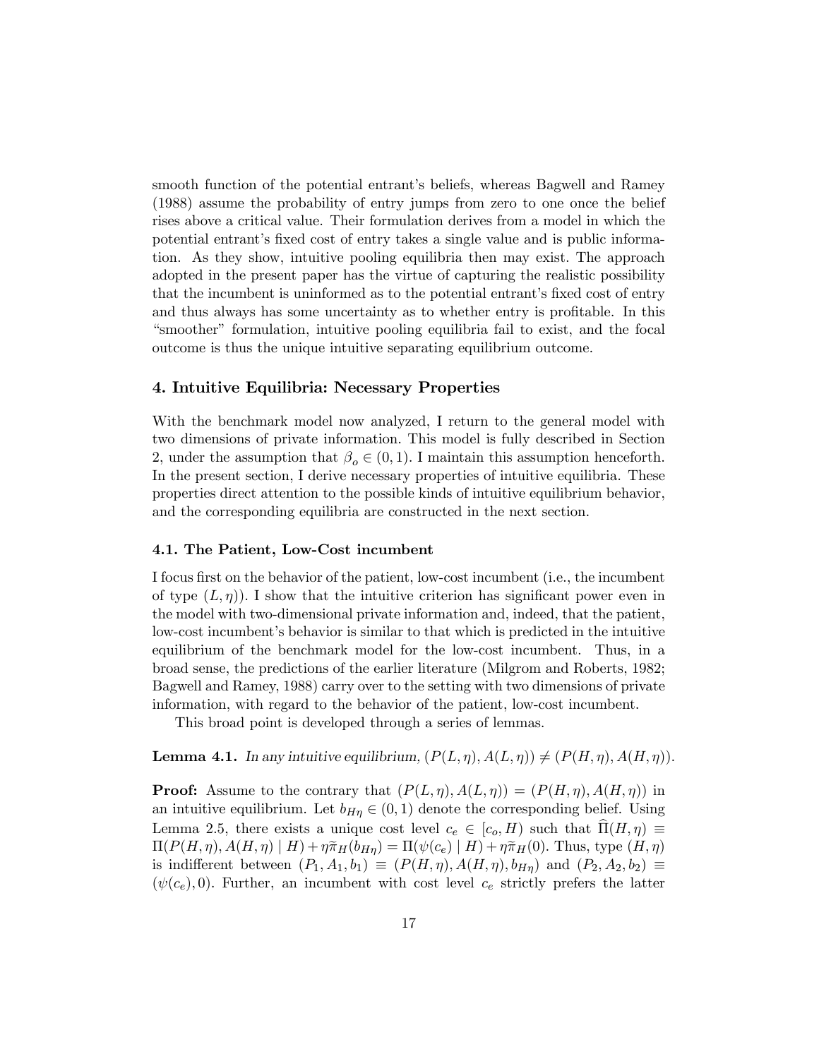smooth function of the potential entrant's beliefs, whereas Bagwell and Ramey (1988) assume the probability of entry jumps from zero to one once the belief rises above a critical value. Their formulation derives from a model in which the potential entrant's fixed cost of entry takes a single value and is public information. As they show, intuitive pooling equilibria then may exist. The approach adopted in the present paper has the virtue of capturing the realistic possibility that the incumbent is uninformed as to the potential entrant's fixed cost of entry and thus always has some uncertainty as to whether entry is profitable. In this "smoother" formulation, intuitive pooling equilibria fail to exist, and the focal outcome is thus the unique intuitive separating equilibrium outcome.

## 4. Intuitive Equilibria: Necessary Properties

With the benchmark model now analyzed, I return to the general model with two dimensions of private information. This model is fully described in Section 2, under the assumption that $\beta_o \in (0, 1)$. I maintain this assumption henceforth. In the present section, I derive necessary properties of intuitive equilibria. These properties direct attention to the possible kinds of intuitive equilibrium behavior, and the corresponding equilibria are constructed in the next section.

### 4.1. The Patient, Low-Cost incumbent

I focus first on the behavior of the patient, low-cost incumbent (i.e., the incumbent of type $(L, \eta)$). I show that the intuitive criterion has significant power even in the model with two-dimensional private information and, indeed, that the patient, low-cost incumbent's behavior is similar to that which is predicted in the intuitive equilibrium of the benchmark model for the low-cost incumbent. Thus, in a broad sense, the predictions of the earlier literature (Milgrom and Roberts, 1982; Bagwell and Ramey, 1988) carry over to the setting with two dimensions of private information, with regard to the behavior of the patient, low-cost incumbent.

This broad point is developed through a series of lemmas.

**Lemma 4.1.** *In any intuitive equilibrium,* $(P(L, \eta), A(L, \eta)) \neq (P(H, \eta), A(H, \eta))$.

**Proof:** Assume to the contrary that $(P(L, \eta), A(L, \eta)) = (P(H, \eta), A(H, \eta))$ in an intuitive equilibrium. Let $b_{H\eta} \in (0, 1)$ denote the corresponding belief. Using Lemma 2.5, there exists a unique cost level $c_e \in [c_o, H)$ such that $\widehat{\Pi}(H, \eta) \equiv \Pi(P(H, \eta), A(H, \eta) \mid H) + \eta \widetilde{\pi}_H(b_{H\eta}) = \Pi(\psi(c_e) \mid H) + \eta \widetilde{\pi}_H(0)$. Thus, type $(H, \eta)$ is indifferent between $(P_1, A_1, b_1) \equiv (P(H, \eta), A(H, \eta), b_{H\eta})$ and $(P_2, A_2, b_2) \equiv (\psi(c_e), 0)$. Further, an incumbent with cost level $c_e$ strictly prefers the latter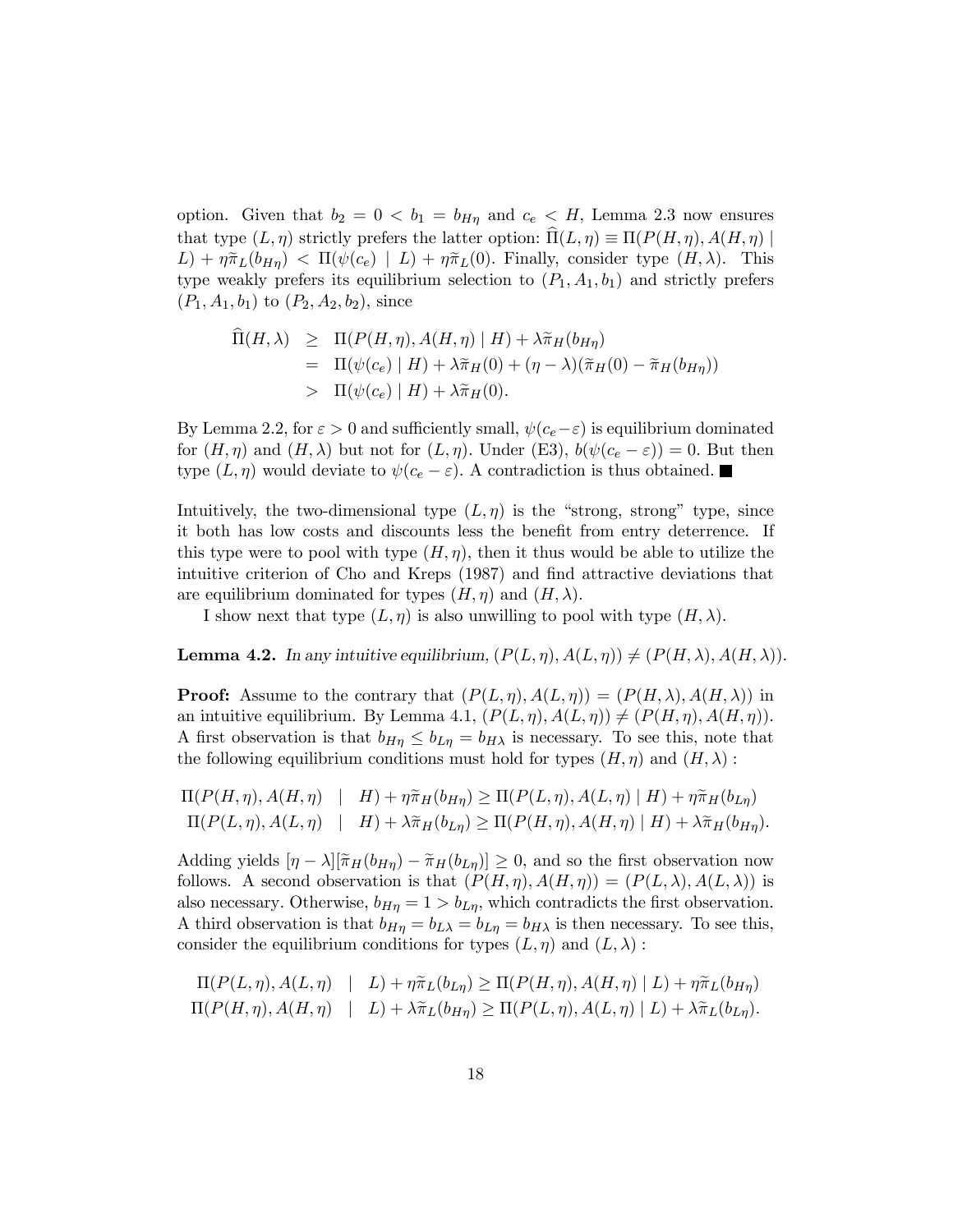option. Given that $b_2 = 0 < b_1 = b_{H\eta}$ and $c_e < H$, Lemma 2.3 now ensures that type $(L, \eta)$ strictly prefers the latter option: $\widehat{\Pi}(L, \eta) \equiv \Pi(P(H, \eta), A(H, \eta) \mid L) + \eta\widetilde{\pi}_L(b_{H\eta}) < \Pi(\psi(c_e) \mid L) + \eta\widetilde{\pi}_L(0)$. Finally, consider type $(H, \lambda)$. This type weakly prefers its equilibrium selection to $(P_1, A_1, b_1)$ and strictly prefers $(P_1, A_1, b_1)$ to $(P_2, A_2, b_2)$, since

$$
\begin{aligned}
\widehat{\Pi}(H, \lambda) &\geq \Pi(P(H, \eta), A(H, \eta) \mid H) + \lambda\widetilde{\pi}_H(b_{H\eta}) \\
&= \Pi(\psi(c_e) \mid H) + \lambda\widetilde{\pi}_H(0) + (\eta - \lambda)(\widetilde{\pi}_H(0) - \widetilde{\pi}_H(b_{H\eta})) \\
&> \Pi(\psi(c_e) \mid H) + \lambda\widetilde{\pi}_H(0).
\end{aligned}
$$

By Lemma 2.2, for $\varepsilon > 0$ and sufficiently small, $\psi(c_e - \varepsilon)$ is equilibrium dominated for $(H, \eta)$ and $(H, \lambda)$ but not for $(L, \eta)$. Under (E3), $b(\psi(c_e - \varepsilon)) = 0$. But then type $(L, \eta)$ would deviate to $\psi(c_e - \varepsilon)$. A contradiction is thus obtained. ■

Intuitively, the two-dimensional type $(L, \eta)$ is the "strong, strong" type, since it both has low costs and discounts less the benefit from entry deterrence. If this type were to pool with type $(H, \eta)$, then it thus would be able to utilize the intuitive criterion of Cho and Kreps (1987) and find attractive deviations that are equilibrium dominated for types $(H, \eta)$ and $(H, \lambda)$.

I show next that type $(L, \eta)$ is also unwilling to pool with type $(H, \lambda)$.

**Lemma 4.2.** *In any intuitive equilibrium,* $(P(L, \eta), A(L, \eta)) \neq (P(H, \lambda), A(H, \lambda))$.

**Proof:** Assume to the contrary that $(P(L, \eta), A(L, \eta)) = (P(H, \lambda), A(H, \lambda))$ in an intuitive equilibrium. By Lemma 4.1, $(P(L, \eta), A(L, \eta)) \neq (P(H, \eta), A(H, \eta))$. A first observation is that $b_{H\eta} \leq b_{L\eta} = b_{H\lambda}$ is necessary. To see this, note that the following equilibrium conditions must hold for types $(H, \eta)$ and $(H, \lambda)$ :

$$
\begin{aligned}
\Pi(P(H, \eta), A(H, \eta) \mid H) + \eta\widetilde{\pi}_H(b_{H\eta}) &\geq \Pi(P(L, \eta), A(L, \eta) \mid H) + \eta\widetilde{\pi}_H(b_{L\eta}) \\
\Pi(P(L, \eta), A(L, \eta) \mid H) + \lambda\widetilde{\pi}_H(b_{L\eta}) &\geq \Pi(P(H, \eta), A(H, \eta) \mid H) + \lambda\widetilde{\pi}_H(b_{H\eta}).
\end{aligned}
$$

Adding yields $[\eta - \lambda][\widetilde{\pi}_H(b_{H\eta}) - \widetilde{\pi}_H(b_{L\eta})] \geq 0$, and so the first observation now follows. A second observation is that $(P(H, \eta), A(H, \eta)) = (P(L, \lambda), A(L, \lambda))$ is also necessary. Otherwise, $b_{H\eta} = 1 > b_{L\eta}$, which contradicts the first observation. A third observation is that $b_{H\eta} = b_{L\lambda} = b_{L\eta} = b_{H\lambda}$ is then necessary. To see this, consider the equilibrium conditions for types $(L, \eta)$ and $(L, \lambda)$ :

$$
\begin{aligned}
\Pi(P(L, \eta), A(L, \eta) \mid L) + \eta\widetilde{\pi}_L(b_{L\eta}) &\geq \Pi(P(H, \eta), A(H, \eta) \mid L) + \eta\widetilde{\pi}_L(b_{H\eta}) \\
\Pi(P(H, \eta), A(H, \eta) \mid L) + \lambda\widetilde{\pi}_L(b_{H\eta}) &\geq \Pi(P(L, \eta), A(L, \eta) \mid L) + \lambda\widetilde{\pi}_L(b_{L\eta}).
\end{aligned}
$$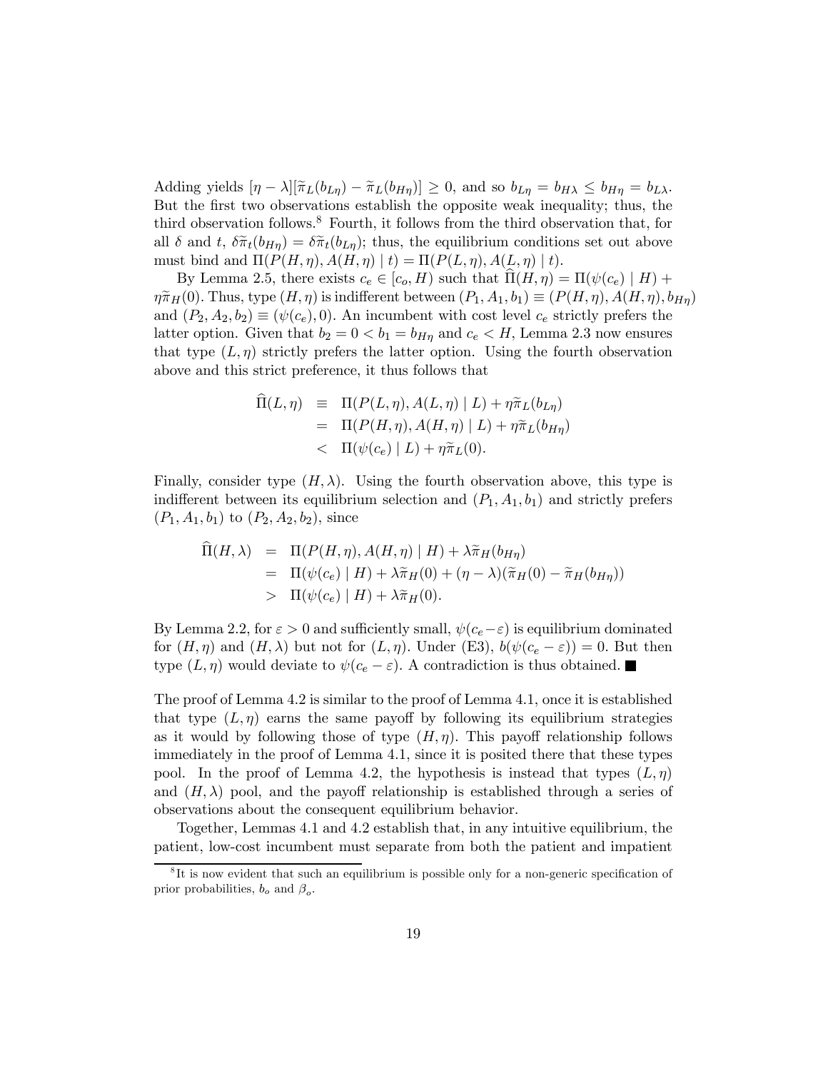Adding yields $[\eta - \lambda][\widetilde{\pi}_L(b_{L\eta}) - \widetilde{\pi}_L(b_{H\eta})] \geq 0$, and so $b_{L\eta} = b_{H\lambda} \leq b_{H\eta} = b_{L\lambda}$. But the first two observations establish the opposite weak inequality; thus, the third observation follows.[8] Fourth, it follows from the third observation that, for all $\delta$ and $t$, $\delta\widetilde{\pi}_t(b_{H\eta}) = \delta\widetilde{\pi}_t(b_{L\eta})$; thus, the equilibrium conditions set out above must bind and $\Pi(P(H, \eta), A(H, \eta) \mid t) = \Pi(P(L, \eta), A(L, \eta) \mid t)$.

By Lemma 2.5, there exists $c_e \in [c_o, H)$ such that $\widehat{\Pi}(H, \eta) = \Pi(\psi(c_e) \mid H) + \eta\widetilde{\pi}_H(0)$. Thus, type $(H, \eta)$ is indifferent between $(P_1, A_1, b_1) \equiv (P(H, \eta), A(H, \eta), b_{H\eta})$ and $(P_2, A_2, b_2) \equiv (\psi(c_e), 0)$. An incumbent with cost level $c_e$ strictly prefers the latter option. Given that $b_2 = 0 < b_1 = b_{H\eta}$ and $c_e < H$, Lemma 2.3 now ensures that type $(L, \eta)$ strictly prefers the latter option. Using the fourth observation above and this strict preference, it thus follows that

$$
\begin{aligned}
\widehat{\Pi}(L, \eta) &\equiv \Pi(P(L, \eta), A(L, \eta) \mid L) + \eta\widetilde{\pi}_L(b_{L\eta}) \\
&= \Pi(P(H, \eta), A(H, \eta) \mid L) + \eta\widetilde{\pi}_L(b_{H\eta}) \\
&< \Pi(\psi(c_e) \mid L) + \eta\widetilde{\pi}_L(0).
\end{aligned}
$$

Finally, consider type $(H, \lambda)$. Using the fourth observation above, this type is indifferent between its equilibrium selection and $(P_1, A_1, b_1)$ and strictly prefers $(P_1, A_1, b_1)$ to $(P_2, A_2, b_2)$, since

$$
\begin{aligned}
\widehat{\Pi}(H, \lambda) &= \Pi(P(H, \eta), A(H, \eta) \mid H) + \lambda\widetilde{\pi}_H(b_{H\eta}) \\
&= \Pi(\psi(c_e) \mid H) + \lambda\widetilde{\pi}_H(0) + (\eta - \lambda)(\widetilde{\pi}_H(0) - \widetilde{\pi}_H(b_{H\eta})) \\
&> \Pi(\psi(c_e) \mid H) + \lambda\widetilde{\pi}_H(0).
\end{aligned}
$$

By Lemma 2.2, for $\varepsilon > 0$ and sufficiently small, $\psi(c_e - \varepsilon)$ is equilibrium dominated for $(H, \eta)$ and $(H, \lambda)$ but not for $(L, \eta)$. Under (E3), $b(\psi(c_e - \varepsilon)) = 0$. But then type $(L, \eta)$ would deviate to $\psi(c_e - \varepsilon)$. A contradiction is thus obtained. ■

The proof of Lemma 4.2 is similar to the proof of Lemma 4.1, once it is established that type $(L, \eta)$ earns the same payoff by following its equilibrium strategies as it would by following those of type $(H, \eta)$. This payoff relationship follows immediately in the proof of Lemma 4.1, since it is posited there that these types pool. In the proof of Lemma 4.2, the hypothesis is instead that types $(L, \eta)$ and $(H, \lambda)$ pool, and the payoff relationship is established through a series of observations about the consequent equilibrium behavior.

Together, Lemmas 4.1 and 4.2 establish that, in any intuitive equilibrium, the patient, low-cost incumbent must separate from both the patient and impatient

[8] It is now evident that such an equilibrium is possible only for a non-generic specification of prior probabilities, $b_o$ and $\beta_o$.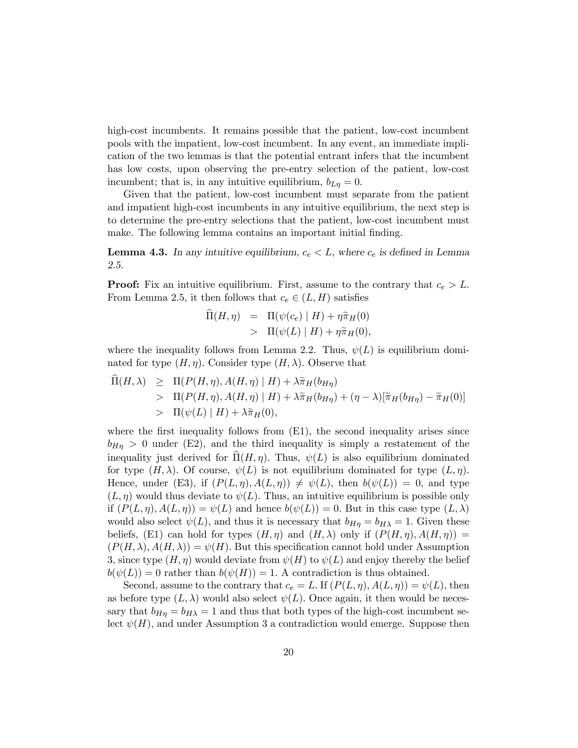high-cost incumbents. It remains possible that the patient, low-cost incumbent pools with the impatient, low-cost incumbent. In any event, an immediate implication of the two lemmas is that the potential entrant infers that the incumbent has low costs, upon observing the pre-entry selection of the patient, low-cost incumbent; that is, in any intuitive equilibrium, $b_{L\eta} = 0$.

Given that the patient, low-cost incumbent must separate from the patient and impatient high-cost incumbents in any intuitive equilibrium, the next step is to determine the pre-entry selections that the patient, low-cost incumbent must make. The following lemma contains an important initial finding.

**Lemma 4.3.** *In any intuitive equilibrium, $c_e < L$, where $c_e$ is defined in Lemma 2.5.*

**Proof:** Fix an intuitive equilibrium. First, assume to the contrary that $c_e > L$. From Lemma 2.5, it then follows that $c_e \in (L, H)$ satisfies

$$\begin{aligned} \widehat{\Pi}(H,\eta) &= \Pi(\psi(c_e) \mid H) + \eta\widetilde{\pi}_H(0) \\ &> \Pi(\psi(L) \mid H) + \eta\widetilde{\pi}_H(0), \end{aligned}$$

where the inequality follows from Lemma 2.2. Thus, $\psi(L)$ is equilibrium dominated for type $(H,\eta)$. Consider type $(H,\lambda)$. Observe that

$$\begin{aligned} \widehat{\Pi}(H,\lambda) &\geq \Pi(P(H,\eta), A(H,\eta) \mid H) + \lambda\widetilde{\pi}_H(b_{H\eta}) \\ &> \Pi(P(H,\eta), A(H,\eta) \mid H) + \lambda\widetilde{\pi}_H(b_{H\eta}) + (\eta-\lambda)[\widetilde{\pi}_H(b_{H\eta}) - \widetilde{\pi}_H(0)] \\ &> \Pi(\psi(L) \mid H) + \lambda\widetilde{\pi}_H(0), \end{aligned}$$

where the first inequality follows from (E1), the second inequality arises since $b_{H\eta} > 0$ under (E2), and the third inequality is simply a restatement of the inequality just derived for $\widehat{\Pi}(H,\eta)$. Thus, $\psi(L)$ is also equilibrium dominated for type $(H,\lambda)$. Of course, $\psi(L)$ is not equilibrium dominated for type $(L,\eta)$. Hence, under (E3), if $(P(L,\eta), A(L,\eta)) \neq \psi(L)$, then $b(\psi(L)) = 0$, and type $(L,\eta)$ would thus deviate to $\psi(L)$. Thus, an intuitive equilibrium is possible only if $(P(L,\eta), A(L,\eta)) = \psi(L)$ and hence $b(\psi(L)) = 0$. But in this case type $(L,\lambda)$ would also select $\psi(L)$, and thus it is necessary that $b_{H\eta} = b_{H\lambda} = 1$. Given these beliefs, (E1) can hold for types $(H,\eta)$ and $(H,\lambda)$ only if $(P(H,\eta), A(H,\eta)) = (P(H,\lambda), A(H,\lambda)) = \psi(H)$. But this specification cannot hold under Assumption 3, since type $(H,\eta)$ would deviate from $\psi(H)$ to $\psi(L)$ and enjoy thereby the belief $b(\psi(L)) = 0$ rather than $b(\psi(H)) = 1$. A contradiction is thus obtained.

Second, assume to the contrary that $c_e = L$. If $(P(L,\eta), A(L,\eta)) = \psi(L)$, then as before type $(L,\lambda)$ would also select $\psi(L)$. Once again, it then would be necessary that $b_{H\eta} = b_{H\lambda} = 1$ and thus that both types of the high-cost incumbent select $\psi(H)$, and under Assumption 3 a contradiction would emerge. Suppose then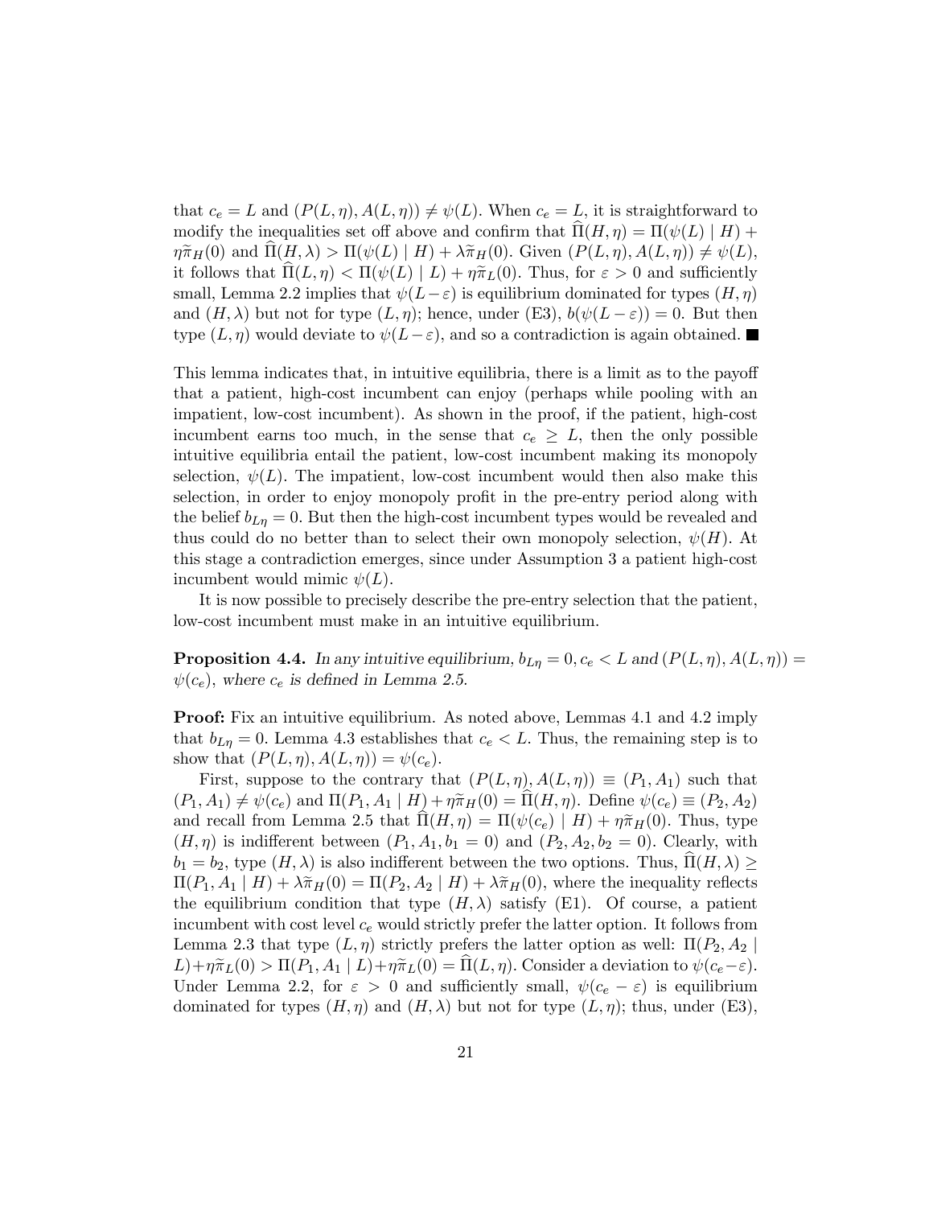that $c_e = L$ and $(P(L,\eta), A(L,\eta)) \neq \psi(L)$. When $c_e = L$, it is straightforward to modify the inequalities set off above and confirm that $\widehat{\Pi}(H,\eta) = \Pi(\psi(L) \mid H) + \eta\widetilde{\pi}_H(0)$ and $\widehat{\Pi}(H,\lambda) > \Pi(\psi(L) \mid H) + \lambda\widetilde{\pi}_H(0)$. Given $(P(L,\eta), A(L,\eta)) \neq \psi(L)$, it follows that $\widehat{\Pi}(L,\eta) < \Pi(\psi(L) \mid L) + \eta\widetilde{\pi}_L(0)$. Thus, for $\varepsilon > 0$ and sufficiently small, Lemma 2.2 implies that $\psi(L-\varepsilon)$ is equilibrium dominated for types $(H,\eta)$ and $(H,\lambda)$ but not for type $(L,\eta)$; hence, under (E3), $b(\psi(L-\varepsilon)) = 0$. But then type $(L,\eta)$ would deviate to $\psi(L-\varepsilon)$, and so a contradiction is again obtained. ■

This lemma indicates that, in intuitive equilibria, there is a limit as to the payoff that a patient, high-cost incumbent can enjoy (perhaps while pooling with an impatient, low-cost incumbent). As shown in the proof, if the patient, high-cost incumbent earns too much, in the sense that $c_e \geq L$, then the only possible intuitive equilibria entail the patient, low-cost incumbent making its monopoly selection, $\psi(L)$. The impatient, low-cost incumbent would then also make this selection, in order to enjoy monopoly profit in the pre-entry period along with the belief $b_{L\eta} = 0$. But then the high-cost incumbent types would be revealed and thus could do no better than to select their own monopoly selection, $\psi(H)$. At this stage a contradiction emerges, since under Assumption 3 a patient high-cost incumbent would mimic $\psi(L)$.

It is now possible to precisely describe the pre-entry selection that the patient, low-cost incumbent must make in an intuitive equilibrium.

**Proposition 4.4.** *In any intuitive equilibrium, $b_{L\eta} = 0, c_e < L$ and $(P(L,\eta), A(L,\eta)) = \psi(c_e)$, where $c_e$ is defined in Lemma 2.5.*

**Proof:** Fix an intuitive equilibrium. As noted above, Lemmas 4.1 and 4.2 imply that $b_{L\eta} = 0$. Lemma 4.3 establishes that $c_e < L$. Thus, the remaining step is to show that $(P(L,\eta), A(L,\eta)) = \psi(c_e)$.

First, suppose to the contrary that $(P(L,\eta), A(L,\eta)) \equiv (P_1, A_1)$ such that $(P_1, A_1) \neq \psi(c_e)$ and $\Pi(P_1, A_1 \mid H) + \eta\widetilde{\pi}_H(0) = \widehat{\Pi}(H,\eta)$. Define $\psi(c_e) \equiv (P_2, A_2)$ and recall from Lemma 2.5 that $\widehat{\Pi}(H,\eta) = \Pi(\psi(c_e) \mid H) + \eta\widetilde{\pi}_H(0)$. Thus, type $(H,\eta)$ is indifferent between $(P_1, A_1, b_1 = 0)$ and $(P_2, A_2, b_2 = 0)$. Clearly, with $b_1 = b_2$, type $(H,\lambda)$ is also indifferent between the two options. Thus, $\widehat{\Pi}(H,\lambda) \geq \Pi(P_1, A_1 \mid H) + \lambda\widetilde{\pi}_H(0) = \Pi(P_2, A_2 \mid H) + \lambda\widetilde{\pi}_H(0)$, where the inequality reflects the equilibrium condition that type $(H,\lambda)$ satisfy (E1). Of course, a patient incumbent with cost level $c_e$ would strictly prefer the latter option. It follows from Lemma 2.3 that type $(L,\eta)$ strictly prefers the latter option as well: $\Pi(P_2, A_2 \mid L) + \eta\widetilde{\pi}_L(0) > \Pi(P_1, A_1 \mid L) + \eta\widetilde{\pi}_L(0) = \widehat{\Pi}(L,\eta)$. Consider a deviation to $\psi(c_e - \varepsilon)$. Under Lemma 2.2, for $\varepsilon > 0$ and sufficiently small, $\psi(c_e - \varepsilon)$ is equilibrium dominated for types $(H,\eta)$ and $(H,\lambda)$ but not for type $(L,\eta)$; thus, under (E3),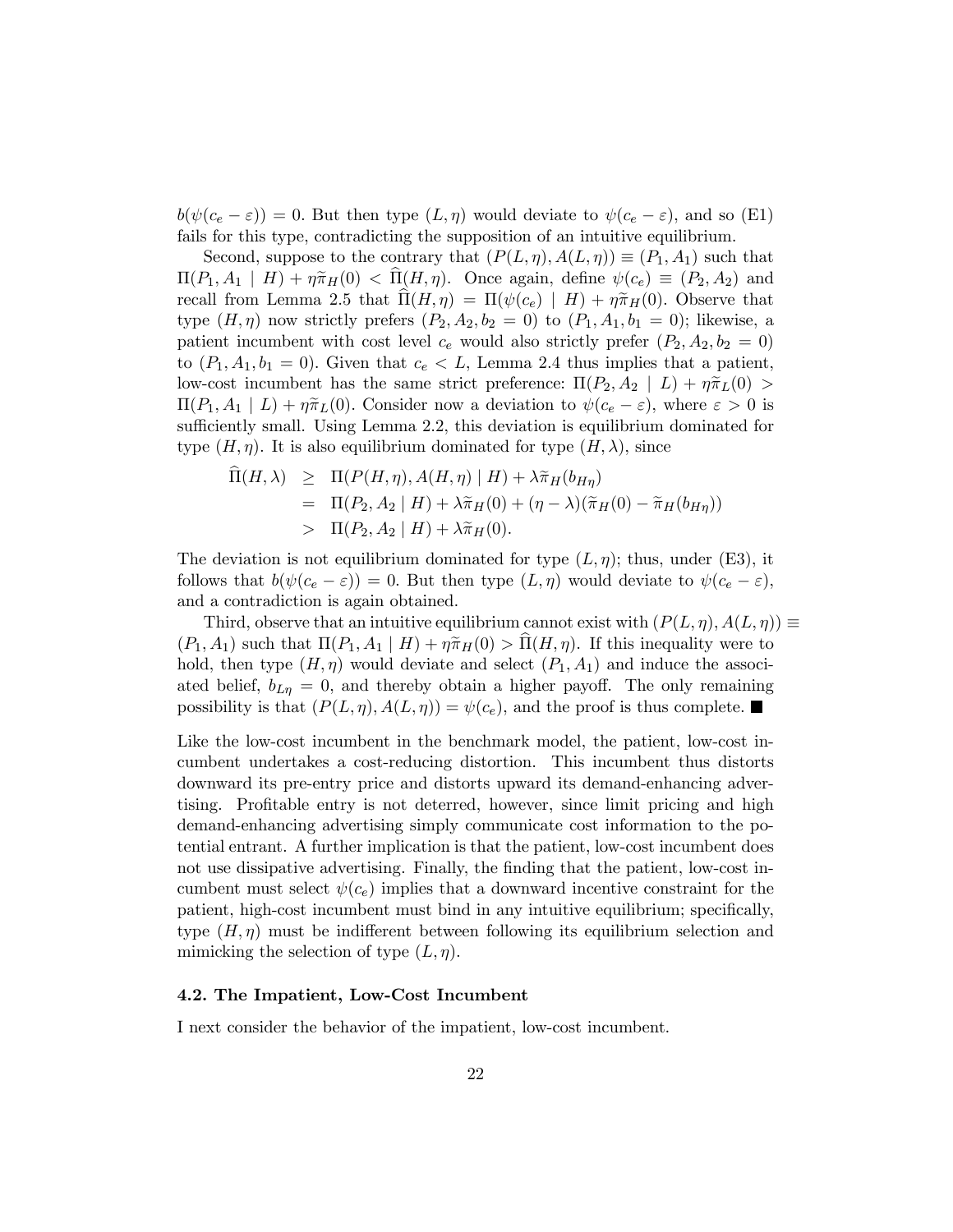$b(\psi(c_e - \varepsilon)) = 0$. But then type $(L, \eta)$ would deviate to $\psi(c_e - \varepsilon)$, and so (E1) fails for this type, contradicting the supposition of an intuitive equilibrium.

Second, suppose to the contrary that $(P(L, \eta), A(L, \eta)) \equiv (P_1, A_1)$ such that $\Pi(P_1, A_1 \mid H) + \eta\widetilde{\pi}_H(0) < \widehat{\Pi}(H, \eta)$. Once again, define $\psi(c_e) \equiv (P_2, A_2)$ and recall from Lemma 2.5 that $\widehat{\Pi}(H, \eta) = \Pi(\psi(c_e) \mid H) + \eta\widetilde{\pi}_H(0)$. Observe that type $(H, \eta)$ now strictly prefers $(P_2, A_2, b_2 = 0)$ to $(P_1, A_1, b_1 = 0)$; likewise, a patient incumbent with cost level $c_e$ would also strictly prefer $(P_2, A_2, b_2 = 0)$ to $(P_1, A_1, b_1 = 0)$. Given that $c_e < L$, Lemma 2.4 thus implies that a patient, low-cost incumbent has the same strict preference: $\Pi(P_2, A_2 \mid L) + \eta\widetilde{\pi}_L(0) > \Pi(P_1, A_1 \mid L) + \eta\widetilde{\pi}_L(0)$. Consider now a deviation to $\psi(c_e - \varepsilon)$, where $\varepsilon > 0$ is sufficiently small. Using Lemma 2.2, this deviation is equilibrium dominated for type $(H, \eta)$. It is also equilibrium dominated for type $(H, \lambda)$, since

$$
\begin{aligned}
\widehat{\Pi}(H, \lambda) &\geq \Pi(P(H, \eta), A(H, \eta) \mid H) + \lambda\widetilde{\pi}_H(b_{H\eta}) \\
&= \Pi(P_2, A_2 \mid H) + \lambda\widetilde{\pi}_H(0) + (\eta - \lambda)(\widetilde{\pi}_H(0) - \widetilde{\pi}_H(b_{H\eta})) \\
&> \Pi(P_2, A_2 \mid H) + \lambda\widetilde{\pi}_H(0).
\end{aligned}
$$

The deviation is not equilibrium dominated for type $(L, \eta)$; thus, under (E3), it follows that $b(\psi(c_e - \varepsilon)) = 0$. But then type $(L, \eta)$ would deviate to $\psi(c_e - \varepsilon)$, and a contradiction is again obtained.

Third, observe that an intuitive equilibrium cannot exist with $(P(L, \eta), A(L, \eta)) \equiv (P_1, A_1)$ such that $\Pi(P_1, A_1 \mid H) + \eta\widetilde{\pi}_H(0) > \widehat{\Pi}(H, \eta)$. If this inequality were to hold, then type $(H, \eta)$ would deviate and select $(P_1, A_1)$ and induce the associated belief, $b_{L\eta} = 0$, and thereby obtain a higher payoff. The only remaining possibility is that $(P(L, \eta), A(L, \eta)) = \psi(c_e)$, and the proof is thus complete. ■

Like the low-cost incumbent in the benchmark model, the patient, low-cost incumbent undertakes a cost-reducing distortion. This incumbent thus distorts downward its pre-entry price and distorts upward its demand-enhancing advertising. Profitable entry is not deterred, however, since limit pricing and high demand-enhancing advertising simply communicate cost information to the potential entrant. A further implication is that the patient, low-cost incumbent does not use dissipative advertising. Finally, the finding that the patient, low-cost incumbent must select $\psi(c_e)$ implies that a downward incentive constraint for the patient, high-cost incumbent must bind in any intuitive equilibrium; specifically, type $(H, \eta)$ must be indifferent between following its equilibrium selection and mimicking the selection of type $(L, \eta)$.

### 4.2. The Impatient, Low-Cost Incumbent

I next consider the behavior of the impatient, low-cost incumbent.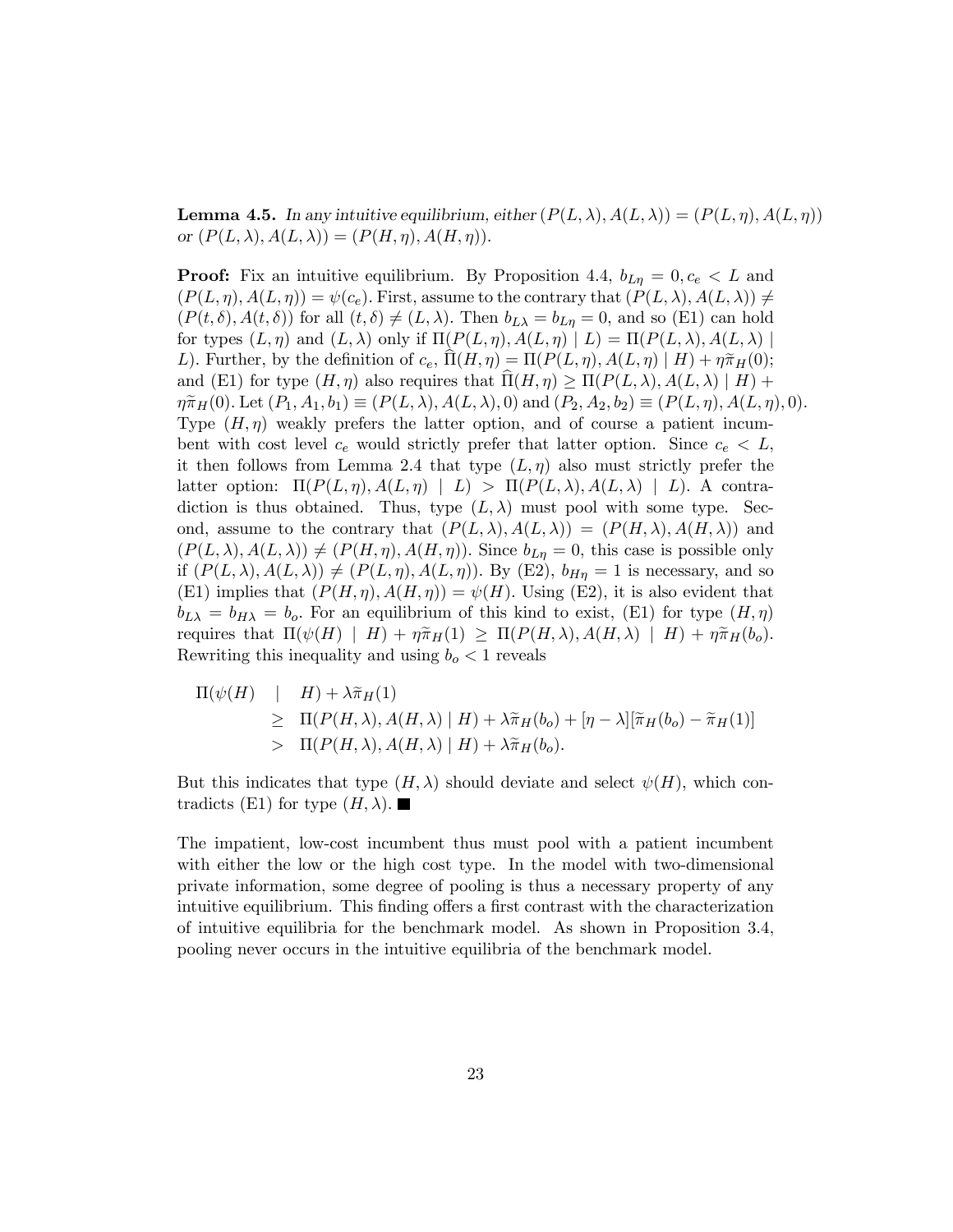**Lemma 4.5.** *In any intuitive equilibrium, either $(P(L,\lambda), A(L,\lambda)) = (P(L,\eta), A(L,\eta))$ or $(P(L,\lambda), A(L,\lambda)) = (P(H,\eta), A(H,\eta))$.*

**Proof:** Fix an intuitive equilibrium. By Proposition 4.4, $b_{L\eta} = 0, c_e < L$ and $(P(L,\eta), A(L,\eta)) = \psi(c_e)$. First, assume to the contrary that $(P(L,\lambda), A(L,\lambda)) \neq (P(t,\delta), A(t,\delta))$ for all $(t,\delta) \neq (L,\lambda)$. Then $b_{L\lambda} = b_{L\eta} = 0$, and so (E1) can hold for types $(L,\eta)$ and $(L,\lambda)$ only if $\Pi(P(L,\eta), A(L,\eta) \mid L) = \Pi(P(L,\lambda), A(L,\lambda) \mid L)$. Further, by the definition of $c_e$, $\widehat{\Pi}(H,\eta) = \Pi(P(L,\eta), A(L,\eta) \mid H) + \eta\widetilde{\pi}_H(0)$; and (E1) for type $(H,\eta)$ also requires that $\widehat{\Pi}(H,\eta) \geq \Pi(P(L,\lambda), A(L,\lambda) \mid H) + \eta\widetilde{\pi}_H(0)$. Let $(P_1, A_1, b_1) \equiv (P(L,\lambda), A(L,\lambda), 0)$ and $(P_2, A_2, b_2) \equiv (P(L,\eta), A(L,\eta), 0)$. Type $(H,\eta)$ weakly prefers the latter option, and of course a patient incumbent with cost level $c_e$ would strictly prefer that latter option. Since $c_e < L$, it then follows from Lemma 2.4 that type $(L,\eta)$ also must strictly prefer the latter option: $\Pi(P(L,\eta), A(L,\eta) \mid L) > \Pi(P(L,\lambda), A(L,\lambda) \mid L)$. A contradiction is thus obtained. Thus, type $(L,\lambda)$ must pool with some type. Second, assume to the contrary that $(P(L,\lambda), A(L,\lambda)) = (P(H,\lambda), A(H,\lambda))$ and $(P(L,\lambda), A(L,\lambda)) \neq (P(H,\eta), A(H,\eta))$. Since $b_{L\eta} = 0$, this case is possible only if $(P(L,\lambda), A(L,\lambda)) \neq (P(L,\eta), A(L,\eta))$. By (E2), $b_{H\eta} = 1$ is necessary, and so (E1) implies that $(P(H,\eta), A(H,\eta)) = \psi(H)$. Using (E2), it is also evident that $b_{L\lambda} = b_{H\lambda} = b_o$. For an equilibrium of this kind to exist, (E1) for type $(H,\eta)$ requires that $\Pi(\psi(H) \mid H) + \eta\widetilde{\pi}_H(1) \geq \Pi(P(H,\lambda), A(H,\lambda) \mid H) + \eta\widetilde{\pi}_H(b_o)$. Rewriting this inequality and using $b_o < 1$ reveals

$$
\begin{aligned}
\Pi(\psi(H) \mid H) + \lambda\widetilde{\pi}_H(1) &\geq \Pi(P(H,\lambda), A(H,\lambda) \mid H) + \lambda\widetilde{\pi}_H(b_o) + [\eta - \lambda][\widetilde{\pi}_H(b_o) - \widetilde{\pi}_H(1)] \\
&> \Pi(P(H,\lambda), A(H,\lambda) \mid H) + \lambda\widetilde{\pi}_H(b_o).
\end{aligned}
$$

But this indicates that type $(H,\lambda)$ should deviate and select $\psi(H)$, which contradicts (E1) for type $(H,\lambda)$. ■

The impatient, low-cost incumbent thus must pool with a patient incumbent with either the low or the high cost type. In the model with two-dimensional private information, some degree of pooling is thus a necessary property of any intuitive equilibrium. This finding offers a first contrast with the characterization of intuitive equilibria for the benchmark model. As shown in Proposition 3.4, pooling never occurs in the intuitive equilibria of the benchmark model.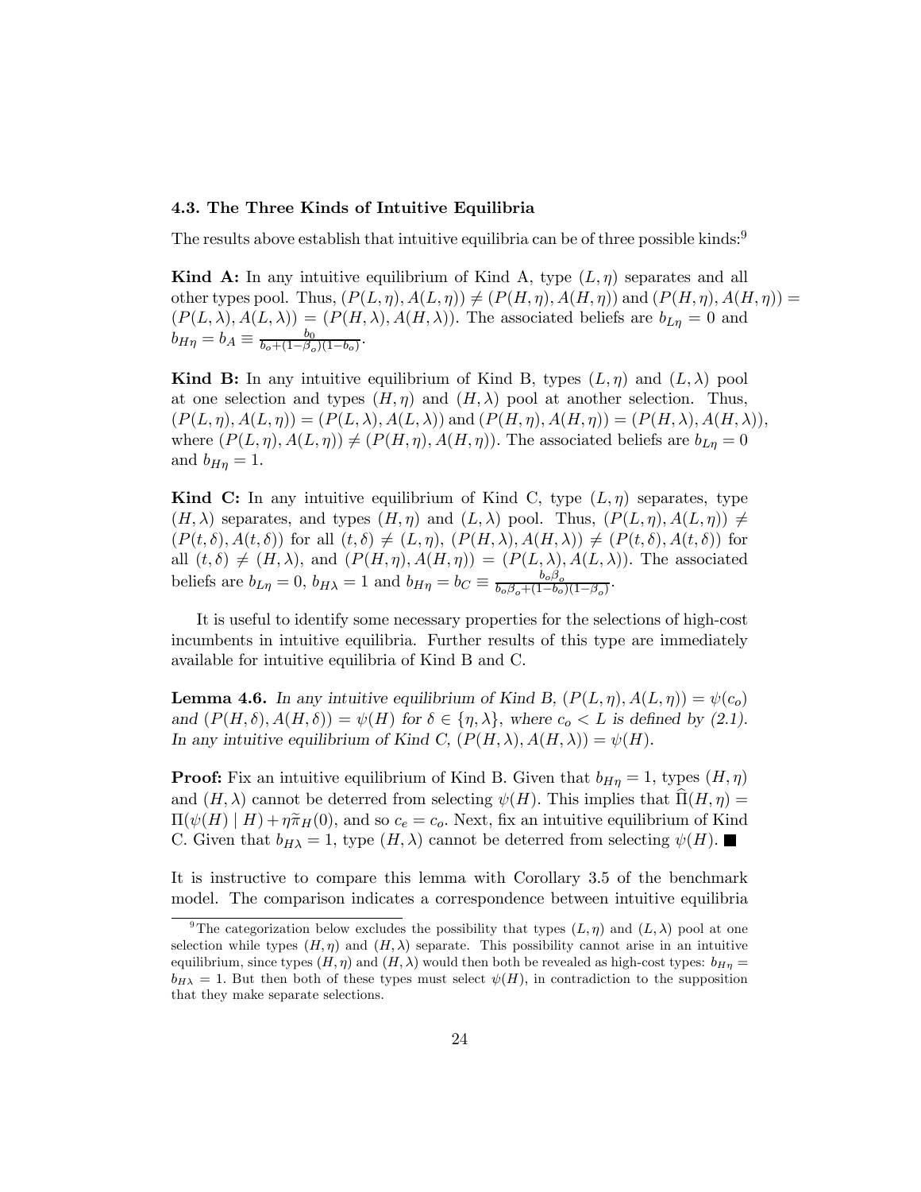### 4.3. The Three Kinds of Intuitive Equilibria

The results above establish that intuitive equilibria can be of three possible kinds:[9]

**Kind A:** In any intuitive equilibrium of Kind A, type $(L, \eta)$ separates and all other types pool. Thus, $(P(L,\eta), A(L,\eta)) \neq (P(H,\eta), A(H,\eta))$ and $(P(H,\eta), A(H,\eta)) = (P(L,\lambda), A(L,\lambda)) = (P(H,\lambda), A(H,\lambda))$. The associated beliefs are $b_{L\eta} = 0$ and $b_{H\eta} = b_A \equiv \frac{b_0}{b_o + (1-\beta_o)(1-b_o)}$.

**Kind B:** In any intuitive equilibrium of Kind B, types $(L, \eta)$ and $(L, \lambda)$ pool at one selection and types $(H, \eta)$ and $(H, \lambda)$ pool at another selection. Thus, $(P(L,\eta), A(L,\eta)) = (P(L,\lambda), A(L,\lambda))$ and $(P(H,\eta), A(H,\eta)) = (P(H,\lambda), A(H,\lambda))$, where $(P(L,\eta), A(L,\eta)) \neq (P(H,\eta), A(H,\eta))$. The associated beliefs are $b_{L\eta} = 0$ and $b_{H\eta} = 1$.

**Kind C:** In any intuitive equilibrium of Kind C, type $(L, \eta)$ separates, type $(H, \lambda)$ separates, and types $(H, \eta)$ and $(L, \lambda)$ pool. Thus, $(P(L,\eta), A(L,\eta)) \neq (P(t,\delta), A(t,\delta))$ for all $(t,\delta) \neq (L,\eta)$, $(P(H,\lambda), A(H,\lambda)) \neq (P(t,\delta), A(t,\delta))$ for all $(t,\delta) \neq (H,\lambda)$, and $(P(H,\eta), A(H,\eta)) = (P(L,\lambda), A(L,\lambda))$. The associated beliefs are $b_{L\eta} = 0$, $b_{H\lambda} = 1$ and $b_{H\eta} = b_C \equiv \frac{b_o\beta_o}{b_o\beta_o + (1-b_o)(1-\beta_o)}$.

It is useful to identify some necessary properties for the selections of high-cost incumbents in intuitive equilibria. Further results of this type are immediately available for intuitive equilibria of Kind B and C.

**Lemma 4.6.** *In any intuitive equilibrium of Kind B, $(P(L,\eta), A(L,\eta)) = \psi(c_o)$ and $(P(H,\delta), A(H,\delta)) = \psi(H)$ for $\delta \in \{\eta, \lambda\}$, where $c_o < L$ is defined by (2.1). In any intuitive equilibrium of Kind C, $(P(H,\lambda), A(H,\lambda)) = \psi(H)$.*

**Proof:** Fix an intuitive equilibrium of Kind B. Given that $b_{H\eta} = 1$, types $(H, \eta)$ and $(H, \lambda)$ cannot be deterred from selecting $\psi(H)$. This implies that $\widehat{\Pi}(H,\eta) = \Pi(\psi(H) \mid H) + \eta\widetilde{\pi}_H(0)$, and so $c_e = c_o$. Next, fix an intuitive equilibrium of Kind C. Given that $b_{H\lambda} = 1$, type $(H, \lambda)$ cannot be deterred from selecting $\psi(H)$. ■

It is instructive to compare this lemma with Corollary 3.5 of the benchmark model. The comparison indicates a correspondence between intuitive equilibria

[9] The categorization below excludes the possibility that types $(L, \eta)$ and $(L, \lambda)$ pool at one selection while types $(H, \eta)$ and $(H, \lambda)$ separate. This possibility cannot arise in an intuitive equilibrium, since types $(H, \eta)$ and $(H, \lambda)$ would then both be revealed as high-cost types: $b_{H\eta} = b_{H\lambda} = 1$. But then both of these types must select $\psi(H)$, in contradiction to the supposition that they make separate selections.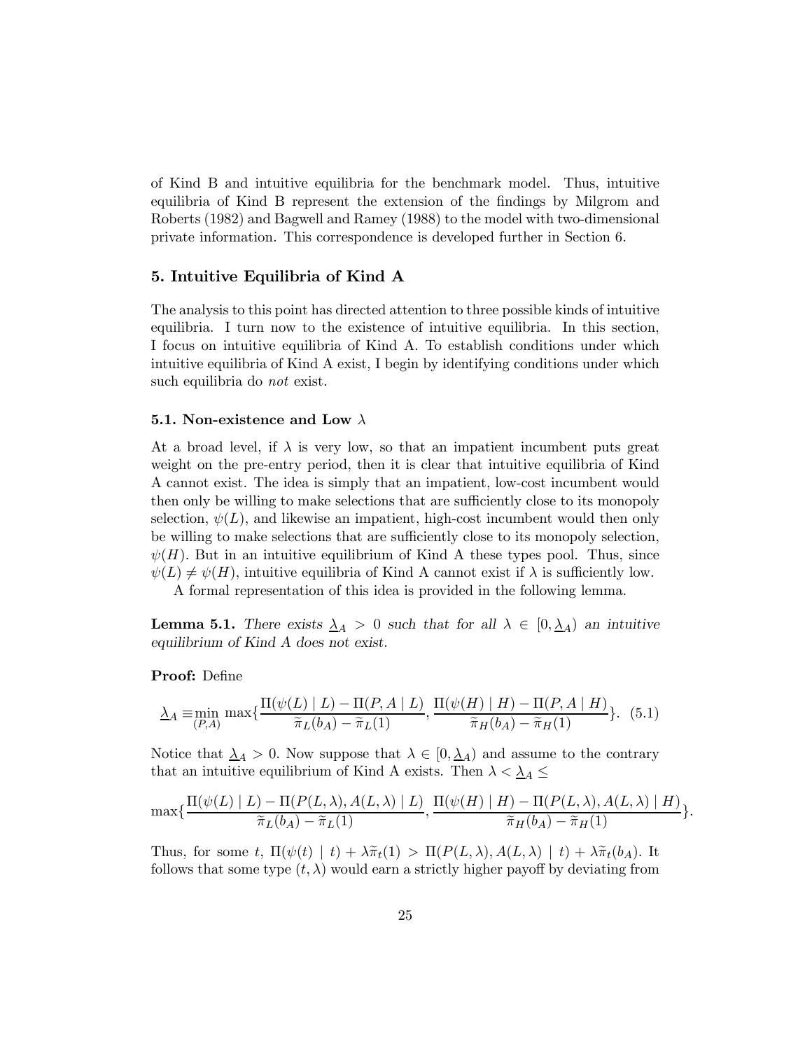of Kind B and intuitive equilibria for the benchmark model. Thus, intuitive equilibria of Kind B represent the extension of the findings by Milgrom and Roberts (1982) and Bagwell and Ramey (1988) to the model with two-dimensional private information. This correspondence is developed further in Section 6.

## 5. Intuitive Equilibria of Kind A

The analysis to this point has directed attention to three possible kinds of intuitive equilibria. I turn now to the existence of intuitive equilibria. In this section, I focus on intuitive equilibria of Kind A. To establish conditions under which intuitive equilibria of Kind A exist, I begin by identifying conditions under which such equilibria do *not* exist.

### 5.1. Non-existence and Low $\lambda$

At a broad level, if $\lambda$ is very low, so that an impatient incumbent puts great weight on the pre-entry period, then it is clear that intuitive equilibria of Kind A cannot exist. The idea is simply that an impatient, low-cost incumbent would then only be willing to make selections that are sufficiently close to its monopoly selection, $\psi(L)$, and likewise an impatient, high-cost incumbent would then only be willing to make selections that are sufficiently close to its monopoly selection, $\psi(H)$. But in an intuitive equilibrium of Kind A these types pool. Thus, since $\psi(L) \neq \psi(H)$, intuitive equilibria of Kind A cannot exist if $\lambda$ is sufficiently low.

A formal representation of this idea is provided in the following lemma.

**Lemma 5.1.** *There exists $\underline{\lambda}_A > 0$ such that for all $\lambda \in [0, \underline{\lambda}_A)$ an intuitive equilibrium of Kind A does not exist.*

**Proof:** Define

$$\underline{\lambda}_A \equiv \min_{(P,A)} \max\{\frac{\Pi(\psi(L) \mid L) - \Pi(P, A \mid L)}{\widetilde{\pi}_L(b_A) - \widetilde{\pi}_L(1)}, \frac{\Pi(\psi(H) \mid H) - \Pi(P, A \mid H)}{\widetilde{\pi}_H(b_A) - \widetilde{\pi}_H(1)}\}. \quad (5.1)$$

Notice that $\underline{\lambda}_A > 0$. Now suppose that $\lambda \in [0, \underline{\lambda}_A)$ and assume to the contrary that an intuitive equilibrium of Kind A exists. Then $\lambda < \underline{\lambda}_A \leq$

$$\max\{\frac{\Pi(\psi(L) \mid L) - \Pi(P(L, \lambda), A(L, \lambda) \mid L)}{\widetilde{\pi}_L(b_A) - \widetilde{\pi}_L(1)}, \frac{\Pi(\psi(H) \mid H) - \Pi(P(L, \lambda), A(L, \lambda) \mid H)}{\widetilde{\pi}_H(b_A) - \widetilde{\pi}_H(1)}\}.$$

Thus, for some $t$, $\Pi(\psi(t) \mid t) + \lambda\widetilde{\pi}_t(1) > \Pi(P(L, \lambda), A(L, \lambda) \mid t) + \lambda\widetilde{\pi}_t(b_A)$. It follows that some type $(t, \lambda)$ would earn a strictly higher payoff by deviating from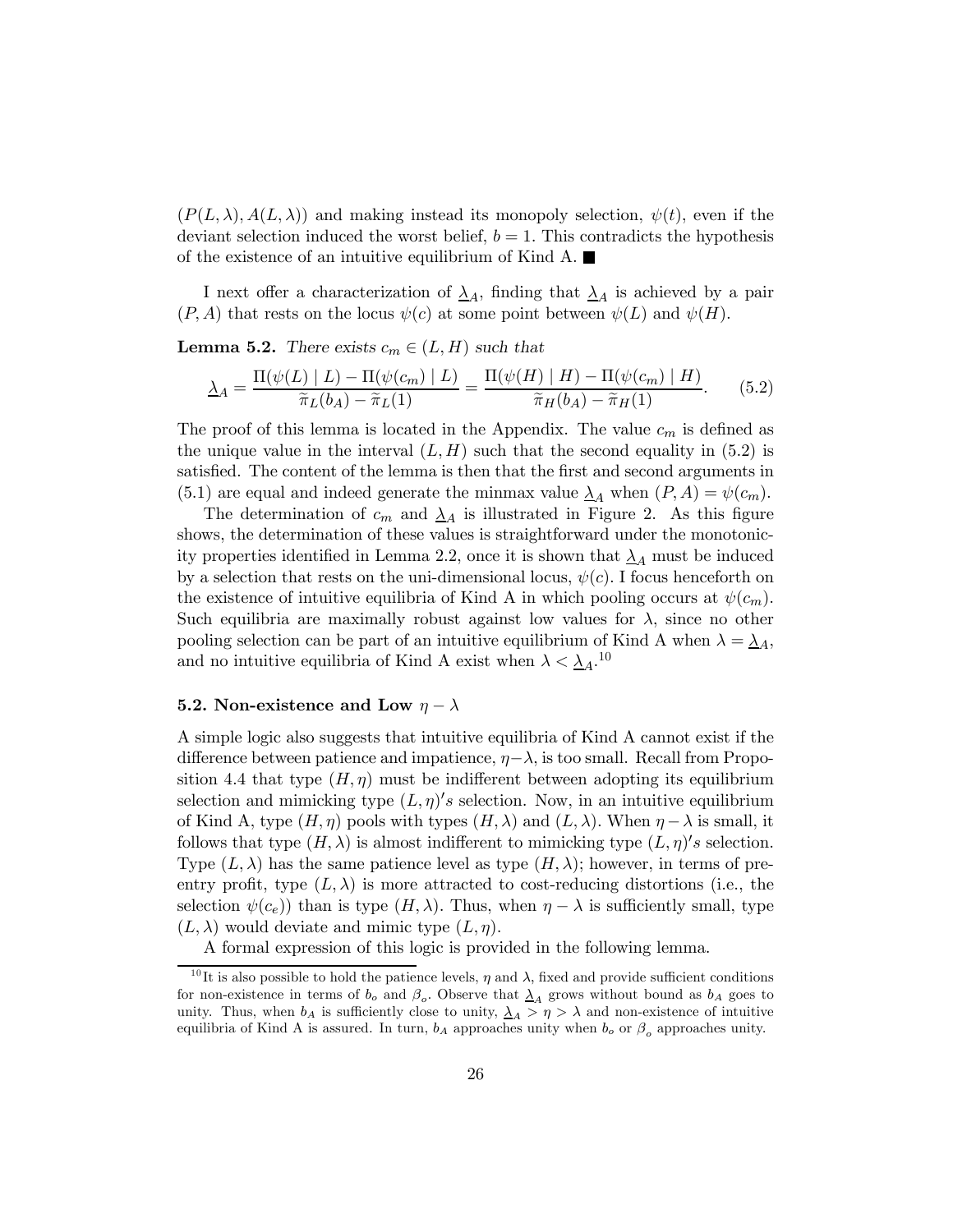$(P(L,\lambda), A(L,\lambda))$ and making instead its monopoly selection, $\psi(t)$, even if the deviant selection induced the worst belief, $b = 1$. This contradicts the hypothesis of the existence of an intuitive equilibrium of Kind A. ■

I next offer a characterization of $\underline{\lambda}_A$, finding that $\underline{\lambda}_A$ is achieved by a pair $(P, A)$ that rests on the locus $\psi(c)$ at some point between $\psi(L)$ and $\psi(H)$.

**Lemma 5.2.** *There exists $c_m \in (L, H)$ such that*

$$\underline{\lambda}_A = \frac{\Pi(\psi(L) \mid L) - \Pi(\psi(c_m) \mid L)}{\widetilde{\pi}_L(b_A) - \widetilde{\pi}_L(1)} = \frac{\Pi(\psi(H) \mid H) - \Pi(\psi(c_m) \mid H)}{\widetilde{\pi}_H(b_A) - \widetilde{\pi}_H(1)}. \tag{5.2}$$

The proof of this lemma is located in the Appendix. The value $c_m$ is defined as the unique value in the interval $(L, H)$ such that the second equality in (5.2) is satisfied. The content of the lemma is then that the first and second arguments in (5.1) are equal and indeed generate the minmax value $\underline{\lambda}_A$ when $(P, A) = \psi(c_m)$.

The determination of $c_m$ and $\underline{\lambda}_A$ is illustrated in Figure 2. As this figure shows, the determination of these values is straightforward under the monotonicity properties identified in Lemma 2.2, once it is shown that $\underline{\lambda}_A$ must be induced by a selection that rests on the uni-dimensional locus, $\psi(c)$. I focus henceforth on the existence of intuitive equilibria of Kind A in which pooling occurs at $\psi(c_m)$. Such equilibria are maximally robust against low values for $\lambda$, since no other pooling selection can be part of an intuitive equilibrium of Kind A when $\lambda = \underline{\lambda}_A$, and no intuitive equilibria of Kind A exist when $\lambda < \underline{\lambda}_A$.[10]

### 5.2. Non-existence and Low $\eta - \lambda$

A simple logic also suggests that intuitive equilibria of Kind A cannot exist if the difference between patience and impatience, $\eta - \lambda$, is too small. Recall from Proposition 4.4 that type $(H, \eta)$ must be indifferent between adopting its equilibrium selection and mimicking type $(L, \eta)'s$ selection. Now, in an intuitive equilibrium of Kind A, type $(H, \eta)$ pools with types $(H, \lambda)$ and $(L, \lambda)$. When $\eta - \lambda$ is small, it follows that type $(H, \lambda)$ is almost indifferent to mimicking type $(L, \eta)'s$ selection. Type $(L, \lambda)$ has the same patience level as type $(H, \lambda)$; however, in terms of pre-entry profit, type $(L, \lambda)$ is more attracted to cost-reducing distortions (i.e., the selection $\psi(c_e)$) than is type $(H, \lambda)$. Thus, when $\eta - \lambda$ is sufficiently small, type $(L, \lambda)$ would deviate and mimic type $(L, \eta)$.

A formal expression of this logic is provided in the following lemma.

[10] It is also possible to hold the patience levels, $\eta$ and $\lambda$, fixed and provide sufficient conditions for non-existence in terms of $b_o$ and $\beta_o$. Observe that $\underline{\lambda}_A$ grows without bound as $b_A$ goes to unity. Thus, when $b_A$ is sufficiently close to unity, $\underline{\lambda}_A > \eta > \lambda$ and non-existence of intuitive equilibria of Kind A is assured. In turn, $b_A$ approaches unity when $b_o$ or $\beta_o$ approaches unity.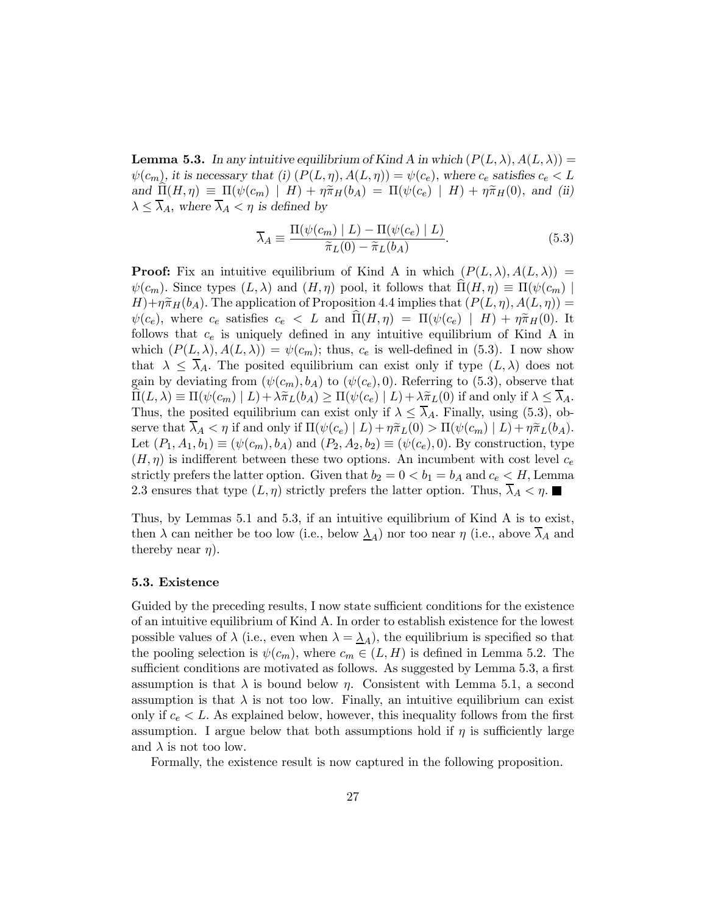**Lemma 5.3.** *In any intuitive equilibrium of Kind A in which $(P(L,\lambda), A(L,\lambda)) = \psi(c_m)$, it is necessary that (i) $(P(L,\eta), A(L,\eta)) = \psi(c_e)$, where $c_e$ satisfies $c_e < L$ and $\widehat{\Pi}(H,\eta) \equiv \Pi(\psi(c_m) \mid H) + \eta\widetilde{\pi}_H(b_A) = \Pi(\psi(c_e) \mid H) + \eta\widetilde{\pi}_H(0)$, and (ii) $\lambda \leq \overline{\lambda}_A$, where $\overline{\lambda}_A < \eta$ is defined by*

$$\overline{\lambda}_A \equiv \frac{\Pi(\psi(c_m) \mid L) - \Pi(\psi(c_e) \mid L)}{\widetilde{\pi}_L(0) - \widetilde{\pi}_L(b_A)}. \tag{5.3}$$

**Proof:** Fix an intuitive equilibrium of Kind A in which $(P(L,\lambda), A(L,\lambda)) = \psi(c_m)$. Since types $(L,\lambda)$ and $(H,\eta)$ pool, it follows that $\widehat{\Pi}(H,\eta) \equiv \Pi(\psi(c_m) \mid H) + \eta\widetilde{\pi}_H(b_A)$. The application of Proposition 4.4 implies that $(P(L,\eta), A(L,\eta)) = \psi(c_e)$, where $c_e$ satisfies $c_e < L$ and $\widehat{\Pi}(H,\eta) = \Pi(\psi(c_e) \mid H) + \eta\widetilde{\pi}_H(0)$. It follows that $c_e$ is uniquely defined in any intuitive equilibrium of Kind A in which $(P(L,\lambda), A(L,\lambda)) = \psi(c_m)$; thus, $c_e$ is well-defined in (5.3). I now show that $\lambda \leq \overline{\lambda}_A$. The posited equilibrium can exist only if type $(L,\lambda)$ does not gain by deviating from $(\psi(c_m), b_A)$ to $(\psi(c_e), 0)$. Referring to (5.3), observe that $\widehat{\Pi}(L,\lambda) \equiv \Pi(\psi(c_m) \mid L) + \lambda\widetilde{\pi}_L(b_A) \geq \Pi(\psi(c_e) \mid L) + \lambda\widetilde{\pi}_L(0)$ if and only if $\lambda \leq \overline{\lambda}_A$. Thus, the posited equilibrium can exist only if $\lambda \leq \overline{\lambda}_A$. Finally, using (5.3), observe that $\overline{\lambda}_A < \eta$ if and only if $\Pi(\psi(c_e) \mid L) + \eta\widetilde{\pi}_L(0) > \Pi(\psi(c_m) \mid L) + \eta\widetilde{\pi}_L(b_A)$. Let $(P_1, A_1, b_1) \equiv (\psi(c_m), b_A)$ and $(P_2, A_2, b_2) \equiv (\psi(c_e), 0)$. By construction, type $(H,\eta)$ is indifferent between these two options. An incumbent with cost level $c_e$ strictly prefers the latter option. Given that $b_2 = 0 < b_1 = b_A$ and $c_e < H$, Lemma 2.3 ensures that type $(L,\eta)$ strictly prefers the latter option. Thus, $\overline{\lambda}_A < \eta$. ■

Thus, by Lemmas 5.1 and 5.3, if an intuitive equilibrium of Kind A is to exist, then $\lambda$ can neither be too low (i.e., below $\underline{\lambda}_A$) nor too near $\eta$ (i.e., above $\overline{\lambda}_A$ and thereby near $\eta$).

### 5.3. Existence

Guided by the preceding results, I now state sufficient conditions for the existence of an intuitive equilibrium of Kind A. In order to establish existence for the lowest possible values of $\lambda$ (i.e., even when $\lambda = \underline{\lambda}_A$), the equilibrium is specified so that the pooling selection is $\psi(c_m)$, where $c_m \in (L, H)$ is defined in Lemma 5.2. The sufficient conditions are motivated as follows. As suggested by Lemma 5.3, a first assumption is that $\lambda$ is bound below $\eta$. Consistent with Lemma 5.1, a second assumption is that $\lambda$ is not too low. Finally, an intuitive equilibrium can exist only if $c_e < L$. As explained below, however, this inequality follows from the first assumption. I argue below that both assumptions hold if $\eta$ is sufficiently large and $\lambda$ is not too low.

Formally, the existence result is now captured in the following proposition.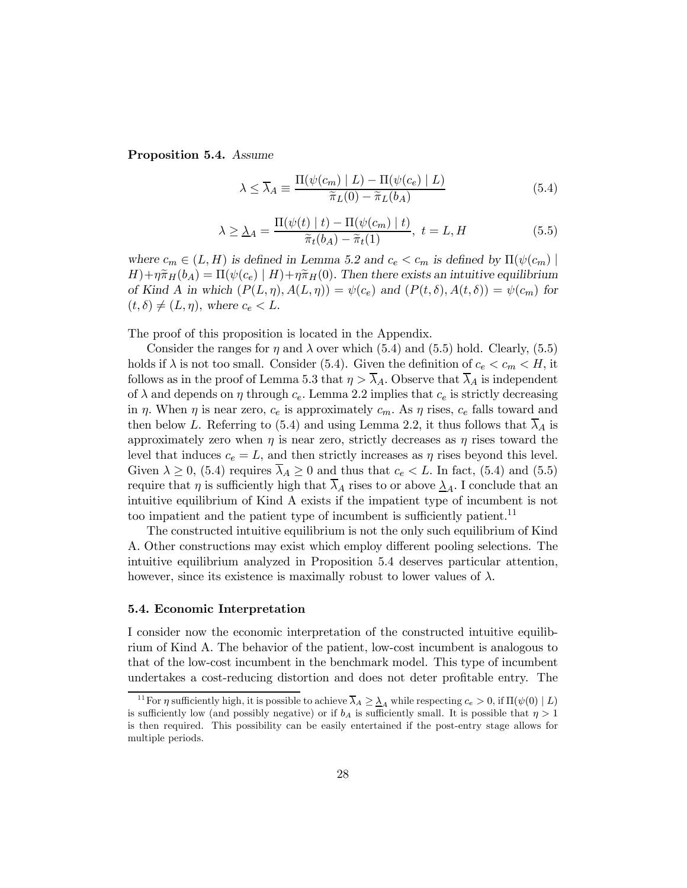**Proposition 5.4.** *Assume*

$$\lambda \leq \overline{\lambda}_A \equiv \frac{\Pi(\psi(c_m) \mid L) - \Pi(\psi(c_e) \mid L)}{\widetilde{\pi}_L(0) - \widetilde{\pi}_L(b_A)} \tag{5.4}$$

$$\lambda \geq \underline{\lambda}_A = \frac{\Pi(\psi(t) \mid t) - \Pi(\psi(c_m) \mid t)}{\widetilde{\pi}_t(b_A) - \widetilde{\pi}_t(1)},\ t = L, H \tag{5.5}$$

*where $c_m \in (L, H)$ is defined in Lemma 5.2 and $c_e < c_m$ is defined by $\Pi(\psi(c_m) \mid H) + \eta\widetilde{\pi}_H(b_A) = \Pi(\psi(c_e) \mid H) + \eta\widetilde{\pi}_H(0)$. Then there exists an intuitive equilibrium of Kind A in which $(P(L,\eta), A(L,\eta)) = \psi(c_e)$ and $(P(t,\delta), A(t,\delta)) = \psi(c_m)$ for $(t,\delta) \neq (L,\eta)$, where $c_e < L$.*

The proof of this proposition is located in the Appendix.

Consider the ranges for $\eta$ and $\lambda$ over which (5.4) and (5.5) hold. Clearly, (5.5) holds if $\lambda$ is not too small. Consider (5.4). Given the definition of $c_e < c_m < H$, it follows as in the proof of Lemma 5.3 that $\eta > \overline{\lambda}_A$. Observe that $\overline{\lambda}_A$ is independent of $\lambda$ and depends on $\eta$ through $c_e$. Lemma 2.2 implies that $c_e$ is strictly decreasing in $\eta$. When $\eta$ is near zero, $c_e$ is approximately $c_m$. As $\eta$ rises, $c_e$ falls toward and then below $L$. Referring to (5.4) and using Lemma 2.2, it thus follows that $\overline{\lambda}_A$ is approximately zero when $\eta$ is near zero, strictly decreases as $\eta$ rises toward the level that induces $c_e = L$, and then strictly increases as $\eta$ rises beyond this level. Given $\lambda \geq 0$, (5.4) requires $\overline{\lambda}_A \geq 0$ and thus that $c_e < L$. In fact, (5.4) and (5.5) require that $\eta$ is sufficiently high that $\overline{\lambda}_A$ rises to or above $\underline{\lambda}_A$. I conclude that an intuitive equilibrium of Kind A exists if the impatient type of incumbent is not too impatient and the patient type of incumbent is sufficiently patient.[11]

The constructed intuitive equilibrium is not the only such equilibrium of Kind A. Other constructions may exist which employ different pooling selections. The intuitive equilibrium analyzed in Proposition 5.4 deserves particular attention, however, since its existence is maximally robust to lower values of $\lambda$.

### 5.4. Economic Interpretation

I consider now the economic interpretation of the constructed intuitive equilibrium of Kind A. The behavior of the patient, low-cost incumbent is analogous to that of the low-cost incumbent in the benchmark model. This type of incumbent undertakes a cost-reducing distortion and does not deter profitable entry. The

[11] For $\eta$ sufficiently high, it is possible to achieve $\overline{\lambda}_A \geq \underline{\lambda}_A$ while respecting $c_e > 0$, if $\Pi(\psi(0) \mid L)$ is sufficiently low (and possibly negative) or if $b_A$ is sufficiently small. It is possible that $\eta > 1$ is then required. This possibility can be easily entertained if the post-entry stage allows for multiple periods.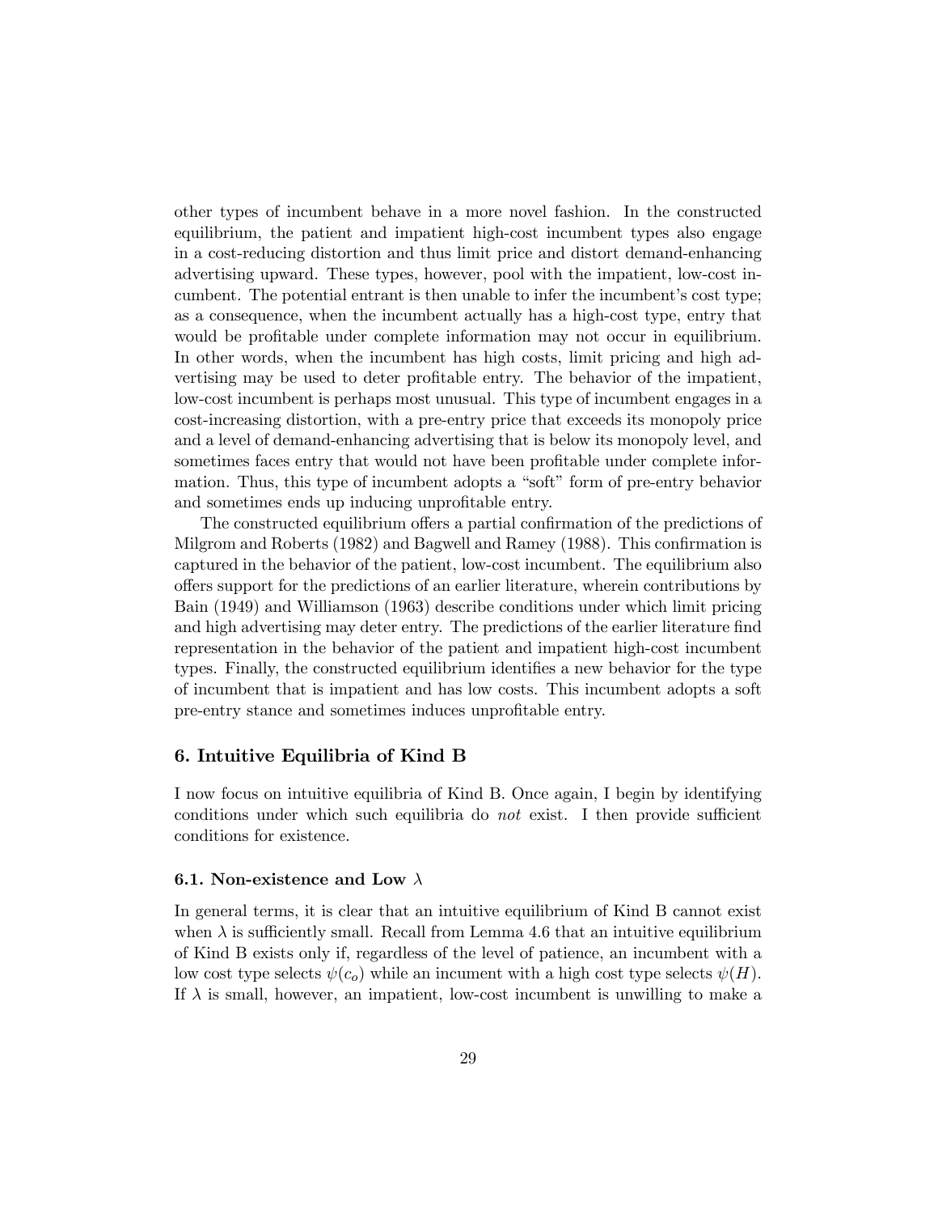other types of incumbent behave in a more novel fashion. In the constructed equilibrium, the patient and impatient high-cost incumbent types also engage in a cost-reducing distortion and thus limit price and distort demand-enhancing advertising upward. These types, however, pool with the impatient, low-cost incumbent. The potential entrant is then unable to infer the incumbent's cost type; as a consequence, when the incumbent actually has a high-cost type, entry that would be profitable under complete information may not occur in equilibrium. In other words, when the incumbent has high costs, limit pricing and high advertising may be used to deter profitable entry. The behavior of the impatient, low-cost incumbent is perhaps most unusual. This type of incumbent engages in a cost-increasing distortion, with a pre-entry price that exceeds its monopoly price and a level of demand-enhancing advertising that is below its monopoly level, and sometimes faces entry that would not have been profitable under complete information. Thus, this type of incumbent adopts a "soft" form of pre-entry behavior and sometimes ends up inducing unprofitable entry.

The constructed equilibrium offers a partial confirmation of the predictions of Milgrom and Roberts (1982) and Bagwell and Ramey (1988). This confirmation is captured in the behavior of the patient, low-cost incumbent. The equilibrium also offers support for the predictions of an earlier literature, wherein contributions by Bain (1949) and Williamson (1963) describe conditions under which limit pricing and high advertising may deter entry. The predictions of the earlier literature find representation in the behavior of the patient and impatient high-cost incumbent types. Finally, the constructed equilibrium identifies a new behavior for the type of incumbent that is impatient and has low costs. This incumbent adopts a soft pre-entry stance and sometimes induces unprofitable entry.

## 6. Intuitive Equilibria of Kind B

I now focus on intuitive equilibria of Kind B. Once again, I begin by identifying conditions under which such equilibria do *not* exist. I then provide sufficient conditions for existence.

### 6.1. Non-existence and Low $\lambda$

In general terms, it is clear that an intuitive equilibrium of Kind B cannot exist when $\lambda$ is sufficiently small. Recall from Lemma 4.6 that an intuitive equilibrium of Kind B exists only if, regardless of the level of patience, an incumbent with a low cost type selects $\psi(c_o)$ while an incument with a high cost type selects $\psi(H)$. If $\lambda$ is small, however, an impatient, low-cost incumbent is unwilling to make a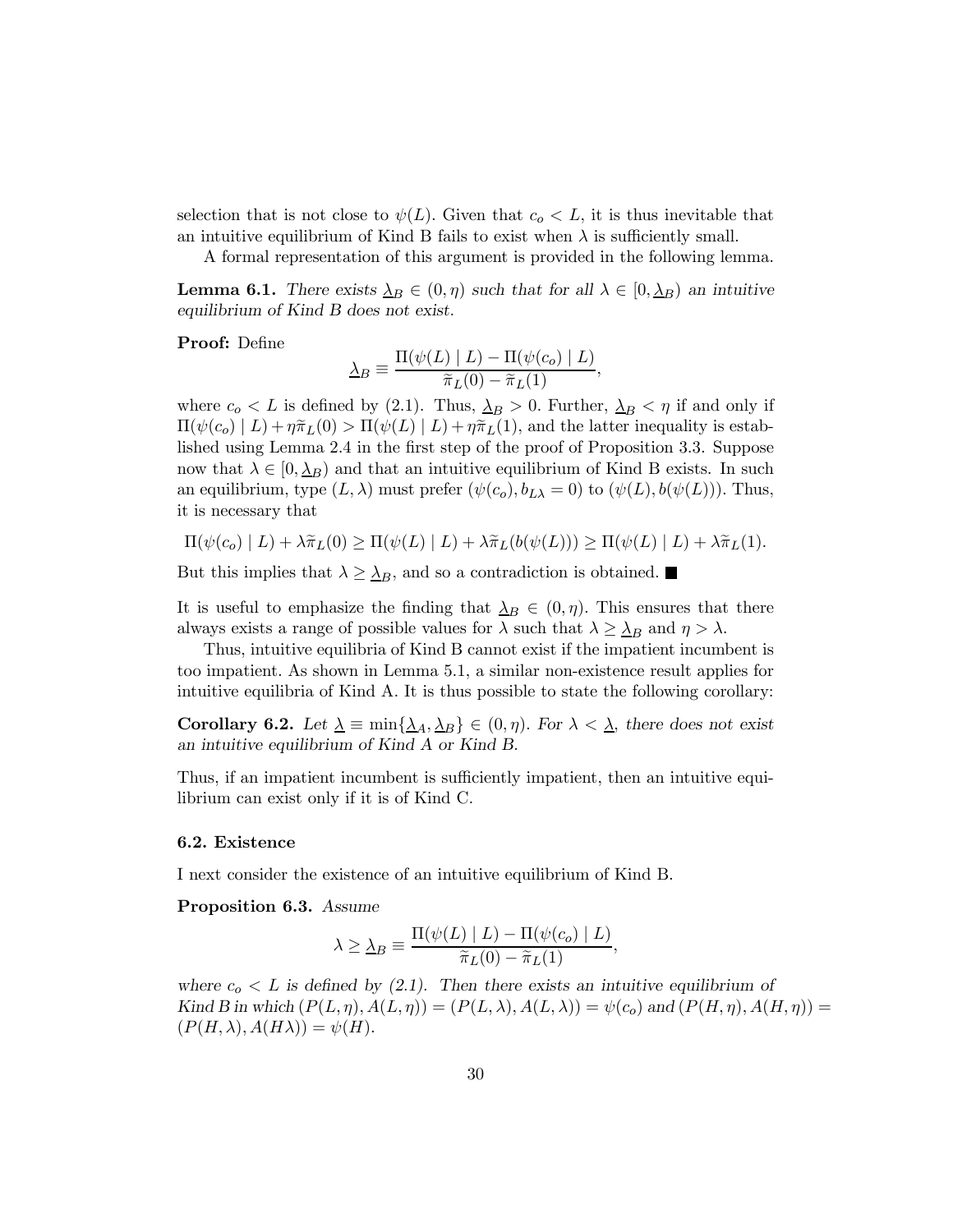selection that is not close to $\psi(L)$. Given that $c_o < L$, it is thus inevitable that an intuitive equilibrium of Kind B fails to exist when $\lambda$ is sufficiently small.

A formal representation of this argument is provided in the following lemma.

**Lemma 6.1.** *There exists $\underline{\lambda}_B \in (0, \eta)$ such that for all $\lambda \in [0, \underline{\lambda}_B)$ an intuitive equilibrium of Kind B does not exist.*

**Proof:** Define

$$\underline{\lambda}_B \equiv \frac{\Pi(\psi(L) \mid L) - \Pi(\psi(c_o) \mid L)}{\widetilde{\pi}_L(0) - \widetilde{\pi}_L(1)},$$

where $c_o < L$ is defined by (2.1). Thus, $\underline{\lambda}_B > 0$. Further, $\underline{\lambda}_B < \eta$ if and only if $\Pi(\psi(c_o) \mid L) + \eta\widetilde{\pi}_L(0) > \Pi(\psi(L) \mid L) + \eta\widetilde{\pi}_L(1)$, and the latter inequality is established using Lemma 2.4 in the first step of the proof of Proposition 3.3. Suppose now that $\lambda \in [0, \underline{\lambda}_B)$ and that an intuitive equilibrium of Kind B exists. In such an equilibrium, type $(L, \lambda)$ must prefer $(\psi(c_o), b_{L\lambda} = 0)$ to $(\psi(L), b(\psi(L)))$. Thus, it is necessary that

$$\Pi(\psi(c_o) \mid L) + \lambda\widetilde{\pi}_L(0) \geq \Pi(\psi(L) \mid L) + \lambda\widetilde{\pi}_L(b(\psi(L))) \geq \Pi(\psi(L) \mid L) + \lambda\widetilde{\pi}_L(1).$$

But this implies that $\lambda \geq \underline{\lambda}_B$, and so a contradiction is obtained. ■

It is useful to emphasize the finding that $\underline{\lambda}_B \in (0, \eta)$. This ensures that there always exists a range of possible values for $\lambda$ such that $\lambda \geq \underline{\lambda}_B$ and $\eta > \lambda$.

Thus, intuitive equilibria of Kind B cannot exist if the impatient incumbent is too impatient. As shown in Lemma 5.1, a similar non-existence result applies for intuitive equilibria of Kind A. It is thus possible to state the following corollary:

**Corollary 6.2.** *Let $\underline{\lambda} \equiv \min\{\underline{\lambda}_A, \underline{\lambda}_B\} \in (0, \eta)$. For $\lambda < \underline{\lambda}$, there does not exist an intuitive equilibrium of Kind A or Kind B.*

Thus, if an impatient incumbent is sufficiently impatient, then an intuitive equilibrium can exist only if it is of Kind C.

### 6.2. Existence

I next consider the existence of an intuitive equilibrium of Kind B.

**Proposition 6.3.** *Assume*

$$\lambda \geq \underline{\lambda}_B \equiv \frac{\Pi(\psi(L) \mid L) - \Pi(\psi(c_o) \mid L)}{\widetilde{\pi}_L(0) - \widetilde{\pi}_L(1)},$$

*where $c_o < L$ is defined by (2.1). Then there exists an intuitive equilibrium of Kind B in which $(P(L, \eta), A(L, \eta)) = (P(L, \lambda), A(L, \lambda)) = \psi(c_o)$ and $(P(H, \eta), A(H, \eta)) = (P(H, \lambda), A(H\lambda)) = \psi(H)$.*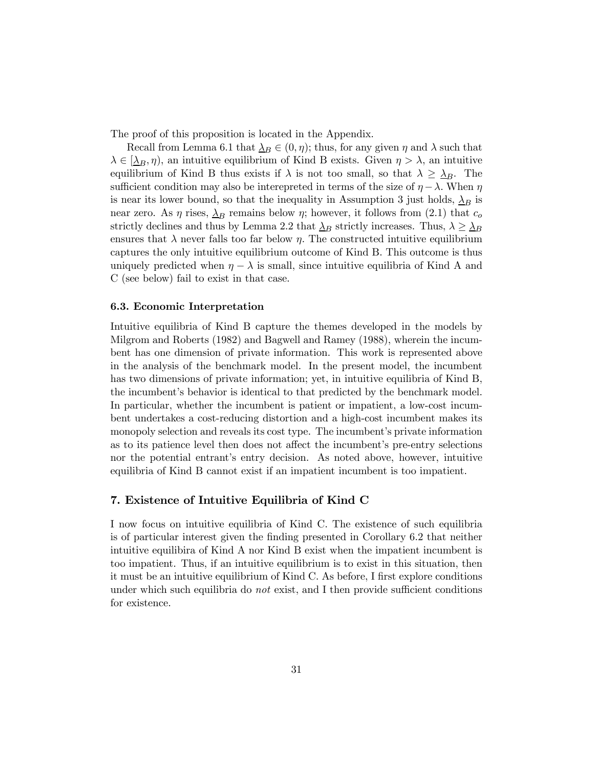The proof of this proposition is located in the Appendix.

Recall from Lemma 6.1 that $\underline{\lambda}_B \in (0, \eta)$; thus, for any given $\eta$ and $\lambda$ such that $\lambda \in [\underline{\lambda}_B, \eta)$, an intuitive equilibrium of Kind B exists. Given $\eta > \lambda$, an intuitive equilibrium of Kind B thus exists if $\lambda$ is not too small, so that $\lambda \geq \underline{\lambda}_B$. The sufficient condition may also be interepreted in terms of the size of $\eta - \lambda$. When $\eta$ is near its lower bound, so that the inequality in Assumption 3 just holds, $\underline{\lambda}_B$ is near zero. As $\eta$ rises, $\underline{\lambda}_B$ remains below $\eta$; however, it follows from (2.1) that $c_o$ strictly declines and thus by Lemma 2.2 that $\underline{\lambda}_B$ strictly increases. Thus, $\lambda \geq \underline{\lambda}_B$ ensures that $\lambda$ never falls too far below $\eta$. The constructed intuitive equilibrium captures the only intuitive equilibrium outcome of Kind B. This outcome is thus uniquely predicted when $\eta - \lambda$ is small, since intuitive equilibria of Kind A and C (see below) fail to exist in that case.

### 6.3. Economic Interpretation

Intuitive equilibria of Kind B capture the themes developed in the models by Milgrom and Roberts (1982) and Bagwell and Ramey (1988), wherein the incumbent has one dimension of private information. This work is represented above in the analysis of the benchmark model. In the present model, the incumbent has two dimensions of private information; yet, in intuitive equilibria of Kind B, the incumbent's behavior is identical to that predicted by the benchmark model. In particular, whether the incumbent is patient or impatient, a low-cost incumbent undertakes a cost-reducing distortion and a high-cost incumbent makes its monopoly selection and reveals its cost type. The incumbent's private information as to its patience level then does not affect the incumbent's pre-entry selections nor the potential entrant's entry decision. As noted above, however, intuitive equilibria of Kind B cannot exist if an impatient incumbent is too impatient.

## 7. Existence of Intuitive Equilibria of Kind C

I now focus on intuitive equilibria of Kind C. The existence of such equilibria is of particular interest given the finding presented in Corollary 6.2 that neither intuitive equilibira of Kind A nor Kind B exist when the impatient incumbent is too impatient. Thus, if an intuitive equilibrium is to exist in this situation, then it must be an intuitive equilibrium of Kind C. As before, I first explore conditions under which such equilibria do *not* exist, and I then provide sufficient conditions for existence.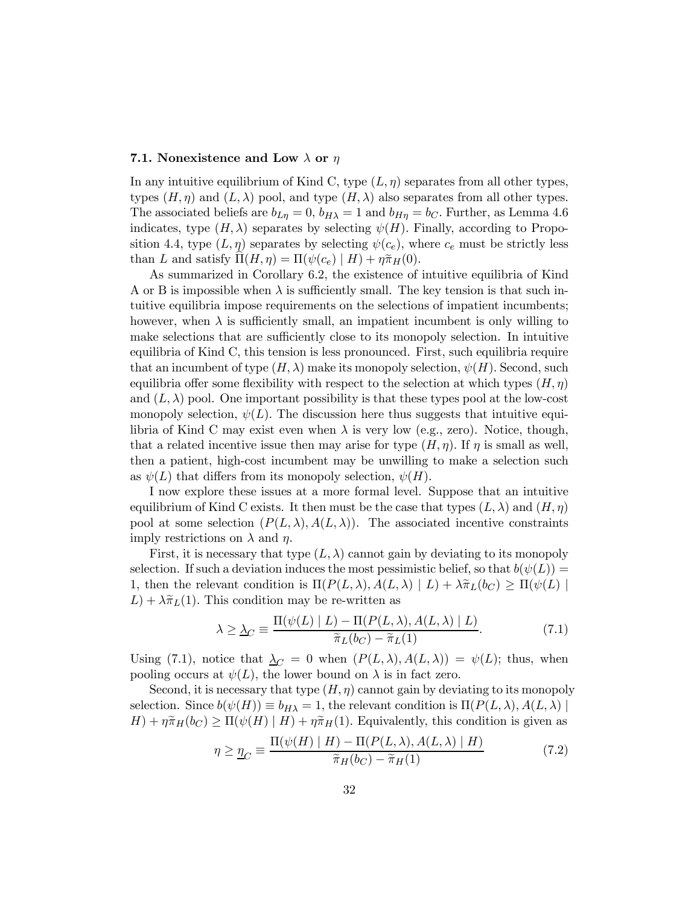### 7.1. Nonexistence and Low $\lambda$ or $\eta$

In any intuitive equilibrium of Kind C, type $(L, \eta)$ separates from all other types, types $(H, \eta)$ and $(L, \lambda)$ pool, and type $(H, \lambda)$ also separates from all other types. The associated beliefs are $b_{L\eta} = 0$, $b_{H\lambda} = 1$ and $b_{H\eta} = b_C$. Further, as Lemma 4.6 indicates, type $(H, \lambda)$ separates by selecting $\psi(H)$. Finally, according to Proposition 4.4, type $(L, \eta)$ separates by selecting $\psi(c_e)$, where $c_e$ must be strictly less than $L$ and satisfy $\widehat{\Pi}(H, \eta) = \Pi(\psi(c_e) \mid H) + \eta\widetilde{\pi}_H(0)$.

As summarized in Corollary 6.2, the existence of intuitive equilibria of Kind A or B is impossible when $\lambda$ is sufficiently small. The key tension is that such intuitive equilibria impose requirements on the selections of impatient incumbents; however, when $\lambda$ is sufficiently small, an impatient incumbent is only willing to make selections that are sufficiently close to its monopoly selection. In intuitive equilibria of Kind C, this tension is less pronounced. First, such equilibria require that an incumbent of type $(H, \lambda)$ make its monopoly selection, $\psi(H)$. Second, such equilibria offer some flexibility with respect to the selection at which types $(H, \eta)$ and $(L, \lambda)$ pool. One important possibility is that these types pool at the low-cost monopoly selection, $\psi(L)$. The discussion here thus suggests that intuitive equilibria of Kind C may exist even when $\lambda$ is very low (e.g., zero). Notice, though, that a related incentive issue then may arise for type $(H, \eta)$. If $\eta$ is small as well, then a patient, high-cost incumbent may be unwilling to make a selection such as $\psi(L)$ that differs from its monopoly selection, $\psi(H)$.

I now explore these issues at a more formal level. Suppose that an intuitive equilibrium of Kind C exists. It then must be the case that types $(L, \lambda)$ and $(H, \eta)$ pool at some selection $(P(L, \lambda), A(L, \lambda))$. The associated incentive constraints imply restrictions on $\lambda$ and $\eta$.

First, it is necessary that type $(L, \lambda)$ cannot gain by deviating to its monopoly selection. If such a deviation induces the most pessimistic belief, so that $b(\psi(L)) = 1$, then the relevant condition is $\Pi(P(L, \lambda), A(L, \lambda) \mid L) + \lambda\widetilde{\pi}_L(b_C) \geq \Pi(\psi(L) \mid L) + \lambda\widetilde{\pi}_L(1)$. This condition may be re-written as

$$\lambda \geq \underline{\lambda}_C \equiv \frac{\Pi(\psi(L) \mid L) - \Pi(P(L, \lambda), A(L, \lambda) \mid L)}{\widetilde{\pi}_L(b_C) - \widetilde{\pi}_L(1)}. \tag{7.1}$$

Using (7.1), notice that $\underline{\lambda}_C = 0$ when $(P(L, \lambda), A(L, \lambda)) = \psi(L)$; thus, when pooling occurs at $\psi(L)$, the lower bound on $\lambda$ is in fact zero.

Second, it is necessary that type $(H, \eta)$ cannot gain by deviating to its monopoly selection. Since $b(\psi(H)) \equiv b_{H\lambda} = 1$, the relevant condition is $\Pi(P(L, \lambda), A(L, \lambda) \mid H) + \eta\widetilde{\pi}_H(b_C) \geq \Pi(\psi(H) \mid H) + \eta\widetilde{\pi}_H(1)$. Equivalently, this condition is given as

$$\eta \geq \underline{\eta}_C \equiv \frac{\Pi(\psi(H) \mid H) - \Pi(P(L, \lambda), A(L, \lambda) \mid H)}{\widetilde{\pi}_H(b_C) - \widetilde{\pi}_H(1)} \tag{7.2}$$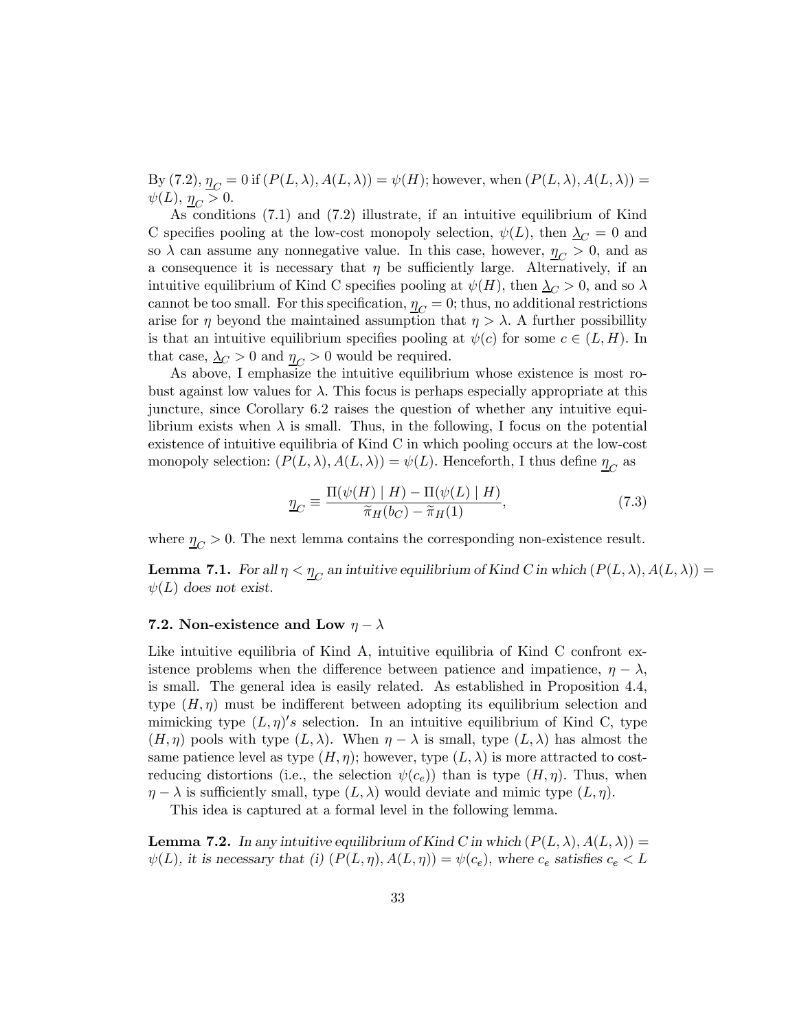By (7.2), $\underline{\eta}_C = 0$ if $(P(L,\lambda), A(L,\lambda)) = \psi(H)$; however, when $(P(L,\lambda), A(L,\lambda)) = \psi(L)$, $\underline{\eta}_C > 0$.

As conditions (7.1) and (7.2) illustrate, if an intuitive equilibrium of Kind C specifies pooling at the low-cost monopoly selection, $\psi(L)$, then $\underline{\lambda}_C = 0$ and so $\lambda$ can assume any nonnegative value. In this case, however, $\underline{\eta}_C > 0$, and as a consequence it is necessary that $\eta$ be sufficiently large. Alternatively, if an intuitive equilibrium of Kind C specifies pooling at $\psi(H)$, then $\underline{\lambda}_C > 0$, and so $\lambda$ cannot be too small. For this specification, $\underline{\eta}_C = 0$; thus, no additional restrictions arise for $\eta$ beyond the maintained assumption that $\eta > \lambda$. A further possibillity is that an intuitive equilibrium specifies pooling at $\psi(c)$ for some $c \in (L, H)$. In that case, $\underline{\lambda}_C > 0$ and $\underline{\eta}_C > 0$ would be required.

As above, I emphasize the intuitive equilibrium whose existence is most robust against low values for $\lambda$. This focus is perhaps especially appropriate at this juncture, since Corollary 6.2 raises the question of whether any intuitive equilibrium exists when $\lambda$ is small. Thus, in the following, I focus on the potential existence of intuitive equilibria of Kind C in which pooling occurs at the low-cost monopoly selection: $(P(L,\lambda), A(L,\lambda)) = \psi(L)$. Henceforth, I thus define $\underline{\eta}_C$ as

$$\underline{\eta}_C \equiv \frac{\Pi(\psi(H) \mid H) - \Pi(\psi(L) \mid H)}{\widetilde{\pi}_H(b_C) - \widetilde{\pi}_H(1)}, \tag{7.3}$$

where $\underline{\eta}_C > 0$. The next lemma contains the corresponding non-existence result.

**Lemma 7.1.** *For all $\eta < \underline{\eta}_C$ an intuitive equilibrium of Kind C in which $(P(L,\lambda), A(L,\lambda)) = \psi(L)$ does not exist.*

### 7.2. Non-existence and Low $\eta - \lambda$

Like intuitive equilibria of Kind A, intuitive equilibria of Kind C confront existence problems when the difference between patience and impatience, $\eta - \lambda$, is small. The general idea is easily related. As established in Proposition 4.4, type $(H, \eta)$ must be indifferent between adopting its equilibrium selection and mimicking type $(L, \eta)'s$ selection. In an intuitive equilibrium of Kind C, type $(H, \eta)$ pools with type $(L, \lambda)$. When $\eta - \lambda$ is small, type $(L, \lambda)$ has almost the same patience level as type $(H, \eta)$; however, type $(L, \lambda)$ is more attracted to cost-reducing distortions (i.e., the selection $\psi(c_e)$) than is type $(H, \eta)$. Thus, when $\eta - \lambda$ is sufficiently small, type $(L, \lambda)$ would deviate and mimic type $(L, \eta)$.

This idea is captured at a formal level in the following lemma.

**Lemma 7.2.** *In any intuitive equilibrium of Kind C in which $(P(L,\lambda), A(L,\lambda)) = \psi(L)$, it is necessary that (i) $(P(L,\eta), A(L,\eta)) = \psi(c_e)$, where $c_e$ satisfies $c_e < L$*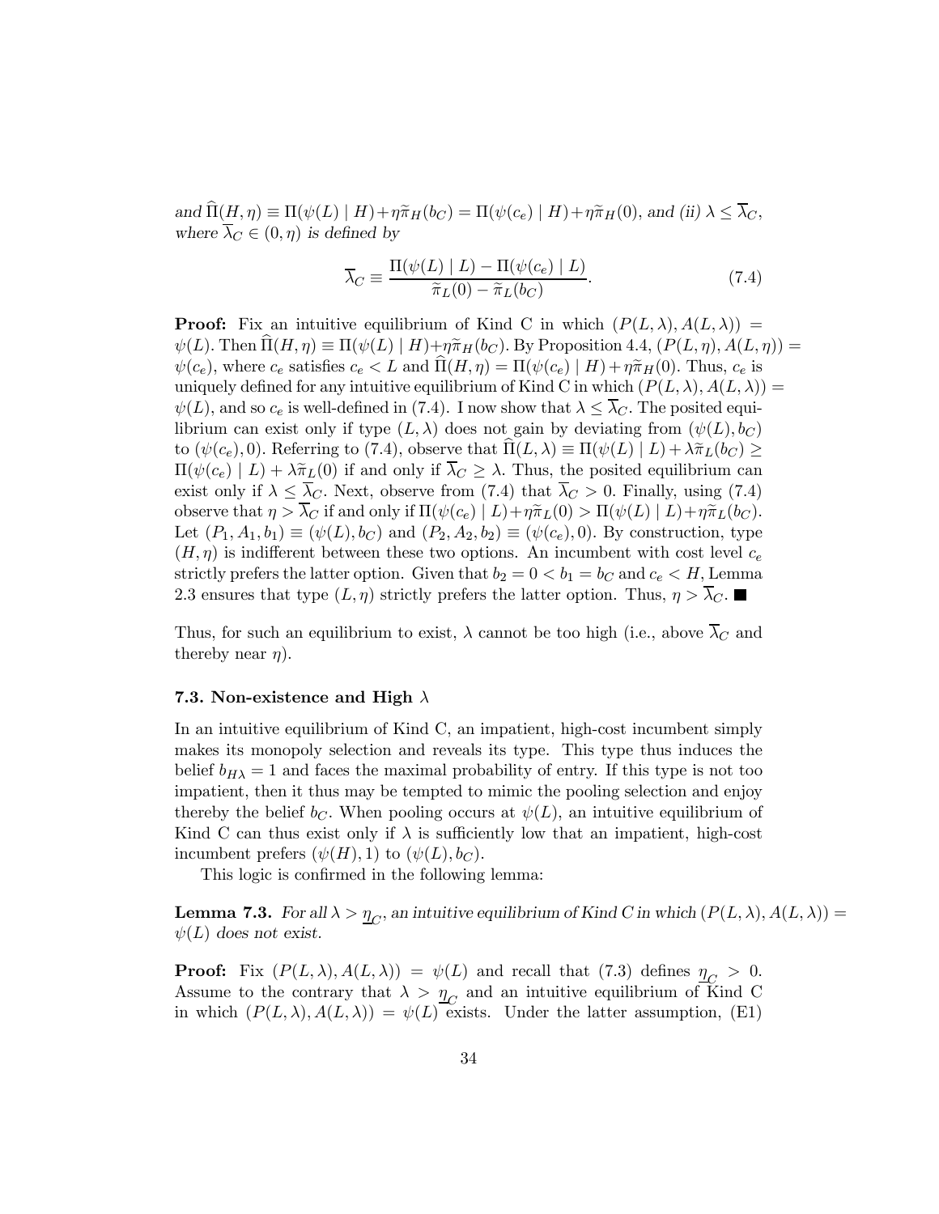*and* $\widehat{\Pi}(H,\eta) \equiv \Pi(\psi(L) \mid H) + \eta\widetilde{\pi}_H(b_C) = \Pi(\psi(c_e) \mid H) + \eta\widetilde{\pi}_H(0)$, *and (ii)* $\lambda \leq \overline{\lambda}_C$, *where* $\overline{\lambda}_C \in (0,\eta)$ *is defined by*

$$\overline{\lambda}_C \equiv \frac{\Pi(\psi(L) \mid L) - \Pi(\psi(c_e) \mid L)}{\widetilde{\pi}_L(0) - \widetilde{\pi}_L(b_C)}. \tag{7.4}$$

**Proof:** Fix an intuitive equilibrium of Kind C in which $(P(L,\lambda), A(L,\lambda)) = \psi(L)$. Then $\widehat{\Pi}(H,\eta) \equiv \Pi(\psi(L) \mid H) + \eta\widetilde{\pi}_H(b_C)$. By Proposition 4.4, $(P(L,\eta), A(L,\eta)) = \psi(c_e)$, where $c_e$ satisfies $c_e < L$ and $\widehat{\Pi}(H,\eta) = \Pi(\psi(c_e) \mid H) + \eta\widetilde{\pi}_H(0)$. Thus, $c_e$ is uniquely defined for any intuitive equilibrium of Kind C in which $(P(L,\lambda), A(L,\lambda)) = \psi(L)$, and so $c_e$ is well-defined in (7.4). I now show that $\lambda \leq \overline{\lambda}_C$. The posited equilibrium can exist only if type $(L,\lambda)$ does not gain by deviating from $(\psi(L), b_C)$ to $(\psi(c_e), 0)$. Referring to (7.4), observe that $\widehat{\Pi}(L,\lambda) \equiv \Pi(\psi(L) \mid L) + \lambda\widetilde{\pi}_L(b_C) \geq \Pi(\psi(c_e) \mid L) + \lambda\widetilde{\pi}_L(0)$ if and only if $\overline{\lambda}_C \geq \lambda$. Thus, the posited equilibrium can exist only if $\lambda \leq \overline{\lambda}_C$. Next, observe from (7.4) that $\overline{\lambda}_C > 0$. Finally, using (7.4) observe that $\eta > \overline{\lambda}_C$ if and only if $\Pi(\psi(c_e) \mid L) + \eta\widetilde{\pi}_L(0) > \Pi(\psi(L) \mid L) + \eta\widetilde{\pi}_L(b_C)$. Let $(P_1, A_1, b_1) \equiv (\psi(L), b_C)$ and $(P_2, A_2, b_2) \equiv (\psi(c_e), 0)$. By construction, type $(H,\eta)$ is indifferent between these two options. An incumbent with cost level $c_e$ strictly prefers the latter option. Given that $b_2 = 0 < b_1 = b_C$ and $c_e < H$, Lemma 2.3 ensures that type $(L,\eta)$ strictly prefers the latter option. Thus, $\eta > \overline{\lambda}_C$. ■

Thus, for such an equilibrium to exist, $\lambda$ cannot be too high (i.e., above $\overline{\lambda}_C$ and thereby near $\eta$).

### 7.3. Non-existence and High $\lambda$

In an intuitive equilibrium of Kind C, an impatient, high-cost incumbent simply makes its monopoly selection and reveals its type. This type thus induces the belief $b_{H\lambda} = 1$ and faces the maximal probability of entry. If this type is not too impatient, then it thus may be tempted to mimic the pooling selection and enjoy thereby the belief $b_C$. When pooling occurs at $\psi(L)$, an intuitive equilibrium of Kind C can thus exist only if $\lambda$ is sufficiently low that an impatient, high-cost incumbent prefers $(\psi(H), 1)$ to $(\psi(L), b_C)$.

This logic is confirmed in the following lemma:

**Lemma 7.3.** *For all* $\lambda > \underline{\eta}_C$, *an intuitive equilibrium of Kind C in which* $(P(L,\lambda), A(L,\lambda)) = \psi(L)$ *does not exist.*

**Proof:** Fix $(P(L,\lambda), A(L,\lambda)) = \psi(L)$ and recall that (7.3) defines $\underline{\eta}_C > 0$. Assume to the contrary that $\lambda > \underline{\eta}_C$ and an intuitive equilibrium of Kind C in which $(P(L,\lambda), A(L,\lambda)) = \psi(L)$ exists. Under the latter assumption, (E1)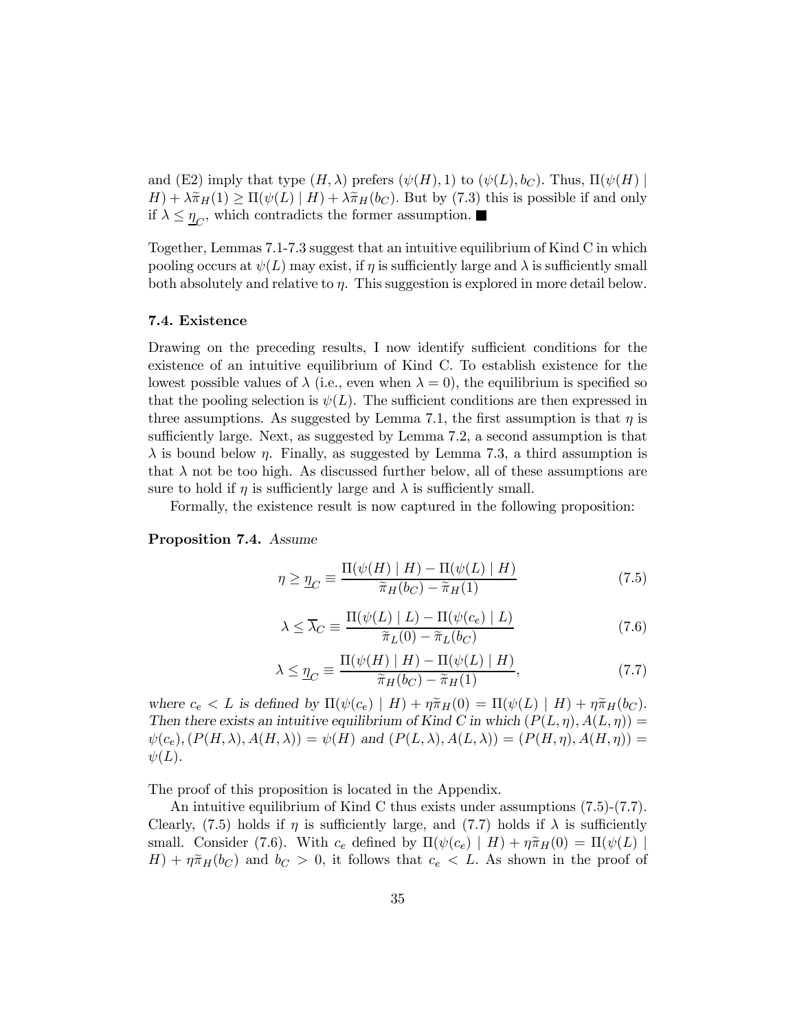and (E2) imply that type $(H, \lambda)$ prefers $(\psi(H), 1)$ to $(\psi(L), b_C)$. Thus, $\Pi(\psi(H) \mid H) + \lambda\widetilde{\pi}_H(1) \geq \Pi(\psi(L) \mid H) + \lambda\widetilde{\pi}_H(b_C)$. But by (7.3) this is possible if and only if $\lambda \leq \underline{\eta}_C$, which contradicts the former assumption. ■

Together, Lemmas 7.1-7.3 suggest that an intuitive equilibrium of Kind C in which pooling occurs at $\psi(L)$ may exist, if $\eta$ is sufficiently large and $\lambda$ is sufficiently small both absolutely and relative to $\eta$. This suggestion is explored in more detail below.

### 7.4. Existence

Drawing on the preceding results, I now identify sufficient conditions for the existence of an intuitive equilibrium of Kind C. To establish existence for the lowest possible values of $\lambda$ (i.e., even when $\lambda = 0$), the equilibrium is specified so that the pooling selection is $\psi(L)$. The sufficient conditions are then expressed in three assumptions. As suggested by Lemma 7.1, the first assumption is that $\eta$ is sufficiently large. Next, as suggested by Lemma 7.2, a second assumption is that $\lambda$ is bound below $\eta$. Finally, as suggested by Lemma 7.3, a third assumption is that $\lambda$ not be too high. As discussed further below, all of these assumptions are sure to hold if $\eta$ is sufficiently large and $\lambda$ is sufficiently small.

Formally, the existence result is now captured in the following proposition:

**Proposition 7.4.** *Assume*

$$\eta \geq \underline{\eta}_C \equiv \frac{\Pi(\psi(H) \mid H) - \Pi(\psi(L) \mid H)}{\widetilde{\pi}_H(b_C) - \widetilde{\pi}_H(1)} \tag{7.5}$$

$$\lambda \leq \overline{\lambda}_C \equiv \frac{\Pi(\psi(L) \mid L) - \Pi(\psi(c_e) \mid L)}{\widetilde{\pi}_L(0) - \widetilde{\pi}_L(b_C)} \tag{7.6}$$

$$\lambda \leq \underline{\eta}_C \equiv \frac{\Pi(\psi(H) \mid H) - \Pi(\psi(L) \mid H)}{\widetilde{\pi}_H(b_C) - \widetilde{\pi}_H(1)}, \tag{7.7}$$

*where $c_e < L$ is defined by $\Pi(\psi(c_e) \mid H) + \eta\widetilde{\pi}_H(0) = \Pi(\psi(L) \mid H) + \eta\widetilde{\pi}_H(b_C)$. Then there exists an intuitive equilibrium of Kind C in which $(P(L, \eta), A(L, \eta)) = \psi(c_e)$, $(P(H, \lambda), A(H, \lambda)) = \psi(H)$ and $(P(L, \lambda), A(L, \lambda)) = (P(H, \eta), A(H, \eta)) = \psi(L)$.*

The proof of this proposition is located in the Appendix.

An intuitive equilibrium of Kind C thus exists under assumptions (7.5)-(7.7). Clearly, (7.5) holds if $\eta$ is sufficiently large, and (7.7) holds if $\lambda$ is sufficiently small. Consider (7.6). With $c_e$ defined by $\Pi(\psi(c_e) \mid H) + \eta\widetilde{\pi}_H(0) = \Pi(\psi(L) \mid H) + \eta\widetilde{\pi}_H(b_C)$ and $b_C > 0$, it follows that $c_e < L$. As shown in the proof of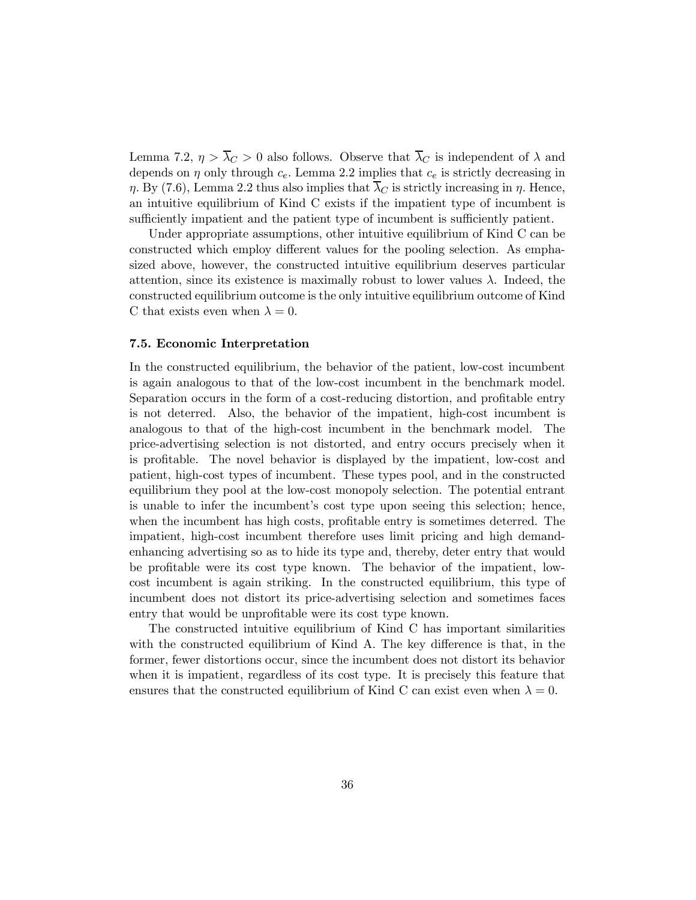Lemma 7.2, $\eta > \overline{\lambda}_C > 0$ also follows. Observe that $\overline{\lambda}_C$ is independent of $\lambda$ and depends on $\eta$ only through $c_e$. Lemma 2.2 implies that $c_e$ is strictly decreasing in $\eta$. By (7.6), Lemma 2.2 thus also implies that $\overline{\lambda}_C$ is strictly increasing in $\eta$. Hence, an intuitive equilibrium of Kind C exists if the impatient type of incumbent is sufficiently impatient and the patient type of incumbent is sufficiently patient.

Under appropriate assumptions, other intuitive equilibrium of Kind C can be constructed which employ different values for the pooling selection. As emphasized above, however, the constructed intuitive equilibrium deserves particular attention, since its existence is maximally robust to lower values $\lambda$. Indeed, the constructed equilibrium outcome is the only intuitive equilibrium outcome of Kind C that exists even when $\lambda = 0$.

### 7.5. Economic Interpretation

In the constructed equilibrium, the behavior of the patient, low-cost incumbent is again analogous to that of the low-cost incumbent in the benchmark model. Separation occurs in the form of a cost-reducing distortion, and profitable entry is not deterred. Also, the behavior of the impatient, high-cost incumbent is analogous to that of the high-cost incumbent in the benchmark model. The price-advertising selection is not distorted, and entry occurs precisely when it is profitable. The novel behavior is displayed by the impatient, low-cost and patient, high-cost types of incumbent. These types pool, and in the constructed equilibrium they pool at the low-cost monopoly selection. The potential entrant is unable to infer the incumbent's cost type upon seeing this selection; hence, when the incumbent has high costs, profitable entry is sometimes deterred. The impatient, high-cost incumbent therefore uses limit pricing and high demand-enhancing advertising so as to hide its type and, thereby, deter entry that would be profitable were its cost type known. The behavior of the impatient, low-cost incumbent is again striking. In the constructed equilibrium, this type of incumbent does not distort its price-advertising selection and sometimes faces entry that would be unprofitable were its cost type known.

The constructed intuitive equilibrium of Kind C has important similarities with the constructed equilibrium of Kind A. The key difference is that, in the former, fewer distortions occur, since the incumbent does not distort its behavior when it is impatient, regardless of its cost type. It is precisely this feature that ensures that the constructed equilibrium of Kind C can exist even when $\lambda = 0$.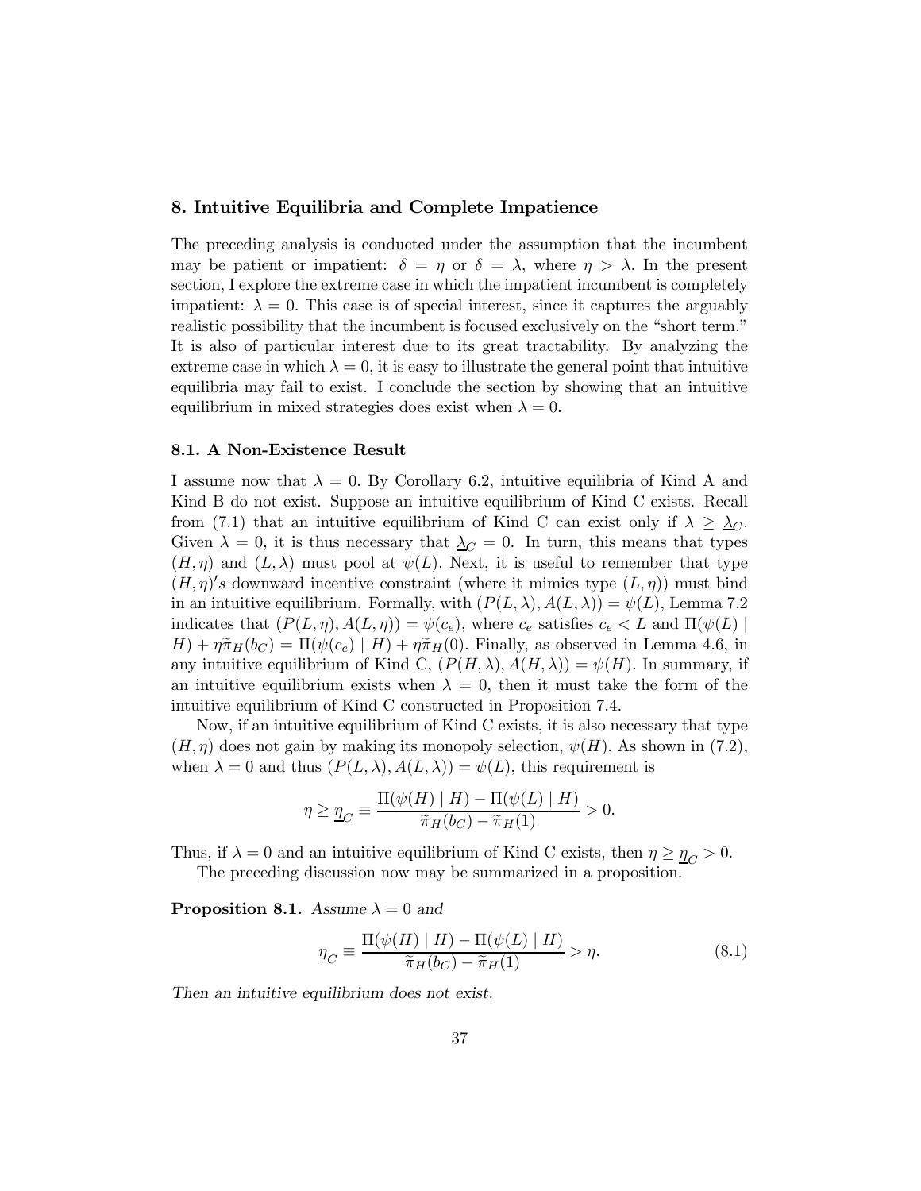## 8. Intuitive Equilibria and Complete Impatience

The preceding analysis is conducted under the assumption that the incumbent may be patient or impatient: $\delta = \eta$ or $\delta = \lambda$, where $\eta > \lambda$. In the present section, I explore the extreme case in which the impatient incumbent is completely impatient: $\lambda = 0$. This case is of special interest, since it captures the arguably realistic possibility that the incumbent is focused exclusively on the "short term." It is also of particular interest due to its great tractability. By analyzing the extreme case in which $\lambda = 0$, it is easy to illustrate the general point that intuitive equilibria may fail to exist. I conclude the section by showing that an intuitive equilibrium in mixed strategies does exist when $\lambda = 0$.

### 8.1. A Non-Existence Result

I assume now that $\lambda = 0$. By Corollary 6.2, intuitive equilibria of Kind A and Kind B do not exist. Suppose an intuitive equilibrium of Kind C exists. Recall from (7.1) that an intuitive equilibrium of Kind C can exist only if $\lambda \geq \underline{\lambda}_C$. Given $\lambda = 0$, it is thus necessary that $\underline{\lambda}_C = 0$. In turn, this means that types $(H, \eta)$ and $(L, \lambda)$ must pool at $\psi(L)$. Next, it is useful to remember that type $(H, \eta)'s$ downward incentive constraint (where it mimics type $(L, \eta)$) must bind in an intuitive equilibrium. Formally, with $(P(L, \lambda), A(L, \lambda)) = \psi(L)$, Lemma 7.2 indicates that $(P(L, \eta), A(L, \eta)) = \psi(c_e)$, where $c_e$ satisfies $c_e < L$ and $\Pi(\psi(L) \mid H) + \eta\widetilde{\pi}_H(b_C) = \Pi(\psi(c_e) \mid H) + \eta\widetilde{\pi}_H(0)$. Finally, as observed in Lemma 4.6, in any intuitive equilibrium of Kind C, $(P(H, \lambda), A(H, \lambda)) = \psi(H)$. In summary, if an intuitive equilibrium exists when $\lambda = 0$, then it must take the form of the intuitive equilibrium of Kind C constructed in Proposition 7.4.

Now, if an intuitive equilibrium of Kind C exists, it is also necessary that type $(H, \eta)$ does not gain by making its monopoly selection, $\psi(H)$. As shown in (7.2), when $\lambda = 0$ and thus $(P(L, \lambda), A(L, \lambda)) = \psi(L)$, this requirement is

$$\eta \geq \underline{\eta}_C \equiv \frac{\Pi(\psi(H) \mid H) - \Pi(\psi(L) \mid H)}{\widetilde{\pi}_H(b_C) - \widetilde{\pi}_H(1)} > 0.$$

Thus, if $\lambda = 0$ and an intuitive equilibrium of Kind C exists, then $\eta \geq \underline{\eta}_C > 0$.

The preceding discussion now may be summarized in a proposition.

**Proposition 8.1.** *Assume $\lambda = 0$ and*

$$\underline{\eta}_C \equiv \frac{\Pi(\psi(H) \mid H) - \Pi(\psi(L) \mid H)}{\widetilde{\pi}_H(b_C) - \widetilde{\pi}_H(1)} > \eta. \tag{8.1}$$

*Then an intuitive equilibrium does not exist.*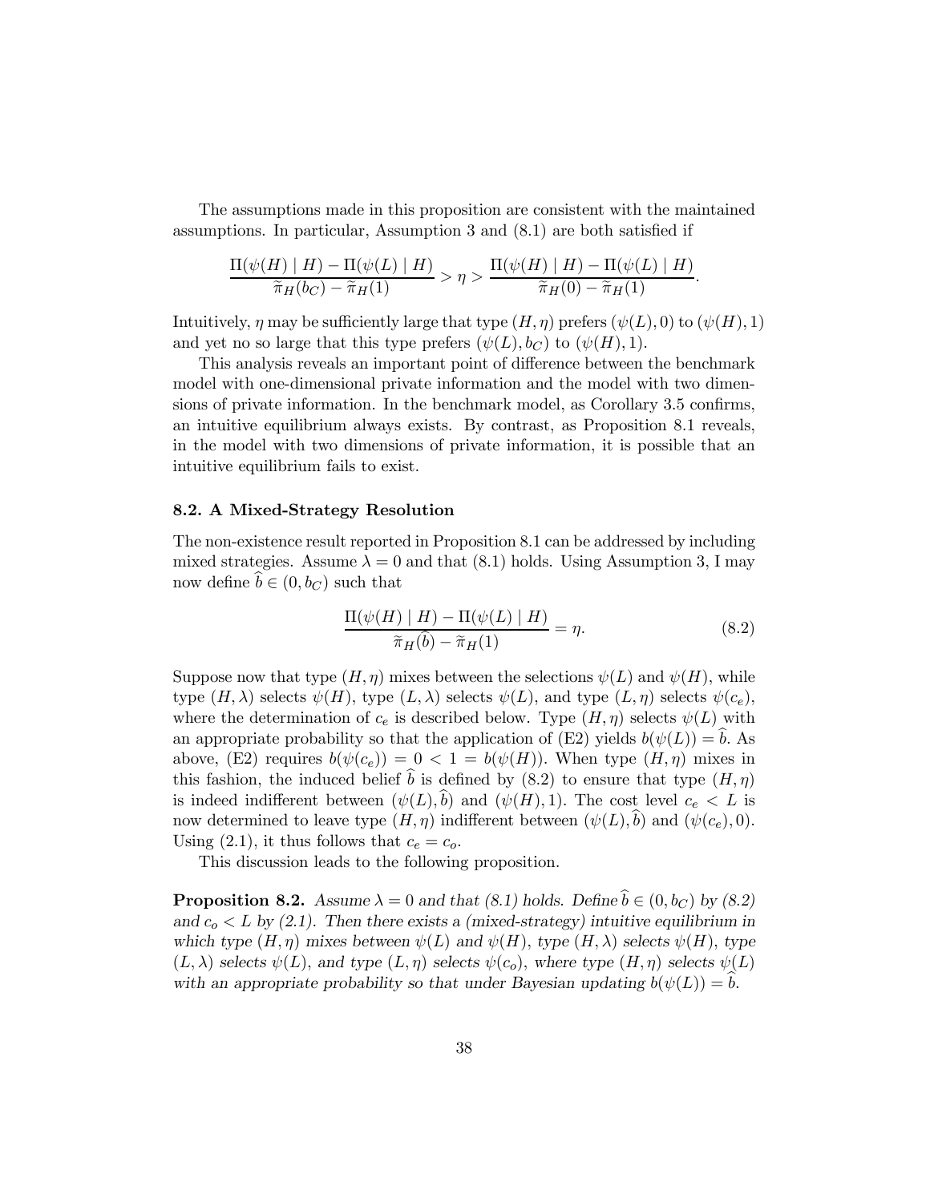The assumptions made in this proposition are consistent with the maintained assumptions. In particular, Assumption 3 and (8.1) are both satisfied if

$$\frac{\Pi(\psi(H) \mid H) - \Pi(\psi(L) \mid H)}{\widetilde{\pi}_H(b_C) - \widetilde{\pi}_H(1)} > \eta > \frac{\Pi(\psi(H) \mid H) - \Pi(\psi(L) \mid H)}{\widetilde{\pi}_H(0) - \widetilde{\pi}_H(1)}.$$

Intuitively, $\eta$ may be sufficiently large that type $(H, \eta)$ prefers $(\psi(L), 0)$ to $(\psi(H), 1)$ and yet no so large that this type prefers $(\psi(L), b_C)$ to $(\psi(H), 1)$.

This analysis reveals an important point of difference between the benchmark model with one-dimensional private information and the model with two dimensions of private information. In the benchmark model, as Corollary 3.5 confirms, an intuitive equilibrium always exists. By contrast, as Proposition 8.1 reveals, in the model with two dimensions of private information, it is possible that an intuitive equilibrium fails to exist.

### 8.2. A Mixed-Strategy Resolution

The non-existence result reported in Proposition 8.1 can be addressed by including mixed strategies. Assume $\lambda = 0$ and that (8.1) holds. Using Assumption 3, I may now define $\widehat{b} \in (0, b_C)$ such that

$$\frac{\Pi(\psi(H) \mid H) - \Pi(\psi(L) \mid H)}{\widetilde{\pi}_H(\widehat{b}) - \widetilde{\pi}_H(1)} = \eta. \tag{8.2}$$

Suppose now that type $(H, \eta)$ mixes between the selections $\psi(L)$ and $\psi(H)$, while type $(H, \lambda)$ selects $\psi(H)$, type $(L, \lambda)$ selects $\psi(L)$, and type $(L, \eta)$ selects $\psi(c_e)$, where the determination of $c_e$ is described below. Type $(H, \eta)$ selects $\psi(L)$ with an appropriate probability so that the application of (E2) yields $b(\psi(L)) = \widehat{b}$. As above, (E2) requires $b(\psi(c_e)) = 0 < 1 = b(\psi(H))$. When type $(H, \eta)$ mixes in this fashion, the induced belief $\widehat{b}$ is defined by (8.2) to ensure that type $(H, \eta)$ is indeed indifferent between $(\psi(L), \widehat{b})$ and $(\psi(H), 1)$. The cost level $c_e < L$ is now determined to leave type $(H, \eta)$ indifferent between $(\psi(L), \widehat{b})$ and $(\psi(c_e), 0)$. Using (2.1), it thus follows that $c_e = c_o$.

This discussion leads to the following proposition.

**Proposition 8.2.** *Assume $\lambda = 0$ and that (8.1) holds. Define $\widehat{b} \in (0, b_C)$ by (8.2) and $c_o < L$ by (2.1). Then there exists a (mixed-strategy) intuitive equilibrium in which type $(H, \eta)$ mixes between $\psi(L)$ and $\psi(H)$, type $(H, \lambda)$ selects $\psi(H)$, type $(L, \lambda)$ selects $\psi(L)$, and type $(L, \eta)$ selects $\psi(c_o)$, where type $(H, \eta)$ selects $\psi(L)$ with an appropriate probability so that under Bayesian updating $b(\psi(L)) = \widehat{b}$.*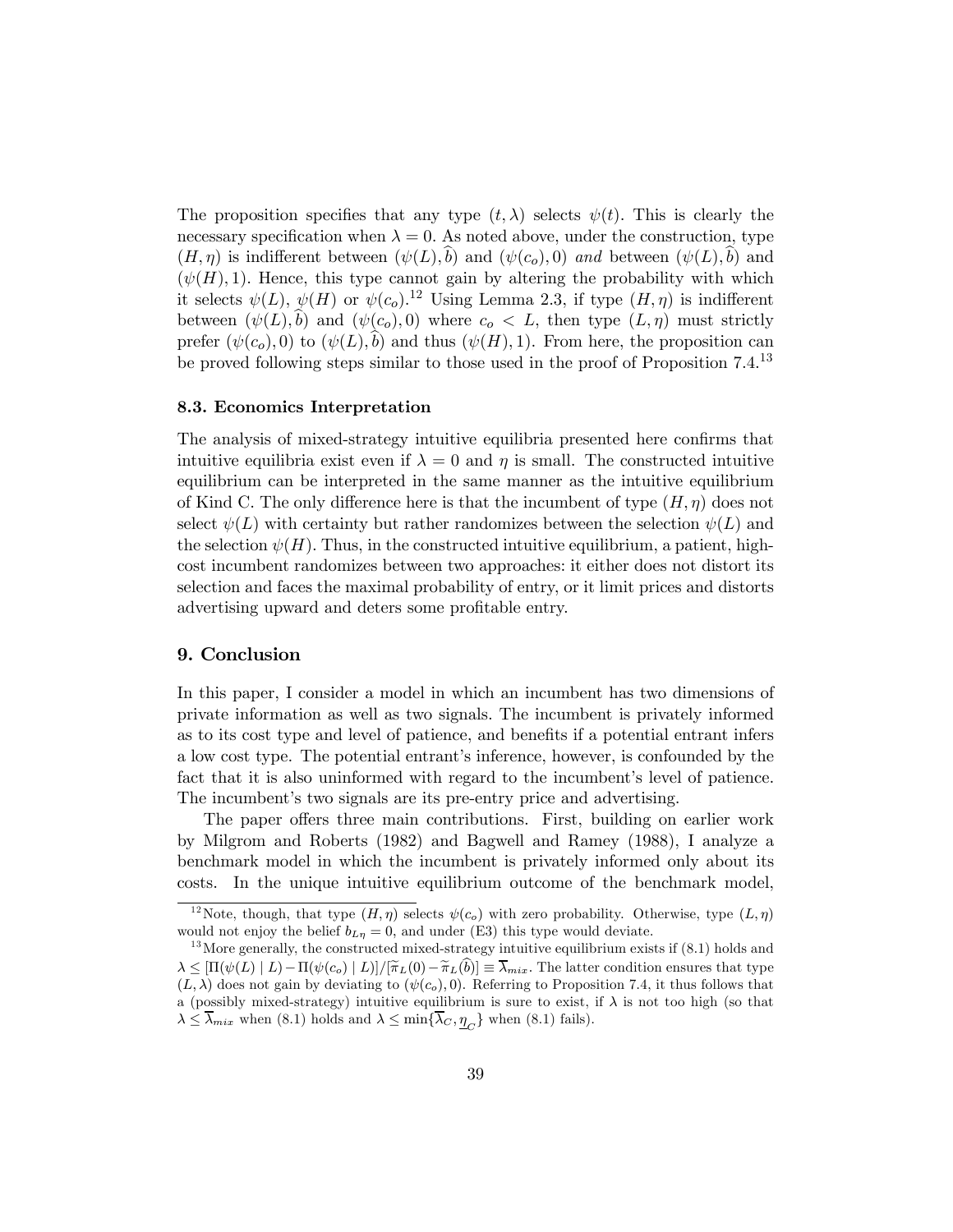The proposition specifies that any type $(t, \lambda)$ selects $\psi(t)$. This is clearly the necessary specification when $\lambda = 0$. As noted above, under the construction, type $(H, \eta)$ is indifferent between $(\psi(L), \widehat{b})$ and $(\psi(c_o), 0)$ *and* between $(\psi(L), \widehat{b})$ and $(\psi(H), 1)$. Hence, this type cannot gain by altering the probability with which it selects $\psi(L)$, $\psi(H)$ or $\psi(c_o)$.[12] Using Lemma 2.3, if type $(H, \eta)$ is indifferent between $(\psi(L), \widehat{b})$ and $(\psi(c_o), 0)$ where $c_o < L$, then type $(L, \eta)$ must strictly prefer $(\psi(c_o), 0)$ to $(\psi(L), \widehat{b})$ and thus $(\psi(H), 1)$. From here, the proposition can be proved following steps similar to those used in the proof of Proposition 7.4.[13]

### 8.3. Economics Interpretation

The analysis of mixed-strategy intuitive equilibria presented here confirms that intuitive equilibria exist even if $\lambda = 0$ and $\eta$ is small. The constructed intuitive equilibrium can be interpreted in the same manner as the intuitive equilibrium of Kind C. The only difference here is that the incumbent of type $(H, \eta)$ does not select $\psi(L)$ with certainty but rather randomizes between the selection $\psi(L)$ and the selection $\psi(H)$. Thus, in the constructed intuitive equilibrium, a patient, high-cost incumbent randomizes between two approaches: it either does not distort its selection and faces the maximal probability of entry, or it limit prices and distorts advertising upward and deters some profitable entry.

## 9. Conclusion

In this paper, I consider a model in which an incumbent has two dimensions of private information as well as two signals. The incumbent is privately informed as to its cost type and level of patience, and benefits if a potential entrant infers a low cost type. The potential entrant's inference, however, is confounded by the fact that it is also uninformed with regard to the incumbent's level of patience. The incumbent's two signals are its pre-entry price and advertising.

The paper offers three main contributions. First, building on earlier work by Milgrom and Roberts (1982) and Bagwell and Ramey (1988), I analyze a benchmark model in which the incumbent is privately informed only about its costs. In the unique intuitive equilibrium outcome of the benchmark model,

---

[12] Note, though, that type $(H, \eta)$ selects $\psi(c_o)$ with zero probability. Otherwise, type $(L, \eta)$ would not enjoy the belief $b_{L\eta} = 0$, and under (E3) this type would deviate.

[13] More generally, the constructed mixed-strategy intuitive equilibrium exists if (8.1) holds and $\lambda \leq [\Pi(\psi(L) \mid L) - \Pi(\psi(c_o) \mid L)]/[\widetilde{\pi}_L(0) - \widetilde{\pi}_L(\widehat{b})] \equiv \overline{\lambda}_{mix}$. The latter condition ensures that type $(L, \lambda)$ does not gain by deviating to $(\psi(c_o), 0)$. Referring to Proposition 7.4, it thus follows that a (possibly mixed-strategy) intuitive equilibrium is sure to exist, if $\lambda$ is not too high (so that $\lambda \leq \overline{\lambda}_{mix}$ when (8.1) holds and $\lambda \leq \min\{\overline{\lambda}_C, \underline{\eta}_C\}$ when (8.1) fails).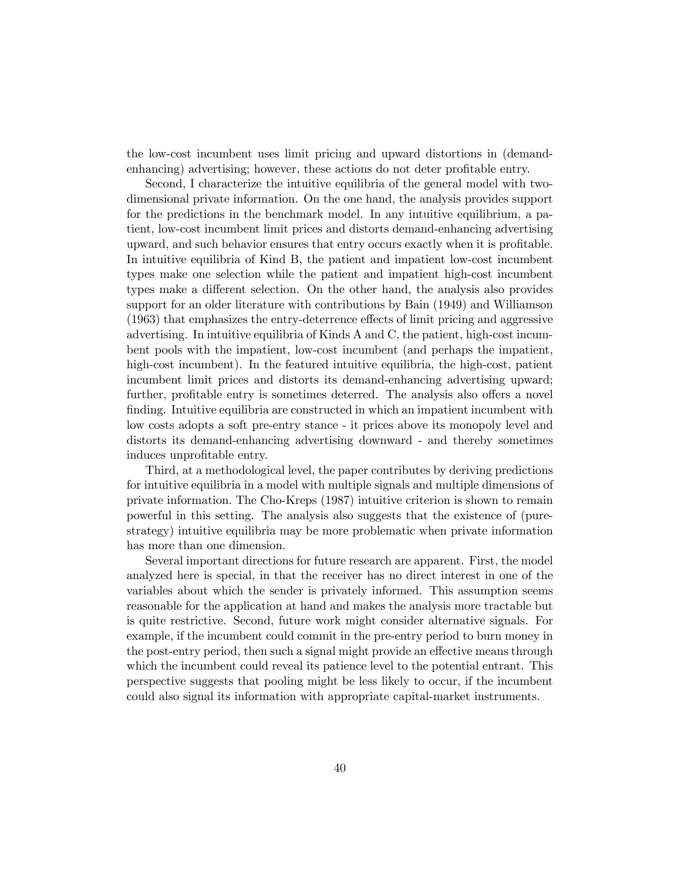the low-cost incumbent uses limit pricing and upward distortions in (demand-enhancing) advertising; however, these actions do not deter profitable entry.

Second, I characterize the intuitive equilibria of the general model with two-dimensional private information. On the one hand, the analysis provides support for the predictions in the benchmark model. In any intuitive equilibrium, a patient, low-cost incumbent limit prices and distorts demand-enhancing advertising upward, and such behavior ensures that entry occurs exactly when it is profitable. In intuitive equilibria of Kind B, the patient and impatient low-cost incumbent types make one selection while the patient and impatient high-cost incumbent types make a different selection. On the other hand, the analysis also provides support for an older literature with contributions by Bain (1949) and Williamson (1963) that emphasizes the entry-deterrence effects of limit pricing and aggressive advertising. In intuitive equilibria of Kinds A and C, the patient, high-cost incumbent pools with the impatient, low-cost incumbent (and perhaps the impatient, high-cost incumbent). In the featured intuitive equilibria, the high-cost, patient incumbent limit prices and distorts its demand-enhancing advertising upward; further, profitable entry is sometimes deterred. The analysis also offers a novel finding. Intuitive equilibria are constructed in which an impatient incumbent with low costs adopts a soft pre-entry stance - it prices above its monopoly level and distorts its demand-enhancing advertising downward - and thereby sometimes induces unprofitable entry.

Third, at a methodological level, the paper contributes by deriving predictions for intuitive equilibria in a model with multiple signals and multiple dimensions of private information. The Cho-Kreps (1987) intuitive criterion is shown to remain powerful in this setting. The analysis also suggests that the existence of (pure-strategy) intuitive equilibria may be more problematic when private information has more than one dimension.

Several important directions for future research are apparent. First, the model analyzed here is special, in that the receiver has no direct interest in one of the variables about which the sender is privately informed. This assumption seems reasonable for the application at hand and makes the analysis more tractable but is quite restrictive. Second, future work might consider alternative signals. For example, if the incumbent could commit in the pre-entry period to burn money in the post-entry period, then such a signal might provide an effective means through which the incumbent could reveal its patience level to the potential entrant. This perspective suggests that pooling might be less likely to occur, if the incumbent could also signal its information with appropriate capital-market instruments.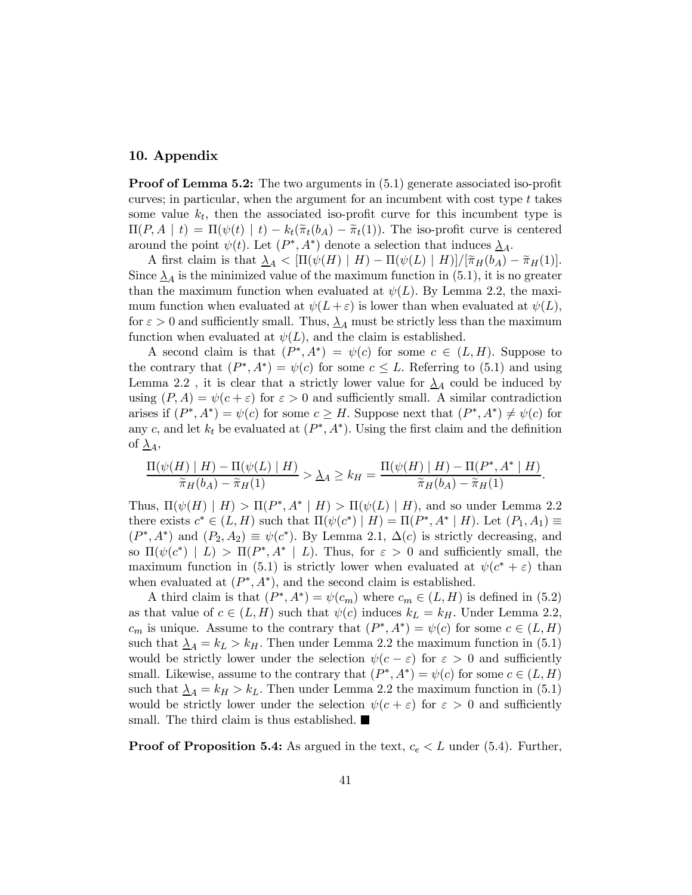## 10. Appendix

**Proof of Lemma 5.2:** The two arguments in (5.1) generate associated iso-profit curves; in particular, when the argument for an incumbent with cost type $t$ takes some value $k_t$, then the associated iso-profit curve for this incumbent type is $\Pi(P, A \mid t) = \Pi(\psi(t) \mid t) - k_t(\widetilde{\pi}_t(b_A) - \widetilde{\pi}_t(1))$. The iso-profit curve is centered around the point $\psi(t)$. Let $(P^*, A^*)$ denote a selection that induces $\underline{\lambda}_A$.

A first claim is that $\underline{\lambda}_A < [\Pi(\psi(H) \mid H) - \Pi(\psi(L) \mid H)]/[\widetilde{\pi}_H(b_A) - \widetilde{\pi}_H(1)]$. Since $\underline{\lambda}_A$ is the minimized value of the maximum function in (5.1), it is no greater than the maximum function when evaluated at $\psi(L)$. By Lemma 2.2, the maximum function when evaluated at $\psi(L+\varepsilon)$ is lower than when evaluated at $\psi(L)$, for $\varepsilon > 0$ and sufficiently small. Thus, $\underline{\lambda}_A$ must be strictly less than the maximum function when evaluated at $\psi(L)$, and the claim is established.

A second claim is that $(P^*, A^*) = \psi(c)$ for some $c \in (L, H)$. Suppose to the contrary that $(P^*, A^*) = \psi(c)$ for some $c \leq L$. Referring to (5.1) and using Lemma 2.2 , it is clear that a strictly lower value for $\underline{\lambda}_A$ could be induced by using $(P, A) = \psi(c + \varepsilon)$ for $\varepsilon > 0$ and sufficiently small. A similar contradiction arises if $(P^*, A^*) = \psi(c)$ for some $c \geq H$. Suppose next that $(P^*, A^*) \neq \psi(c)$ for any $c$, and let $k_t$ be evaluated at $(P^*, A^*)$. Using the first claim and the definition of $\underline{\lambda}_A$,

$$\frac{\Pi(\psi(H) \mid H) - \Pi(\psi(L) \mid H)}{\widetilde{\pi}_H(b_A) - \widetilde{\pi}_H(1)} > \underline{\lambda}_A \geq k_H = \frac{\Pi(\psi(H) \mid H) - \Pi(P^*, A^* \mid H)}{\widetilde{\pi}_H(b_A) - \widetilde{\pi}_H(1)}.$$

Thus, $\Pi(\psi(H) \mid H) > \Pi(P^*, A^* \mid H) > \Pi(\psi(L) \mid H)$, and so under Lemma 2.2 there exists $c^* \in (L, H)$ such that $\Pi(\psi(c^*) \mid H) = \Pi(P^*, A^* \mid H)$. Let $(P_1, A_1) \equiv (P^*, A^*)$ and $(P_2, A_2) \equiv \psi(c^*)$. By Lemma 2.1, $\Delta(c)$ is strictly decreasing, and so $\Pi(\psi(c^*) \mid L) > \Pi(P^*, A^* \mid L)$. Thus, for $\varepsilon > 0$ and sufficiently small, the maximum function in (5.1) is strictly lower when evaluated at $\psi(c^* + \varepsilon)$ than when evaluated at $(P^*, A^*)$, and the second claim is established.

A third claim is that $(P^*, A^*) = \psi(c_m)$ where $c_m \in (L, H)$ is defined in (5.2) as that value of $c \in (L, H)$ such that $\psi(c)$ induces $k_L = k_H$. Under Lemma 2.2, $c_m$ is unique. Assume to the contrary that $(P^*, A^*) = \psi(c)$ for some $c \in (L, H)$ such that $\underline{\lambda}_A = k_L > k_H$. Then under Lemma 2.2 the maximum function in (5.1) would be strictly lower under the selection $\psi(c - \varepsilon)$ for $\varepsilon > 0$ and sufficiently small. Likewise, assume to the contrary that $(P^*, A^*) = \psi(c)$ for some $c \in (L, H)$ such that $\underline{\lambda}_A = k_H > k_L$. Then under Lemma 2.2 the maximum function in (5.1) would be strictly lower under the selection $\psi(c + \varepsilon)$ for $\varepsilon > 0$ and sufficiently small. The third claim is thus established. ■

**Proof of Proposition 5.4:** As argued in the text, $c_e < L$ under (5.4). Further,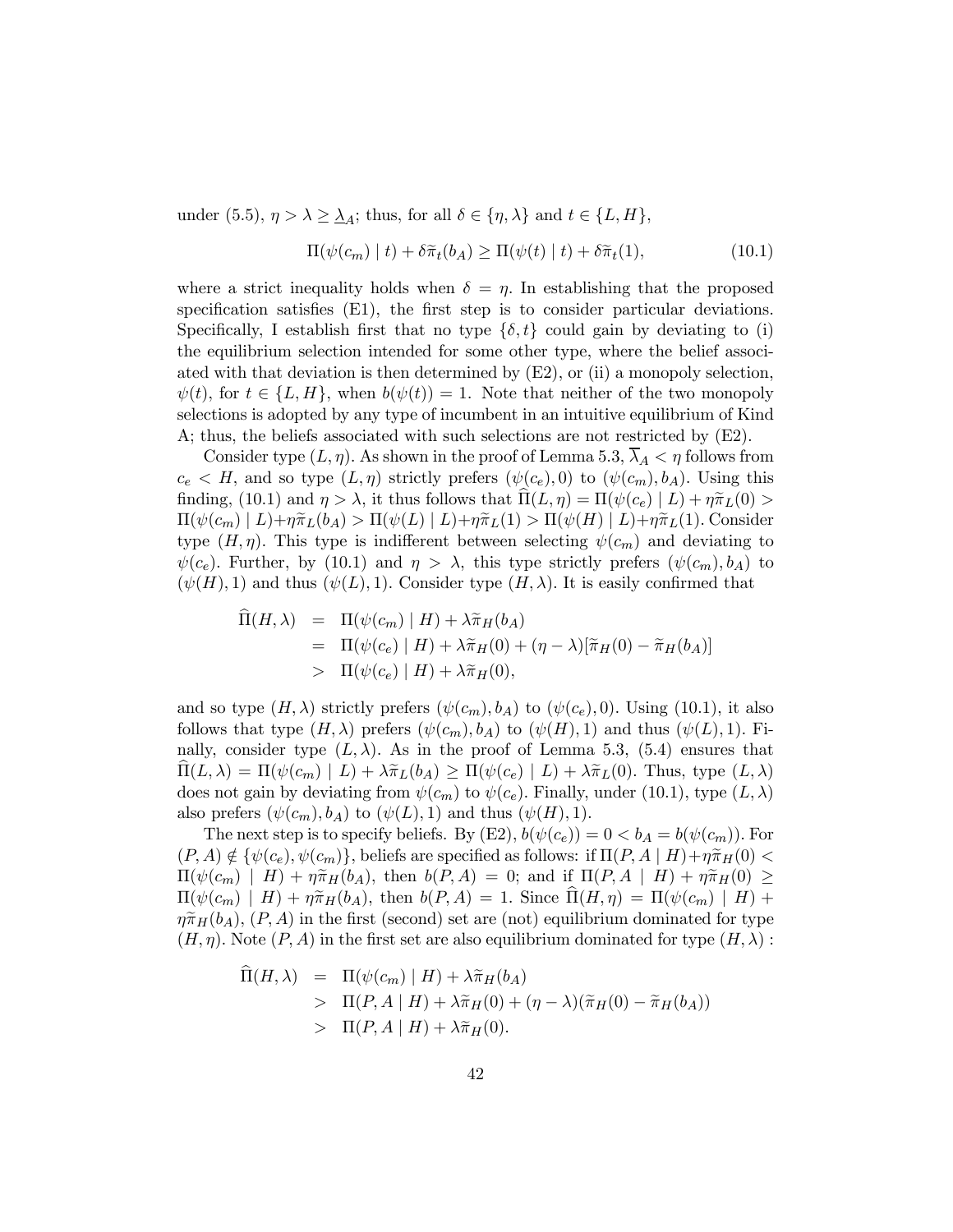under (5.5), $\eta > \lambda \geq \underline{\lambda}_A$; thus, for all $\delta \in \{\eta, \lambda\}$ and $t \in \{L, H\}$,

$$\Pi(\psi(c_m) \mid t) + \delta \widetilde{\pi}_t(b_A) \geq \Pi(\psi(t) \mid t) + \delta \widetilde{\pi}_t(1), \tag{10.1}$$

where a strict inequality holds when $\delta = \eta$. In establishing that the proposed specification satisfies (E1), the first step is to consider particular deviations. Specifically, I establish first that no type $\{\delta, t\}$ could gain by deviating to (i) the equilibrium selection intended for some other type, where the belief associated with that deviation is then determined by (E2), or (ii) a monopoly selection, $\psi(t)$, for $t \in \{L, H\}$, when $b(\psi(t)) = 1$. Note that neither of the two monopoly selections is adopted by any type of incumbent in an intuitive equilibrium of Kind A; thus, the beliefs associated with such selections are not restricted by (E2).

Consider type $(L, \eta)$. As shown in the proof of Lemma 5.3, $\overline{\lambda}_A < \eta$ follows from $c_e < H$, and so type $(L, \eta)$ strictly prefers $(\psi(c_e), 0)$ to $(\psi(c_m), b_A)$. Using this finding, (10.1) and $\eta > \lambda$, it thus follows that $\widehat{\Pi}(L, \eta) = \Pi(\psi(c_e) \mid L) + \eta \widetilde{\pi}_L(0) > \Pi(\psi(c_m) \mid L) + \eta \widetilde{\pi}_L(b_A) > \Pi(\psi(L) \mid L) + \eta \widetilde{\pi}_L(1) > \Pi(\psi(H) \mid L) + \eta \widetilde{\pi}_L(1)$. Consider type $(H, \eta)$. This type is indifferent between selecting $\psi(c_m)$ and deviating to $\psi(c_e)$. Further, by (10.1) and $\eta > \lambda$, this type strictly prefers $(\psi(c_m), b_A)$ to $(\psi(H), 1)$ and thus $(\psi(L), 1)$. Consider type $(H, \lambda)$. It is easily confirmed that

$$\begin{aligned}
\widehat{\Pi}(H, \lambda) &= \Pi(\psi(c_m) \mid H) + \lambda \widetilde{\pi}_H(b_A) \\
&= \Pi(\psi(c_e) \mid H) + \lambda \widetilde{\pi}_H(0) + (\eta - \lambda)[\widetilde{\pi}_H(0) - \widetilde{\pi}_H(b_A)] \\
&> \Pi(\psi(c_e) \mid H) + \lambda \widetilde{\pi}_H(0),
\end{aligned}$$

and so type $(H, \lambda)$ strictly prefers $(\psi(c_m), b_A)$ to $(\psi(c_e), 0)$. Using (10.1), it also follows that type $(H, \lambda)$ prefers $(\psi(c_m), b_A)$ to $(\psi(H), 1)$ and thus $(\psi(L), 1)$. Finally, consider type $(L, \lambda)$. As in the proof of Lemma 5.3, (5.4) ensures that $\widehat{\Pi}(L, \lambda) = \Pi(\psi(c_m) \mid L) + \lambda \widetilde{\pi}_L(b_A) \geq \Pi(\psi(c_e) \mid L) + \lambda \widetilde{\pi}_L(0)$. Thus, type $(L, \lambda)$ does not gain by deviating from $\psi(c_m)$ to $\psi(c_e)$. Finally, under (10.1), type $(L, \lambda)$ also prefers $(\psi(c_m), b_A)$ to $(\psi(L), 1)$ and thus $(\psi(H), 1)$.

The next step is to specify beliefs. By (E2), $b(\psi(c_e)) = 0 < b_A = b(\psi(c_m))$. For $(P, A) \notin \{\psi(c_e), \psi(c_m)\}$, beliefs are specified as follows: if $\Pi(P, A \mid H) + \eta \widetilde{\pi}_H(0) < \Pi(\psi(c_m) \mid H) + \eta \widetilde{\pi}_H(b_A)$, then $b(P, A) = 0$; and if $\Pi(P, A \mid H) + \eta \widetilde{\pi}_H(0) \geq \Pi(\psi(c_m) \mid H) + \eta \widetilde{\pi}_H(b_A)$, then $b(P, A) = 1$. Since $\widehat{\Pi}(H, \eta) = \Pi(\psi(c_m) \mid H) + \eta \widetilde{\pi}_H(b_A)$, $(P, A)$ in the first (second) set are (not) equilibrium dominated for type $(H, \eta)$. Note $(P, A)$ in the first set are also equilibrium dominated for type $(H, \lambda)$ :

$$\begin{aligned}
\widehat{\Pi}(H, \lambda) &= \Pi(\psi(c_m) \mid H) + \lambda \widetilde{\pi}_H(b_A) \\
&> \Pi(P, A \mid H) + \lambda \widetilde{\pi}_H(0) + (\eta - \lambda)(\widetilde{\pi}_H(0) - \widetilde{\pi}_H(b_A)) \\
&> \Pi(P, A \mid H) + \lambda \widetilde{\pi}_H(0).
\end{aligned}$$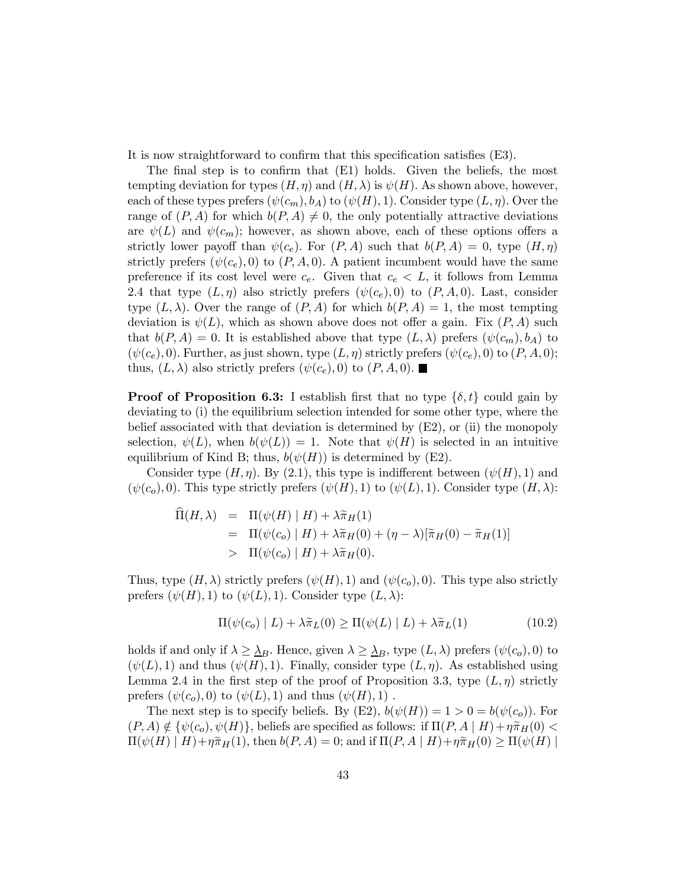It is now straightforward to confirm that this specification satisfies (E3).

The final step is to confirm that (E1) holds. Given the beliefs, the most tempting deviation for types $(H, \eta)$ and $(H, \lambda)$ is $\psi(H)$. As shown above, however, each of these types prefers $(\psi(c_m), b_A)$ to $(\psi(H), 1)$. Consider type $(L, \eta)$. Over the range of $(P, A)$ for which $b(P, A) \neq 0$, the only potentially attractive deviations are $\psi(L)$ and $\psi(c_m)$; however, as shown above, each of these options offers a strictly lower payoff than $\psi(c_e)$. For $(P, A)$ such that $b(P, A) = 0$, type $(H, \eta)$ strictly prefers $(\psi(c_e), 0)$ to $(P, A, 0)$. A patient incumbent would have the same preference if its cost level were $c_e$. Given that $c_e < L$, it follows from Lemma 2.4 that type $(L, \eta)$ also strictly prefers $(\psi(c_e), 0)$ to $(P, A, 0)$. Last, consider type $(L, \lambda)$. Over the range of $(P, A)$ for which $b(P, A) = 1$, the most tempting deviation is $\psi(L)$, which as shown above does not offer a gain. Fix $(P, A)$ such that $b(P, A) = 0$. It is established above that type $(L, \lambda)$ prefers $(\psi(c_m), b_A)$ to $(\psi(c_e), 0)$. Further, as just shown, type $(L, \eta)$ strictly prefers $(\psi(c_e), 0)$ to $(P, A, 0)$; thus, $(L, \lambda)$ also strictly prefers $(\psi(c_e), 0)$ to $(P, A, 0)$. ■

**Proof of Proposition 6.3:** I establish first that no type $\{\delta, t\}$ could gain by deviating to (i) the equilibrium selection intended for some other type, where the belief associated with that deviation is determined by (E2), or (ii) the monopoly selection, $\psi(L)$, when $b(\psi(L)) = 1$. Note that $\psi(H)$ is selected in an intuitive equilibrium of Kind B; thus, $b(\psi(H))$ is determined by (E2).

Consider type $(H, \eta)$. By (2.1), this type is indifferent between $(\psi(H), 1)$ and $(\psi(c_o), 0)$. This type strictly prefers $(\psi(H), 1)$ to $(\psi(L), 1)$. Consider type $(H, \lambda)$:

$$
\begin{aligned}
\widehat{\Pi}(H, \lambda) &= \Pi(\psi(H) \mid H) + \lambda \widetilde{\pi}_H(1) \\
&= \Pi(\psi(c_o) \mid H) + \lambda \widetilde{\pi}_H(0) + (\eta - \lambda)[\widetilde{\pi}_H(0) - \widetilde{\pi}_H(1)] \\
&> \Pi(\psi(c_o) \mid H) + \lambda \widetilde{\pi}_H(0).
\end{aligned}
$$

Thus, type $(H, \lambda)$ strictly prefers $(\psi(H), 1)$ and $(\psi(c_o), 0)$. This type also strictly prefers $(\psi(H), 1)$ to $(\psi(L), 1)$. Consider type $(L, \lambda)$:

$$
\Pi(\psi(c_o) \mid L) + \lambda \widetilde{\pi}_L(0) \geq \Pi(\psi(L) \mid L) + \lambda \widetilde{\pi}_L(1) \tag{10.2}
$$

holds if and only if $\lambda \geq \underline{\lambda}_B$. Hence, given $\lambda \geq \underline{\lambda}_B$, type $(L, \lambda)$ prefers $(\psi(c_o), 0)$ to $(\psi(L), 1)$ and thus $(\psi(H), 1)$. Finally, consider type $(L, \eta)$. As established using Lemma 2.4 in the first step of the proof of Proposition 3.3, type $(L, \eta)$ strictly prefers $(\psi(c_o), 0)$ to $(\psi(L), 1)$ and thus $(\psi(H), 1)$ .

The next step is to specify beliefs. By (E2), $b(\psi(H)) = 1 > 0 = b(\psi(c_o))$. For $(P, A) \notin \{\psi(c_o), \psi(H)\}$, beliefs are specified as follows: if $\Pi(P, A \mid H) + \eta \widetilde{\pi}_H(0) < \Pi(\psi(H) \mid H) + \eta \widetilde{\pi}_H(1)$, then $b(P, A) = 0$; and if $\Pi(P, A \mid H) + \eta \widetilde{\pi}_H(0) \geq \Pi(\psi(H) \mid$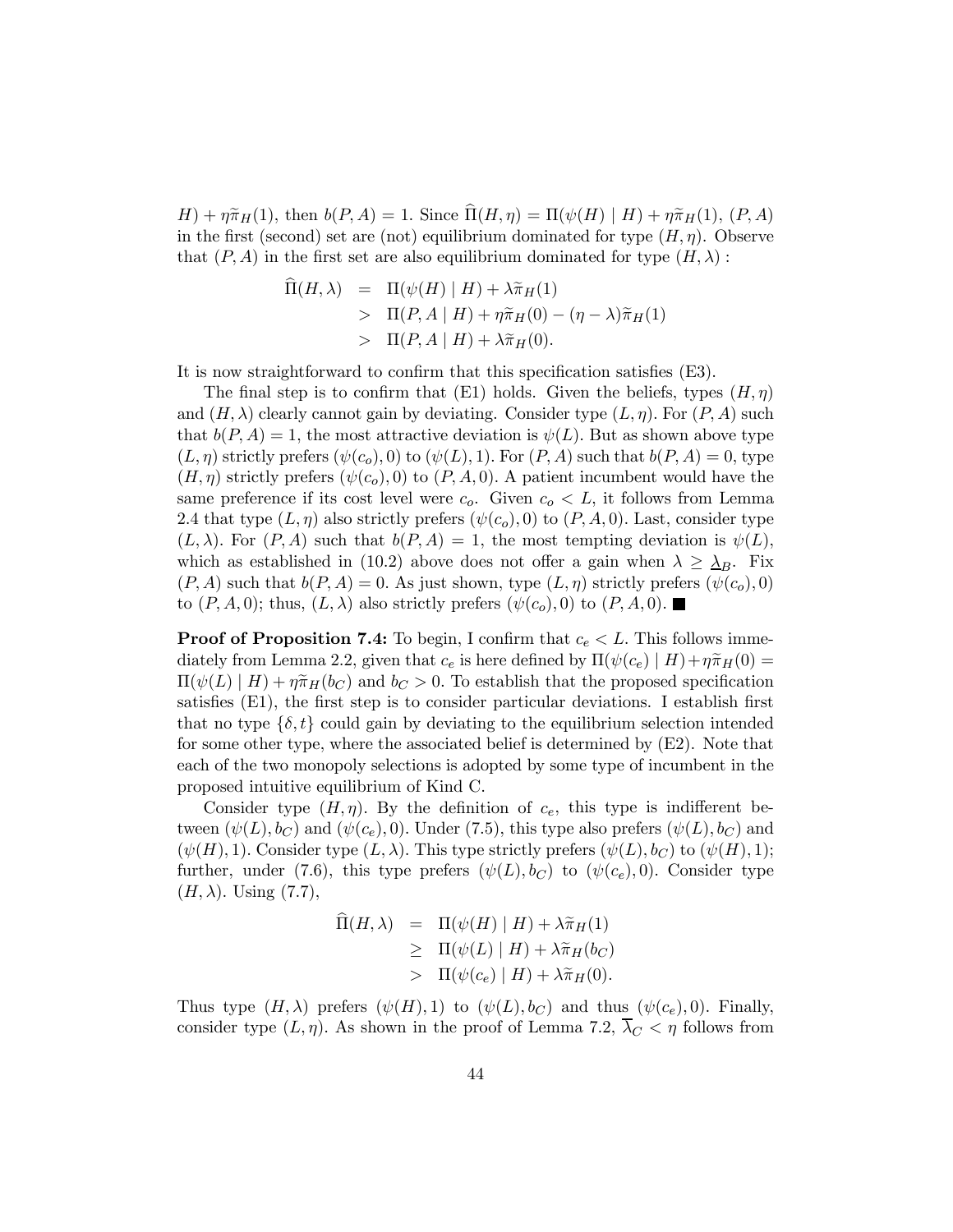$H) + \eta\widetilde{\pi}_H(1)$, then $b(P, A) = 1$. Since $\widehat{\Pi}(H, \eta) = \Pi(\psi(H) \mid H) + \eta\widetilde{\pi}_H(1)$, $(P, A)$ in the first (second) set are (not) equilibrium dominated for type $(H, \eta)$. Observe that $(P, A)$ in the first set are also equilibrium dominated for type $(H, \lambda)$ :

$$
\begin{aligned}
\widehat{\Pi}(H, \lambda) &= \Pi(\psi(H) \mid H) + \lambda\widetilde{\pi}_H(1) \\
&> \Pi(P, A \mid H) + \eta\widetilde{\pi}_H(0) - (\eta - \lambda)\widetilde{\pi}_H(1) \\
&> \Pi(P, A \mid H) + \lambda\widetilde{\pi}_H(0).
\end{aligned}
$$

It is now straightforward to confirm that this specification satisfies (E3).

The final step is to confirm that (E1) holds. Given the beliefs, types $(H, \eta)$ and $(H, \lambda)$ clearly cannot gain by deviating. Consider type $(L, \eta)$. For $(P, A)$ such that $b(P, A) = 1$, the most attractive deviation is $\psi(L)$. But as shown above type $(L, \eta)$ strictly prefers $(\psi(c_o), 0)$ to $(\psi(L), 1)$. For $(P, A)$ such that $b(P, A) = 0$, type $(H, \eta)$ strictly prefers $(\psi(c_o), 0)$ to $(P, A, 0)$. A patient incumbent would have the same preference if its cost level were $c_o$. Given $c_o < L$, it follows from Lemma 2.4 that type $(L, \eta)$ also strictly prefers $(\psi(c_o), 0)$ to $(P, A, 0)$. Last, consider type $(L, \lambda)$. For $(P, A)$ such that $b(P, A) = 1$, the most tempting deviation is $\psi(L)$, which as established in (10.2) above does not offer a gain when $\lambda \geq \underline{\lambda}_B$. Fix $(P, A)$ such that $b(P, A) = 0$. As just shown, type $(L, \eta)$ strictly prefers $(\psi(c_o), 0)$ to $(P, A, 0)$; thus, $(L, \lambda)$ also strictly prefers $(\psi(c_o), 0)$ to $(P, A, 0)$. ■

**Proof of Proposition 7.4:** To begin, I confirm that $c_e < L$. This follows immediately from Lemma 2.2, given that $c_e$ is here defined by $\Pi(\psi(c_e) \mid H) + \eta\widetilde{\pi}_H(0) = \Pi(\psi(L) \mid H) + \eta\widetilde{\pi}_H(b_C)$ and $b_C > 0$. To establish that the proposed specification satisfies (E1), the first step is to consider particular deviations. I establish first that no type $\{\delta, t\}$ could gain by deviating to the equilibrium selection intended for some other type, where the associated belief is determined by (E2). Note that each of the two monopoly selections is adopted by some type of incumbent in the proposed intuitive equilibrium of Kind C.

Consider type $(H, \eta)$. By the definition of $c_e$, this type is indifferent between $(\psi(L), b_C)$ and $(\psi(c_e), 0)$. Under (7.5), this type also prefers $(\psi(L), b_C)$ and $(\psi(H), 1)$. Consider type $(L, \lambda)$. This type strictly prefers $(\psi(L), b_C)$ to $(\psi(H), 1)$; further, under (7.6), this type prefers $(\psi(L), b_C)$ to $(\psi(c_e), 0)$. Consider type $(H, \lambda)$. Using (7.7),

$$
\begin{aligned}
\widehat{\Pi}(H, \lambda) &= \Pi(\psi(H) \mid H) + \lambda\widetilde{\pi}_H(1) \\
&\geq \Pi(\psi(L) \mid H) + \lambda\widetilde{\pi}_H(b_C) \\
&> \Pi(\psi(c_e) \mid H) + \lambda\widetilde{\pi}_H(0).
\end{aligned}
$$

Thus type $(H, \lambda)$ prefers $(\psi(H), 1)$ to $(\psi(L), b_C)$ and thus $(\psi(c_e), 0)$. Finally, consider type $(L, \eta)$. As shown in the proof of Lemma 7.2, $\overline{\lambda}_C < \eta$ follows from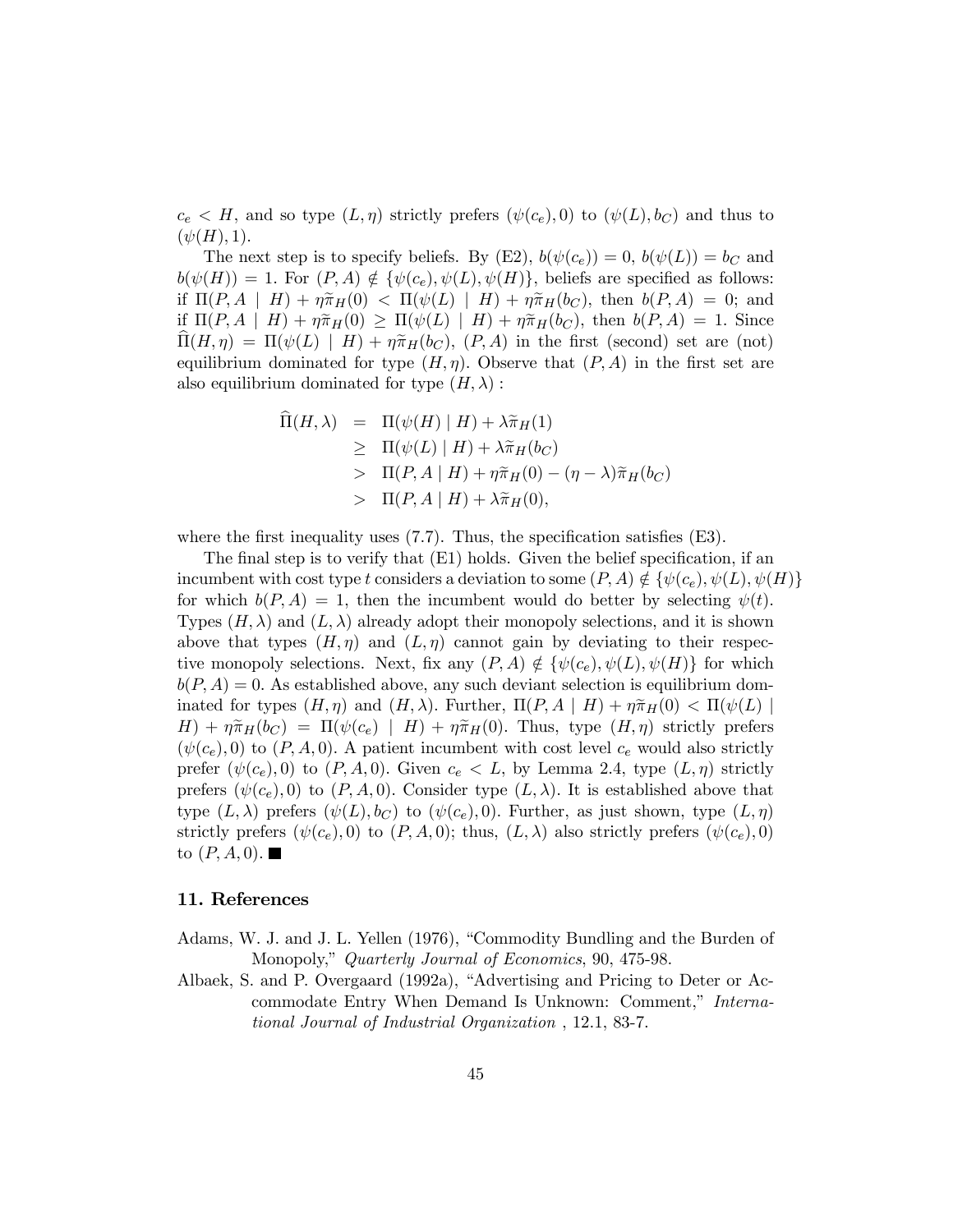$c_e < H$, and so type $(L, \eta)$ strictly prefers $(\psi(c_e), 0)$ to $(\psi(L), b_C)$ and thus to $(\psi(H), 1)$.

The next step is to specify beliefs. By (E2), $b(\psi(c_e)) = 0$, $b(\psi(L)) = b_C$ and $b(\psi(H)) = 1$. For $(P, A) \notin \{\psi(c_e), \psi(L), \psi(H)\}$, beliefs are specified as follows: if $\Pi(P, A \mid H) + \eta\widetilde{\pi}_H(0) < \Pi(\psi(L) \mid H) + \eta\widetilde{\pi}_H(b_C)$, then $b(P, A) = 0$; and if $\Pi(P, A \mid H) + \eta\widetilde{\pi}_H(0) \geq \Pi(\psi(L) \mid H) + \eta\widetilde{\pi}_H(b_C)$, then $b(P, A) = 1$. Since $\widehat{\Pi}(H, \eta) = \Pi(\psi(L) \mid H) + \eta\widetilde{\pi}_H(b_C)$, $(P, A)$ in the first (second) set are (not) equilibrium dominated for type $(H, \eta)$. Observe that $(P, A)$ in the first set are also equilibrium dominated for type $(H, \lambda)$ :

$$
\begin{aligned}
\widehat{\Pi}(H, \lambda) &= \Pi(\psi(H) \mid H) + \lambda\widetilde{\pi}_H(1) \\
&\geq \Pi(\psi(L) \mid H) + \lambda\widetilde{\pi}_H(b_C) \\
&> \Pi(P, A \mid H) + \eta\widetilde{\pi}_H(0) - (\eta - \lambda)\widetilde{\pi}_H(b_C) \\
&> \Pi(P, A \mid H) + \lambda\widetilde{\pi}_H(0),
\end{aligned}
$$

where the first inequality uses (7.7). Thus, the specification satisfies (E3).

The final step is to verify that (E1) holds. Given the belief specification, if an incumbent with cost type $t$ considers a deviation to some $(P, A) \notin \{\psi(c_e), \psi(L), \psi(H)\}$ for which $b(P, A) = 1$, then the incumbent would do better by selecting $\psi(t)$. Types $(H, \lambda)$ and $(L, \lambda)$ already adopt their monopoly selections, and it is shown above that types $(H, \eta)$ and $(L, \eta)$ cannot gain by deviating to their respective monopoly selections. Next, fix any $(P, A) \notin \{\psi(c_e), \psi(L), \psi(H)\}$ for which $b(P, A) = 0$. As established above, any such deviant selection is equilibrium dominated for types $(H, \eta)$ and $(H, \lambda)$. Further, $\Pi(P, A \mid H) + \eta\widetilde{\pi}_H(0) < \Pi(\psi(L) \mid H) + \eta\widetilde{\pi}_H(b_C) = \Pi(\psi(c_e) \mid H) + \eta\widetilde{\pi}_H(0)$. Thus, type $(H, \eta)$ strictly prefers $(\psi(c_e), 0)$ to $(P, A, 0)$. A patient incumbent with cost level $c_e$ would also strictly prefer $(\psi(c_e), 0)$ to $(P, A, 0)$. Given $c_e < L$, by Lemma 2.4, type $(L, \eta)$ strictly prefers $(\psi(c_e), 0)$ to $(P, A, 0)$. Consider type $(L, \lambda)$. It is established above that type $(L, \lambda)$ prefers $(\psi(L), b_C)$ to $(\psi(c_e), 0)$. Further, as just shown, type $(L, \eta)$ strictly prefers $(\psi(c_e), 0)$ to $(P, A, 0)$; thus, $(L, \lambda)$ also strictly prefers $(\psi(c_e), 0)$ to $(P, A, 0)$. ■

## 11. References

Adams, W. J. and J. L. Yellen (1976), "Commodity Bundling and the Burden of Monopoly," *Quarterly Journal of Economics*, 90, 475-98.

Albaek, S. and P. Overgaard (1992a), "Advertising and Pricing to Deter or Accommodate Entry When Demand Is Unknown: Comment," *International Journal of Industrial Organization* , 12.1, 83-7.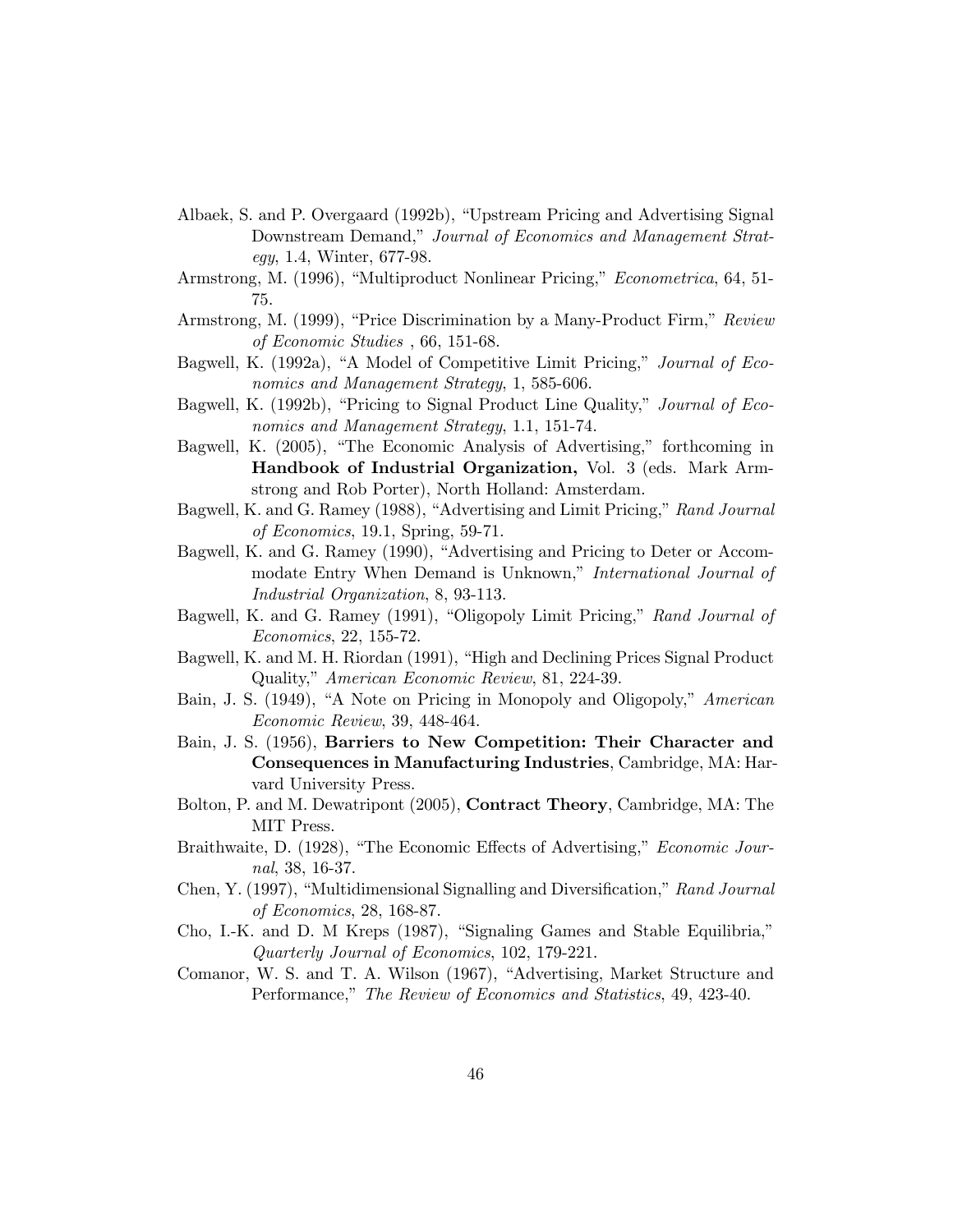Albaek, S. and P. Overgaard (1992b), "Upstream Pricing and Advertising Signal Downstream Demand," *Journal of Economics and Management Strategy*, 1.4, Winter, 677-98.

Armstrong, M. (1996), "Multiproduct Nonlinear Pricing," *Econometrica*, 64, 51-75.

Armstrong, M. (1999), "Price Discrimination by a Many-Product Firm," *Review of Economic Studies* , 66, 151-68.

Bagwell, K. (1992a), "A Model of Competitive Limit Pricing," *Journal of Economics and Management Strategy*, 1, 585-606.

Bagwell, K. (1992b), "Pricing to Signal Product Line Quality," *Journal of Economics and Management Strategy*, 1.1, 151-74.

Bagwell, K. (2005), "The Economic Analysis of Advertising," forthcoming in **Handbook of Industrial Organization,** Vol. 3 (eds. Mark Armstrong and Rob Porter), North Holland: Amsterdam.

Bagwell, K. and G. Ramey (1988), "Advertising and Limit Pricing," *Rand Journal of Economics*, 19.1, Spring, 59-71.

Bagwell, K. and G. Ramey (1990), "Advertising and Pricing to Deter or Accommodate Entry When Demand is Unknown," *International Journal of Industrial Organization*, 8, 93-113.

Bagwell, K. and G. Ramey (1991), "Oligopoly Limit Pricing," *Rand Journal of Economics*, 22, 155-72.

Bagwell, K. and M. H. Riordan (1991), "High and Declining Prices Signal Product Quality," *American Economic Review*, 81, 224-39.

Bain, J. S. (1949), "A Note on Pricing in Monopoly and Oligopoly," *American Economic Review*, 39, 448-464.

Bain, J. S. (1956), **Barriers to New Competition: Their Character and Consequences in Manufacturing Industries**, Cambridge, MA: Harvard University Press.

Bolton, P. and M. Dewatripont (2005), **Contract Theory**, Cambridge, MA: The MIT Press.

Braithwaite, D. (1928), "The Economic Effects of Advertising," *Economic Journal*, 38, 16-37.

Chen, Y. (1997), "Multidimensional Signalling and Diversification," *Rand Journal of Economics*, 28, 168-87.

Cho, I.-K. and D. M Kreps (1987), "Signaling Games and Stable Equilibria," *Quarterly Journal of Economics*, 102, 179-221.

Comanor, W. S. and T. A. Wilson (1967), "Advertising, Market Structure and Performance," *The Review of Economics and Statistics*, 49, 423-40.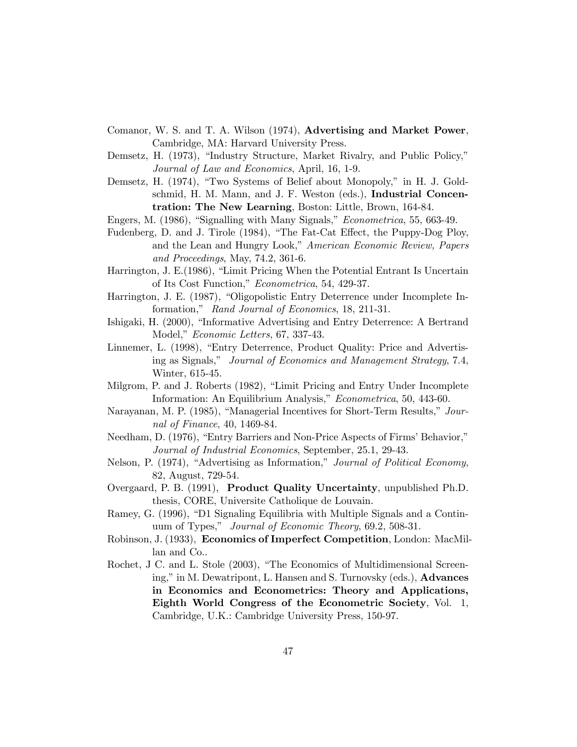Comanor, W. S. and T. A. Wilson (1974), **Advertising and Market Power**, Cambridge, MA: Harvard University Press.

Demsetz, H. (1973), "Industry Structure, Market Rivalry, and Public Policy," *Journal of Law and Economics*, April, 16, 1-9.

Demsetz, H. (1974), "Two Systems of Belief about Monopoly," in H. J. Goldschmid, H. M. Mann, and J. F. Weston (eds.), **Industrial Concentration: The New Learning**, Boston: Little, Brown, 164-84.

Engers, M. (1986), "Signalling with Many Signals," *Econometrica*, 55, 663-49.

Fudenberg, D. and J. Tirole (1984), "The Fat-Cat Effect, the Puppy-Dog Ploy, and the Lean and Hungry Look," *American Economic Review, Papers and Proceedings*, May, 74.2, 361-6.

Harrington, J. E.(1986), "Limit Pricing When the Potential Entrant Is Uncertain of Its Cost Function," *Econometrica*, 54, 429-37.

Harrington, J. E. (1987), "Oligopolistic Entry Deterrence under Incomplete Information," *Rand Journal of Economics*, 18, 211-31.

Ishigaki, H. (2000), "Informative Advertising and Entry Deterrence: A Bertrand Model," *Economic Letters*, 67, 337-43.

Linnemer, L. (1998), "Entry Deterrence, Product Quality: Price and Advertising as Signals," *Journal of Economics and Management Strategy*, 7.4, Winter, 615-45.

Milgrom, P. and J. Roberts (1982), "Limit Pricing and Entry Under Incomplete Information: An Equilibrium Analysis," *Econometrica*, 50, 443-60.

Narayanan, M. P. (1985), "Managerial Incentives for Short-Term Results," *Journal of Finance*, 40, 1469-84.

Needham, D. (1976), "Entry Barriers and Non-Price Aspects of Firms' Behavior," *Journal of Industrial Economics*, September, 25.1, 29-43.

Nelson, P. (1974), "Advertising as Information," *Journal of Political Economy*, 82, August, 729-54.

Overgaard, P. B. (1991), **Product Quality Uncertainty**, unpublished Ph.D. thesis, CORE, Universite Catholique de Louvain.

Ramey, G. (1996), "D1 Signaling Equilibria with Multiple Signals and a Continuum of Types," *Journal of Economic Theory*, 69.2, 508-31.

Robinson, J. (1933), **Economics of Imperfect Competition**, London: MacMillan and Co..

Rochet, J C. and L. Stole (2003), "The Economics of Multidimensional Screening," in M. Dewatripont, L. Hansen and S. Turnovsky (eds.), **Advances in Economics and Econometrics: Theory and Applications, Eighth World Congress of the Econometric Society**, Vol. 1, Cambridge, U.K.: Cambridge University Press, 150-97.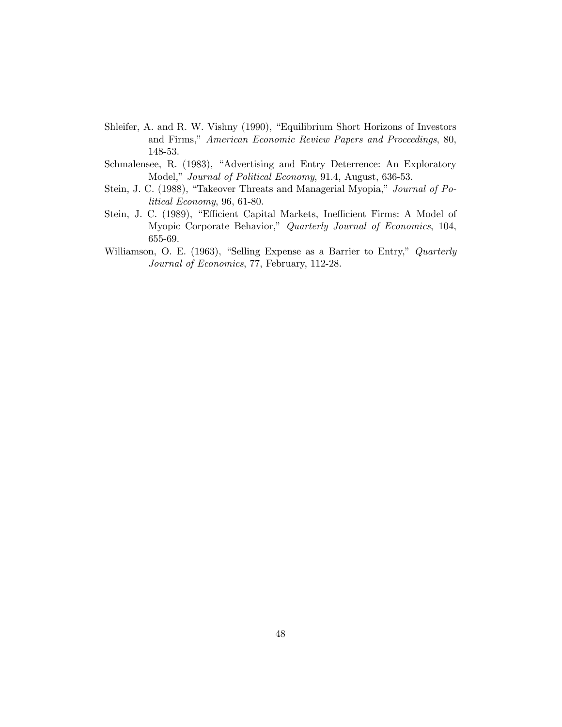Shleifer, A. and R. W. Vishny (1990), "Equilibrium Short Horizons of Investors and Firms," *American Economic Review Papers and Proceedings*, 80, 148-53.

Schmalensee, R. (1983), "Advertising and Entry Deterrence: An Exploratory Model," *Journal of Political Economy*, 91.4, August, 636-53.

Stein, J. C. (1988), "Takeover Threats and Managerial Myopia," *Journal of Political Economy*, 96, 61-80.

Stein, J. C. (1989), "Efficient Capital Markets, Inefficient Firms: A Model of Myopic Corporate Behavior," *Quarterly Journal of Economics*, 104, 655-69.

Williamson, O. E. (1963), "Selling Expense as a Barrier to Entry," *Quarterly Journal of Economics*, 77, February, 112-28.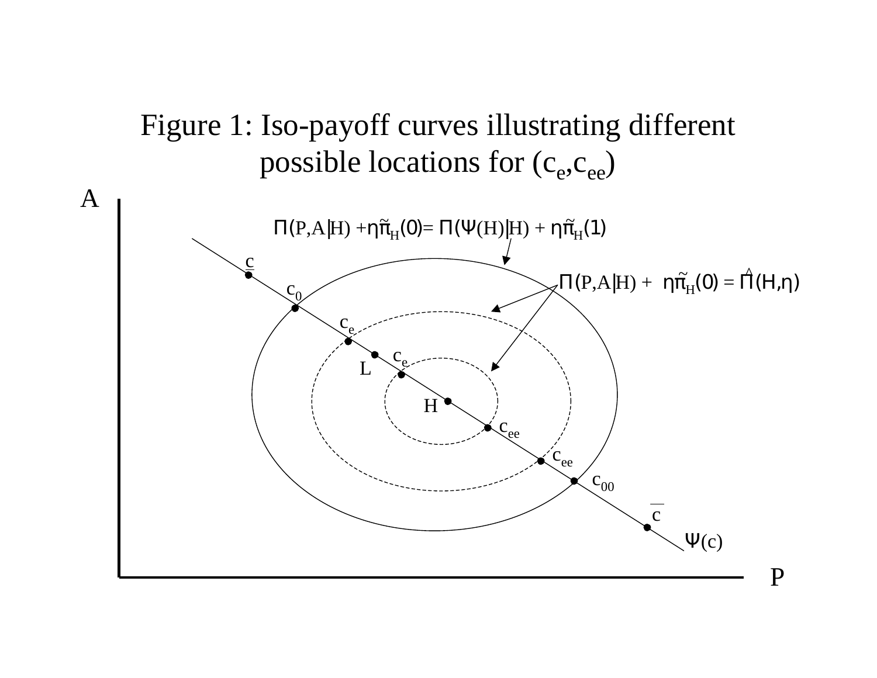# Figure 1: Iso-payoff curves illustrating different possible locations for $(c_e, c_{ee})$

$\Pi(P,A|H) + \eta\tilde{\pi}_H(0) = \Pi(\Psi(H)|H) + \eta\tilde{\pi}_H(1)$

$\Pi(P,A|H) + \eta\tilde{\pi}_H(0) = \hat{\Pi}(H,\eta)$

A

P

$\underline{c}$

$c_0$

$c_e$

$c_e$

L

H

$c_{ee}$

$c_{ee}$

$c_{00}$

$\overline{c}$

$\Psi(c)$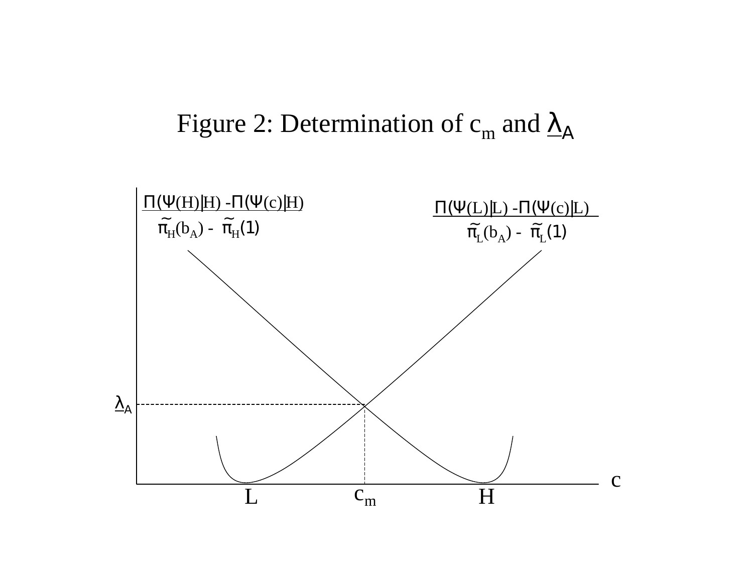# Figure 2: Determination of $c_m$ and $\underline{\lambda}_A$

$$\frac{\Pi(\Psi(H)|H) - \Pi(\Psi(c)|H)}{\tilde{\pi}_H(b_A) - \tilde{\pi}_H(1)}$$

$$\frac{\Pi(\Psi(L)|L) - \Pi(\Psi(c)|L)}{\tilde{\pi}_L(b_A) - \tilde{\pi}_L(1)}$$

$\underline{\lambda}_A$

c

L

$c_m$

H